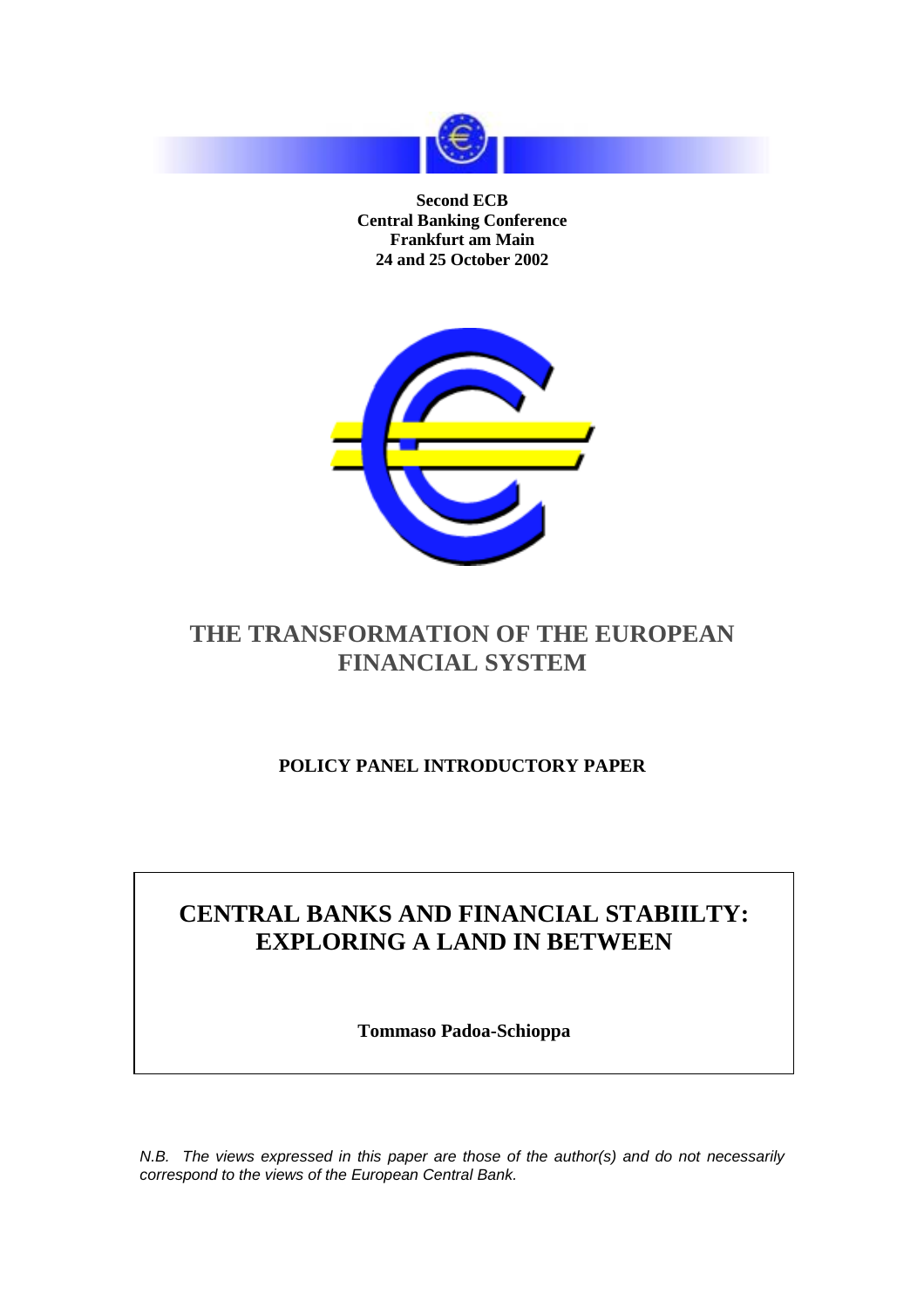**Second ECB**
**Central Banking Conference**
**Frankfurt am Main**
**24 and 25 October 2002**

# THE TRANSFORMATION OF THE EUROPEAN FINANCIAL SYSTEM

**POLICY PANEL INTRODUCTORY PAPER**

## CENTRAL BANKS AND FINANCIAL STABIILTY: EXPLORING A LAND IN BETWEEN

**Tommaso Padoa-Schioppa**

*N.B. The views expressed in this paper are those of the author(s) and do not necessarily correspond to the views of the European Central Bank.*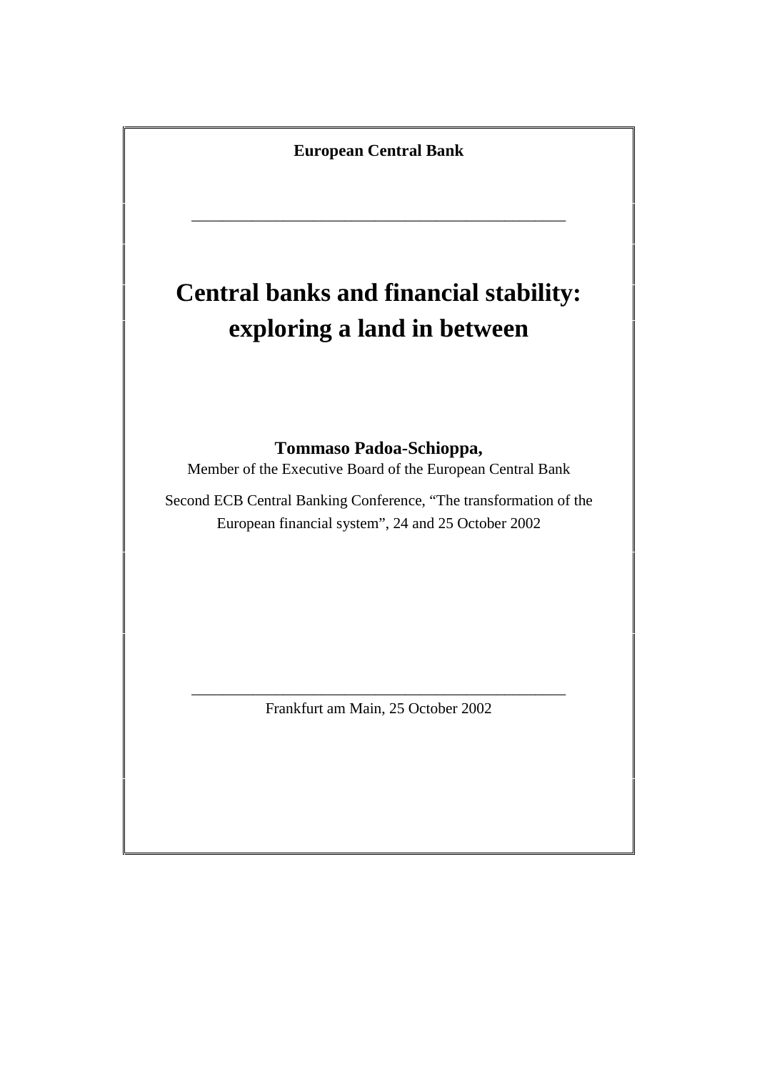**European Central Bank**

---

# Central banks and financial stability: exploring a land in between

**Tommaso Padoa-Schioppa,**

Member of the Executive Board of the European Central Bank

Second ECB Central Banking Conference, "The transformation of the European financial system", 24 and 25 October 2002

---

Frankfurt am Main, 25 October 2002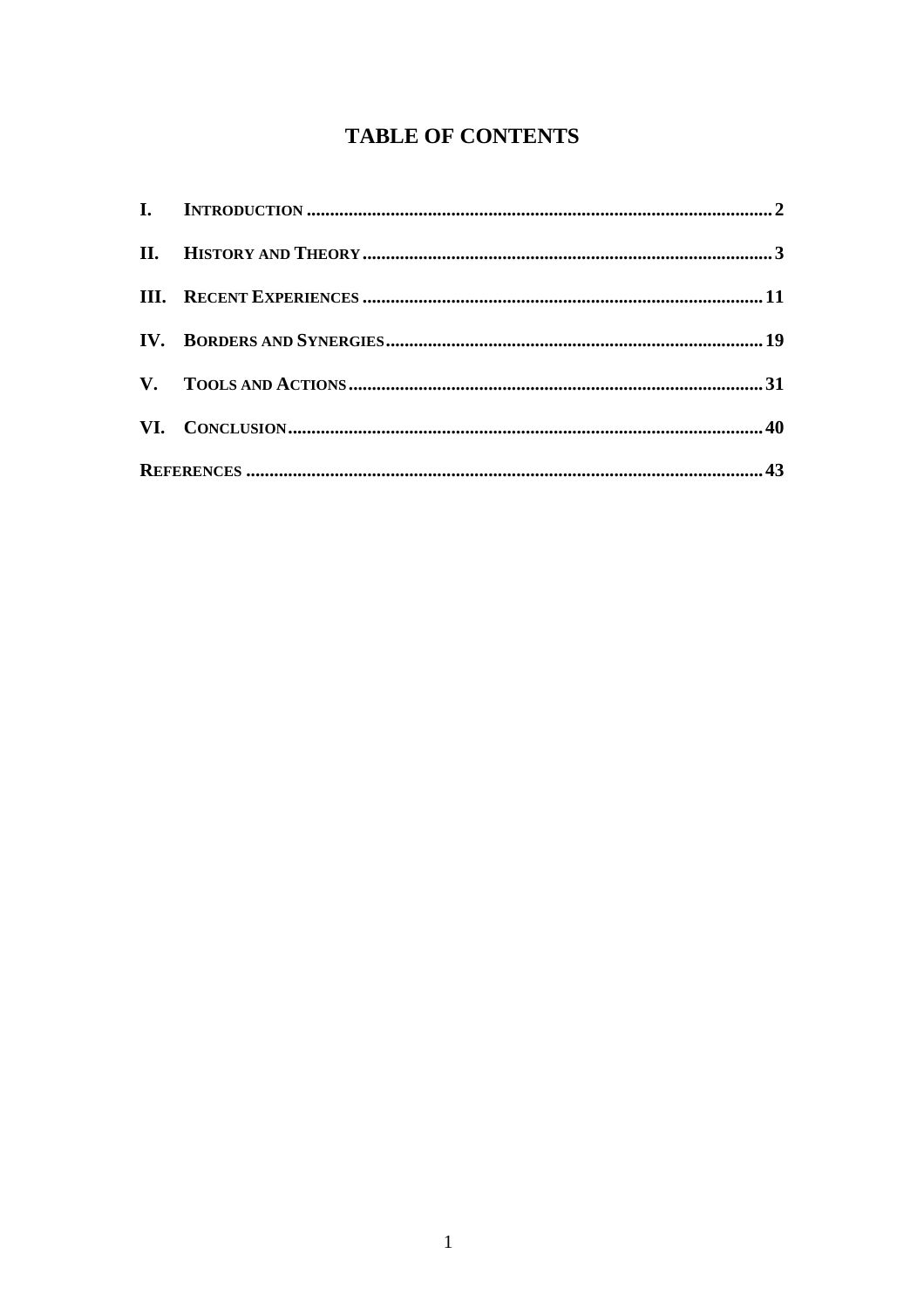# TABLE OF CONTENTS

| | | |
|---|---|---|
| I. | INTRODUCTION | 2 |
| II. | HISTORY AND THEORY | 3 |
| III. | RECENT EXPERIENCES | 11 |
| IV. | BORDERS AND SYNERGIES | 19 |
| V. | TOOLS AND ACTIONS | 31 |
| VI. | CONCLUSION | 40 |
| REFERENCES | | 43 |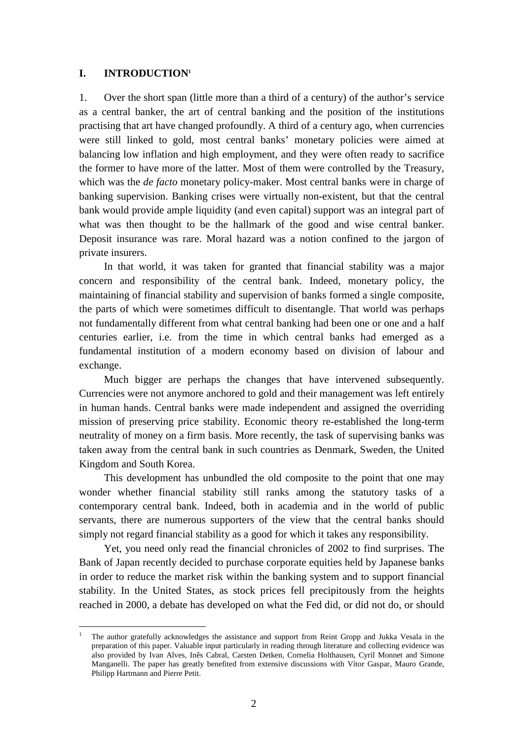# I. INTRODUCTION[1]

1. Over the short span (little more than a third of a century) of the author's service as a central banker, the art of central banking and the position of the institutions practising that art have changed profoundly. A third of a century ago, when currencies were still linked to gold, most central banks' monetary policies were aimed at balancing low inflation and high employment, and they were often ready to sacrifice the former to have more of the latter. Most of them were controlled by the Treasury, which was the *de facto* monetary policy-maker. Most central banks were in charge of banking supervision. Banking crises were virtually non-existent, but that the central bank would provide ample liquidity (and even capital) support was an integral part of what was then thought to be the hallmark of the good and wise central banker. Deposit insurance was rare. Moral hazard was a notion confined to the jargon of private insurers.

In that world, it was taken for granted that financial stability was a major concern and responsibility of the central bank. Indeed, monetary policy, the maintaining of financial stability and supervision of banks formed a single composite, the parts of which were sometimes difficult to disentangle. That world was perhaps not fundamentally different from what central banking had been one or one and a half centuries earlier, i.e. from the time in which central banks had emerged as a fundamental institution of a modern economy based on division of labour and exchange.

Much bigger are perhaps the changes that have intervened subsequently. Currencies were not anymore anchored to gold and their management was left entirely in human hands. Central banks were made independent and assigned the overriding mission of preserving price stability. Economic theory re-established the long-term neutrality of money on a firm basis. More recently, the task of supervising banks was taken away from the central bank in such countries as Denmark, Sweden, the United Kingdom and South Korea.

This development has unbundled the old composite to the point that one may wonder whether financial stability still ranks among the statutory tasks of a contemporary central bank. Indeed, both in academia and in the world of public servants, there are numerous supporters of the view that the central banks should simply not regard financial stability as a good for which it takes any responsibility.

Yet, you need only read the financial chronicles of 2002 to find surprises. The Bank of Japan recently decided to purchase corporate equities held by Japanese banks in order to reduce the market risk within the banking system and to support financial stability. In the United States, as stock prices fell precipitously from the heights reached in 2000, a debate has developed on what the Fed did, or did not do, or should

---

[1] The author gratefully acknowledges the assistance and support from Reint Gropp and Jukka Vesala in the preparation of this paper. Valuable input particularly in reading through literature and collecting evidence was also provided by Ivan Alves, Inês Cabral, Carsten Detken, Cornelia Holthausen, Cyril Monnet and Simone Manganelli. The paper has greatly benefited from extensive discussions with Vítor Gaspar, Mauro Grande, Philipp Hartmann and Pierre Petit.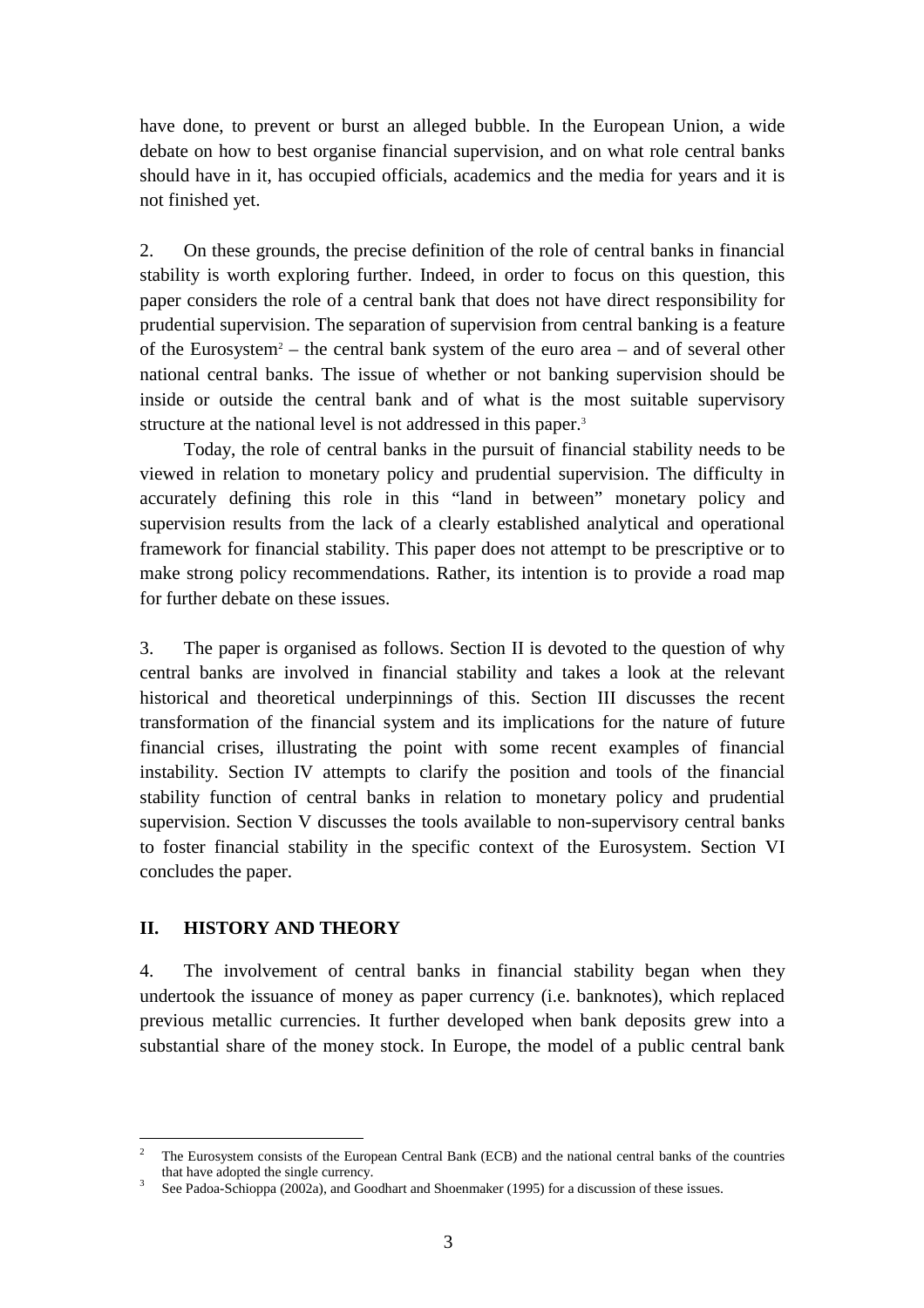have done, to prevent or burst an alleged bubble. In the European Union, a wide debate on how to best organise financial supervision, and on what role central banks should have in it, has occupied officials, academics and the media for years and it is not finished yet.

2. On these grounds, the precise definition of the role of central banks in financial stability is worth exploring further. Indeed, in order to focus on this question, this paper considers the role of a central bank that does not have direct responsibility for prudential supervision. The separation of supervision from central banking is a feature of the Eurosystem[2] – the central bank system of the euro area – and of several other national central banks. The issue of whether or not banking supervision should be inside or outside the central bank and of what is the most suitable supervisory structure at the national level is not addressed in this paper.[3]

Today, the role of central banks in the pursuit of financial stability needs to be viewed in relation to monetary policy and prudential supervision. The difficulty in accurately defining this role in this "land in between" monetary policy and supervision results from the lack of a clearly established analytical and operational framework for financial stability. This paper does not attempt to be prescriptive or to make strong policy recommendations. Rather, its intention is to provide a road map for further debate on these issues.

3. The paper is organised as follows. Section II is devoted to the question of why central banks are involved in financial stability and takes a look at the relevant historical and theoretical underpinnings of this. Section III discusses the recent transformation of the financial system and its implications for the nature of future financial crises, illustrating the point with some recent examples of financial instability. Section IV attempts to clarify the position and tools of the financial stability function of central banks in relation to monetary policy and prudential supervision. Section V discusses the tools available to non-supervisory central banks to foster financial stability in the specific context of the Eurosystem. Section VI concludes the paper.

## II. HISTORY AND THEORY

4. The involvement of central banks in financial stability began when they undertook the issuance of money as paper currency (i.e. banknotes), which replaced previous metallic currencies. It further developed when bank deposits grew into a substantial share of the money stock. In Europe, the model of a public central bank

---

[2] The Eurosystem consists of the European Central Bank (ECB) and the national central banks of the countries that have adopted the single currency.

[3] See Padoa-Schioppa (2002a), and Goodhart and Shoenmaker (1995) for a discussion of these issues.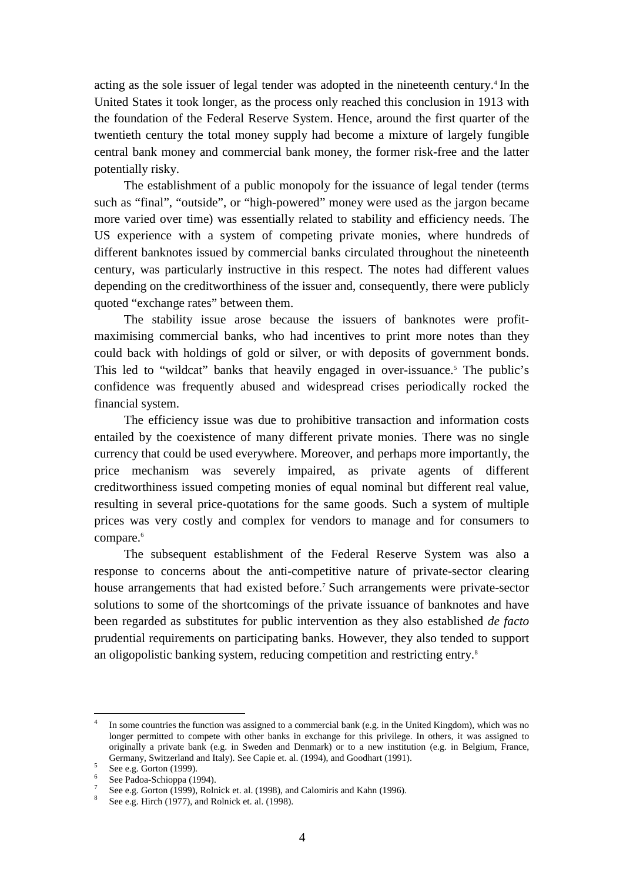acting as the sole issuer of legal tender was adopted in the nineteenth century.[4] In the United States it took longer, as the process only reached this conclusion in 1913 with the foundation of the Federal Reserve System. Hence, around the first quarter of the twentieth century the total money supply had become a mixture of largely fungible central bank money and commercial bank money, the former risk-free and the latter potentially risky.

The establishment of a public monopoly for the issuance of legal tender (terms such as "final", "outside", or "high-powered" money were used as the jargon became more varied over time) was essentially related to stability and efficiency needs. The US experience with a system of competing private monies, where hundreds of different banknotes issued by commercial banks circulated throughout the nineteenth century, was particularly instructive in this respect. The notes had different values depending on the creditworthiness of the issuer and, consequently, there were publicly quoted "exchange rates" between them.

The stability issue arose because the issuers of banknotes were profit-maximising commercial banks, who had incentives to print more notes than they could back with holdings of gold or silver, or with deposits of government bonds. This led to "wildcat" banks that heavily engaged in over-issuance.[5] The public's confidence was frequently abused and widespread crises periodically rocked the financial system.

The efficiency issue was due to prohibitive transaction and information costs entailed by the coexistence of many different private monies. There was no single currency that could be used everywhere. Moreover, and perhaps more importantly, the price mechanism was severely impaired, as private agents of different creditworthiness issued competing monies of equal nominal but different real value, resulting in several price-quotations for the same goods. Such a system of multiple prices was very costly and complex for vendors to manage and for consumers to compare.[6]

The subsequent establishment of the Federal Reserve System was also a response to concerns about the anti-competitive nature of private-sector clearing house arrangements that had existed before.[7] Such arrangements were private-sector solutions to some of the shortcomings of the private issuance of banknotes and have been regarded as substitutes for public intervention as they also established *de facto* prudential requirements on participating banks. However, they also tended to support an oligopolistic banking system, reducing competition and restricting entry.[8]

---

[4] In some countries the function was assigned to a commercial bank (e.g. in the United Kingdom), which was no longer permitted to compete with other banks in exchange for this privilege. In others, it was assigned to originally a private bank (e.g. in Sweden and Denmark) or to a new institution (e.g. in Belgium, France, Germany, Switzerland and Italy). See Capie et. al. (1994), and Goodhart (1991).

[5] See e.g. Gorton (1999).

[6] See Padoa-Schioppa (1994).

[7] See e.g. Gorton (1999), Rolnick et. al. (1998), and Calomiris and Kahn (1996).

[8] See e.g. Hirch (1977), and Rolnick et. al. (1998).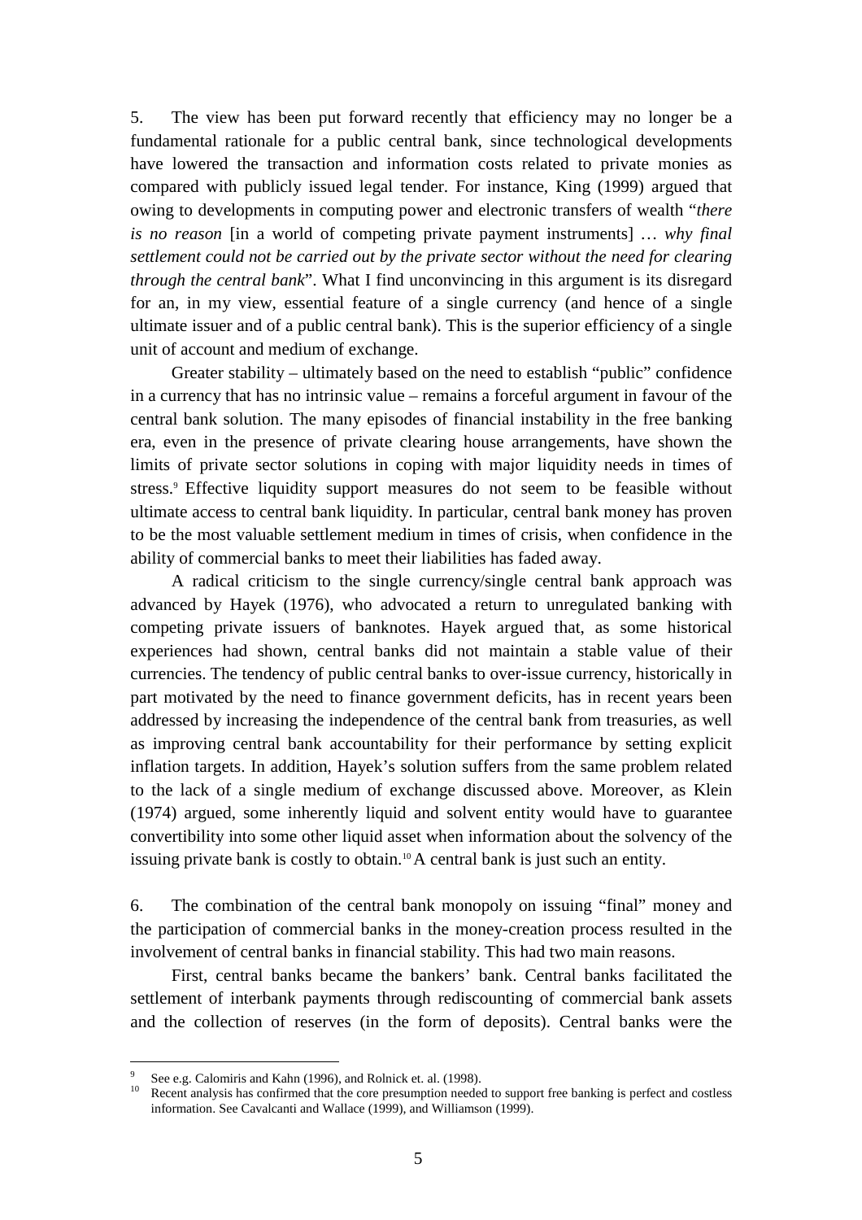5. The view has been put forward recently that efficiency may no longer be a fundamental rationale for a public central bank, since technological developments have lowered the transaction and information costs related to private monies as compared with publicly issued legal tender. For instance, King (1999) argued that owing to developments in computing power and electronic transfers of wealth "*there is no reason* [in a world of competing private payment instruments] … *why final settlement could not be carried out by the private sector without the need for clearing through the central bank*". What I find unconvincing in this argument is its disregard for an, in my view, essential feature of a single currency (and hence of a single ultimate issuer and of a public central bank). This is the superior efficiency of a single unit of account and medium of exchange.

Greater stability – ultimately based on the need to establish "public" confidence in a currency that has no intrinsic value – remains a forceful argument in favour of the central bank solution. The many episodes of financial instability in the free banking era, even in the presence of private clearing house arrangements, have shown the limits of private sector solutions in coping with major liquidity needs in times of stress.[9] Effective liquidity support measures do not seem to be feasible without ultimate access to central bank liquidity. In particular, central bank money has proven to be the most valuable settlement medium in times of crisis, when confidence in the ability of commercial banks to meet their liabilities has faded away.

A radical criticism to the single currency/single central bank approach was advanced by Hayek (1976), who advocated a return to unregulated banking with competing private issuers of banknotes. Hayek argued that, as some historical experiences had shown, central banks did not maintain a stable value of their currencies. The tendency of public central banks to over-issue currency, historically in part motivated by the need to finance government deficits, has in recent years been addressed by increasing the independence of the central bank from treasuries, as well as improving central bank accountability for their performance by setting explicit inflation targets. In addition, Hayek's solution suffers from the same problem related to the lack of a single medium of exchange discussed above. Moreover, as Klein (1974) argued, some inherently liquid and solvent entity would have to guarantee convertibility into some other liquid asset when information about the solvency of the issuing private bank is costly to obtain.[10] A central bank is just such an entity.

6. The combination of the central bank monopoly on issuing "final" money and the participation of commercial banks in the money-creation process resulted in the involvement of central banks in financial stability. This had two main reasons.

First, central banks became the bankers' bank. Central banks facilitated the settlement of interbank payments through rediscounting of commercial bank assets and the collection of reserves (in the form of deposits). Central banks were the

---

[9] See e.g. Calomiris and Kahn (1996), and Rolnick et. al. (1998).

[10] Recent analysis has confirmed that the core presumption needed to support free banking is perfect and costless information. See Cavalcanti and Wallace (1999), and Williamson (1999).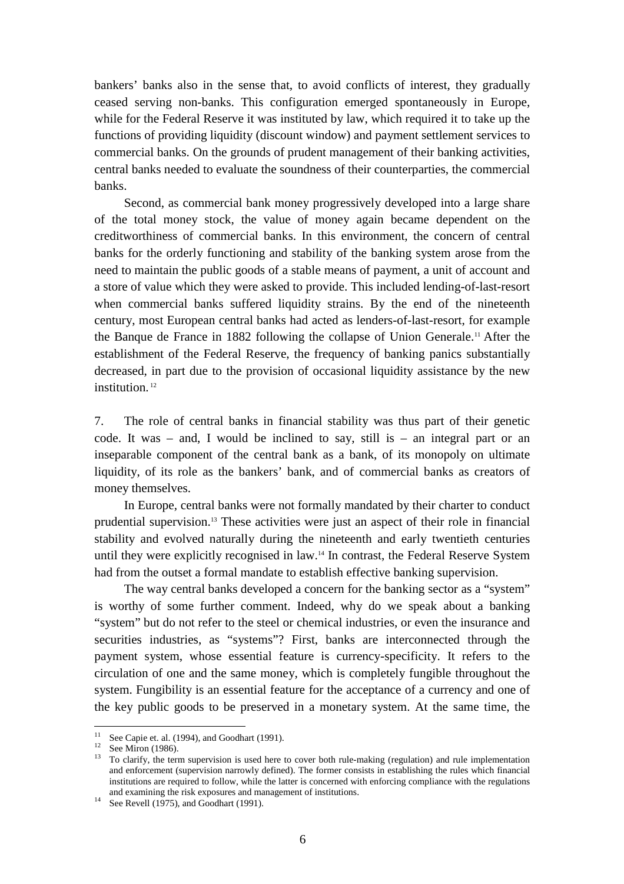bankers' banks also in the sense that, to avoid conflicts of interest, they gradually ceased serving non-banks. This configuration emerged spontaneously in Europe, while for the Federal Reserve it was instituted by law, which required it to take up the functions of providing liquidity (discount window) and payment settlement services to commercial banks. On the grounds of prudent management of their banking activities, central banks needed to evaluate the soundness of their counterparties, the commercial banks.

Second, as commercial bank money progressively developed into a large share of the total money stock, the value of money again became dependent on the creditworthiness of commercial banks. In this environment, the concern of central banks for the orderly functioning and stability of the banking system arose from the need to maintain the public goods of a stable means of payment, a unit of account and a store of value which they were asked to provide. This included lending-of-last-resort when commercial banks suffered liquidity strains. By the end of the nineteenth century, most European central banks had acted as lenders-of-last-resort, for example the Banque de France in 1882 following the collapse of Union Generale.[11] After the establishment of the Federal Reserve, the frequency of banking panics substantially decreased, in part due to the provision of occasional liquidity assistance by the new institution.[12]

7. The role of central banks in financial stability was thus part of their genetic code. It was – and, I would be inclined to say, still is – an integral part or an inseparable component of the central bank as a bank, of its monopoly on ultimate liquidity, of its role as the bankers' bank, and of commercial banks as creators of money themselves.

In Europe, central banks were not formally mandated by their charter to conduct prudential supervision.[13] These activities were just an aspect of their role in financial stability and evolved naturally during the nineteenth and early twentieth centuries until they were explicitly recognised in law.[14] In contrast, the Federal Reserve System had from the outset a formal mandate to establish effective banking supervision.

The way central banks developed a concern for the banking sector as a "system" is worthy of some further comment. Indeed, why do we speak about a banking "system" but do not refer to the steel or chemical industries, or even the insurance and securities industries, as "systems"? First, banks are interconnected through the payment system, whose essential feature is currency-specificity. It refers to the circulation of one and the same money, which is completely fungible throughout the system. Fungibility is an essential feature for the acceptance of a currency and one of the key public goods to be preserved in a monetary system. At the same time, the

---

[11] See Capie et. al. (1994), and Goodhart (1991).

[12] See Miron (1986).

[13] To clarify, the term supervision is used here to cover both rule-making (regulation) and rule implementation and enforcement (supervision narrowly defined). The former consists in establishing the rules which financial institutions are required to follow, while the latter is concerned with enforcing compliance with the regulations and examining the risk exposures and management of institutions.

[14] See Revell (1975), and Goodhart (1991).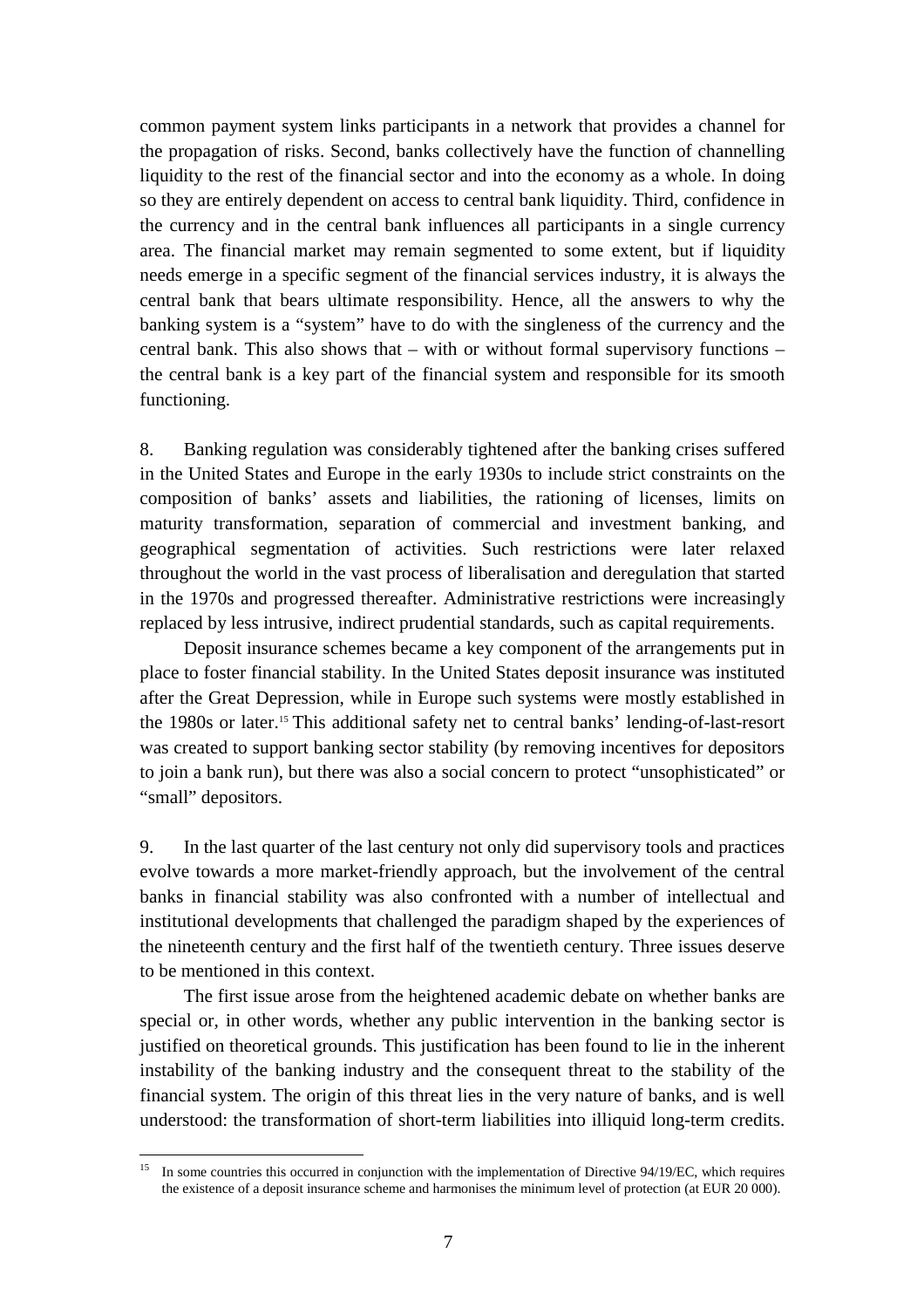common payment system links participants in a network that provides a channel for the propagation of risks. Second, banks collectively have the function of channelling liquidity to the rest of the financial sector and into the economy as a whole. In doing so they are entirely dependent on access to central bank liquidity. Third, confidence in the currency and in the central bank influences all participants in a single currency area. The financial market may remain segmented to some extent, but if liquidity needs emerge in a specific segment of the financial services industry, it is always the central bank that bears ultimate responsibility. Hence, all the answers to why the banking system is a "system" have to do with the singleness of the currency and the central bank. This also shows that – with or without formal supervisory functions – the central bank is a key part of the financial system and responsible for its smooth functioning.

8. Banking regulation was considerably tightened after the banking crises suffered in the United States and Europe in the early 1930s to include strict constraints on the composition of banks' assets and liabilities, the rationing of licenses, limits on maturity transformation, separation of commercial and investment banking, and geographical segmentation of activities. Such restrictions were later relaxed throughout the world in the vast process of liberalisation and deregulation that started in the 1970s and progressed thereafter. Administrative restrictions were increasingly replaced by less intrusive, indirect prudential standards, such as capital requirements.

Deposit insurance schemes became a key component of the arrangements put in place to foster financial stability. In the United States deposit insurance was instituted after the Great Depression, while in Europe such systems were mostly established in the 1980s or later.[15] This additional safety net to central banks' lending-of-last-resort was created to support banking sector stability (by removing incentives for depositors to join a bank run), but there was also a social concern to protect "unsophisticated" or "small" depositors.

9. In the last quarter of the last century not only did supervisory tools and practices evolve towards a more market-friendly approach, but the involvement of the central banks in financial stability was also confronted with a number of intellectual and institutional developments that challenged the paradigm shaped by the experiences of the nineteenth century and the first half of the twentieth century. Three issues deserve to be mentioned in this context.

The first issue arose from the heightened academic debate on whether banks are special or, in other words, whether any public intervention in the banking sector is justified on theoretical grounds. This justification has been found to lie in the inherent instability of the banking industry and the consequent threat to the stability of the financial system. The origin of this threat lies in the very nature of banks, and is well understood: the transformation of short-term liabilities into illiquid long-term credits.

[15] In some countries this occurred in conjunction with the implementation of Directive 94/19/EC, which requires the existence of a deposit insurance scheme and harmonises the minimum level of protection (at EUR 20 000).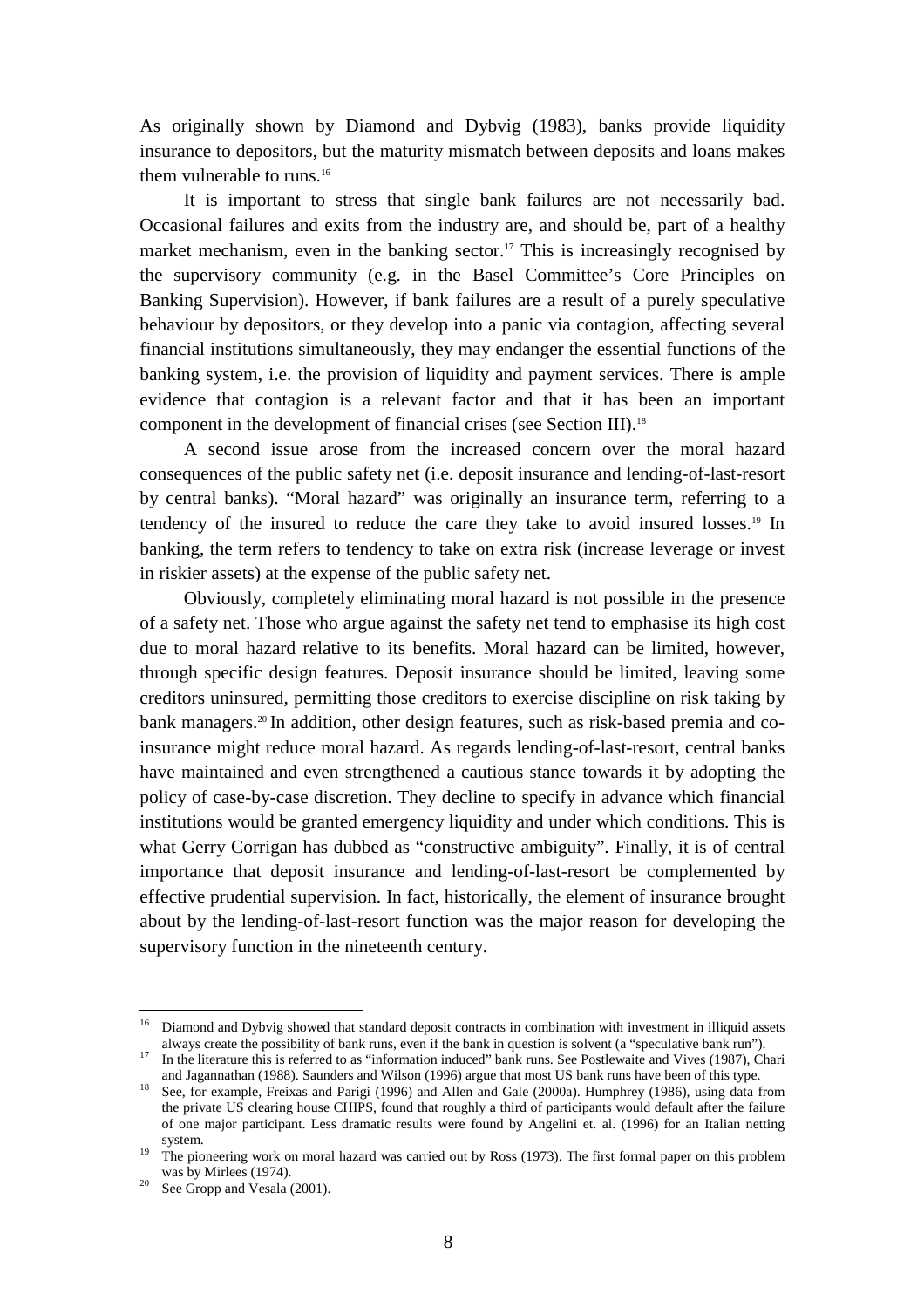As originally shown by Diamond and Dybvig (1983), banks provide liquidity insurance to depositors, but the maturity mismatch between deposits and loans makes them vulnerable to runs.[16]

It is important to stress that single bank failures are not necessarily bad. Occasional failures and exits from the industry are, and should be, part of a healthy market mechanism, even in the banking sector.[17] This is increasingly recognised by the supervisory community (e.g. in the Basel Committee's Core Principles on Banking Supervision). However, if bank failures are a result of a purely speculative behaviour by depositors, or they develop into a panic via contagion, affecting several financial institutions simultaneously, they may endanger the essential functions of the banking system, i.e. the provision of liquidity and payment services. There is ample evidence that contagion is a relevant factor and that it has been an important component in the development of financial crises (see Section III).[18]

A second issue arose from the increased concern over the moral hazard consequences of the public safety net (i.e. deposit insurance and lending-of-last-resort by central banks). "Moral hazard" was originally an insurance term, referring to a tendency of the insured to reduce the care they take to avoid insured losses.[19] In banking, the term refers to tendency to take on extra risk (increase leverage or invest in riskier assets) at the expense of the public safety net.

Obviously, completely eliminating moral hazard is not possible in the presence of a safety net. Those who argue against the safety net tend to emphasise its high cost due to moral hazard relative to its benefits. Moral hazard can be limited, however, through specific design features. Deposit insurance should be limited, leaving some creditors uninsured, permitting those creditors to exercise discipline on risk taking by bank managers.[20] In addition, other design features, such as risk-based premia and co-insurance might reduce moral hazard. As regards lending-of-last-resort, central banks have maintained and even strengthened a cautious stance towards it by adopting the policy of case-by-case discretion. They decline to specify in advance which financial institutions would be granted emergency liquidity and under which conditions. This is what Gerry Corrigan has dubbed as "constructive ambiguity". Finally, it is of central importance that deposit insurance and lending-of-last-resort be complemented by effective prudential supervision. In fact, historically, the element of insurance brought about by the lending-of-last-resort function was the major reason for developing the supervisory function in the nineteenth century.

---

[16] Diamond and Dybvig showed that standard deposit contracts in combination with investment in illiquid assets always create the possibility of bank runs, even if the bank in question is solvent (a "speculative bank run").

[17] In the literature this is referred to as "information induced" bank runs. See Postlewaite and Vives (1987), Chari and Jagannathan (1988). Saunders and Wilson (1996) argue that most US bank runs have been of this type.

[18] See, for example, Freixas and Parigi (1996) and Allen and Gale (2000a). Humphrey (1986), using data from the private US clearing house CHIPS, found that roughly a third of participants would default after the failure of one major participant. Less dramatic results were found by Angelini et. al. (1996) for an Italian netting system.

[19] The pioneering work on moral hazard was carried out by Ross (1973). The first formal paper on this problem was by Mirlees (1974).

[20] See Gropp and Vesala (2001).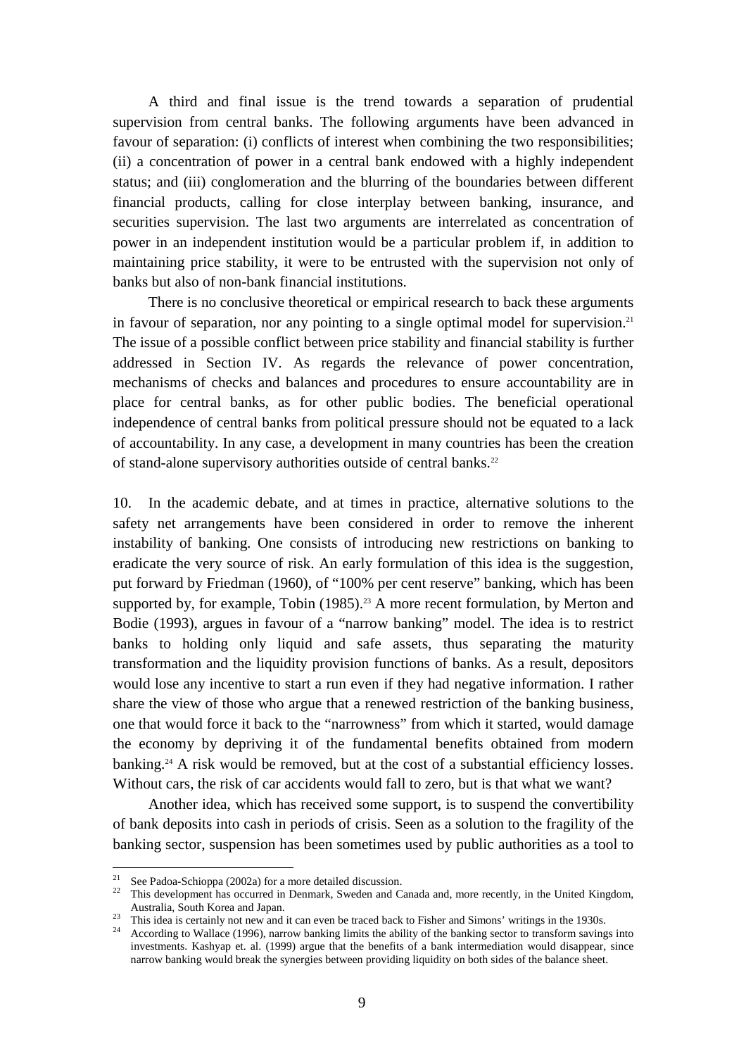A third and final issue is the trend towards a separation of prudential supervision from central banks. The following arguments have been advanced in favour of separation: (i) conflicts of interest when combining the two responsibilities; (ii) a concentration of power in a central bank endowed with a highly independent status; and (iii) conglomeration and the blurring of the boundaries between different financial products, calling for close interplay between banking, insurance, and securities supervision. The last two arguments are interrelated as concentration of power in an independent institution would be a particular problem if, in addition to maintaining price stability, it were to be entrusted with the supervision not only of banks but also of non-bank financial institutions.

There is no conclusive theoretical or empirical research to back these arguments in favour of separation, nor any pointing to a single optimal model for supervision.[21] The issue of a possible conflict between price stability and financial stability is further addressed in Section IV. As regards the relevance of power concentration, mechanisms of checks and balances and procedures to ensure accountability are in place for central banks, as for other public bodies. The beneficial operational independence of central banks from political pressure should not be equated to a lack of accountability. In any case, a development in many countries has been the creation of stand-alone supervisory authorities outside of central banks.[22]

10. In the academic debate, and at times in practice, alternative solutions to the safety net arrangements have been considered in order to remove the inherent instability of banking. One consists of introducing new restrictions on banking to eradicate the very source of risk. An early formulation of this idea is the suggestion, put forward by Friedman (1960), of "100% per cent reserve" banking, which has been supported by, for example, Tobin (1985).[23] A more recent formulation, by Merton and Bodie (1993), argues in favour of a "narrow banking" model. The idea is to restrict banks to holding only liquid and safe assets, thus separating the maturity transformation and the liquidity provision functions of banks. As a result, depositors would lose any incentive to start a run even if they had negative information. I rather share the view of those who argue that a renewed restriction of the banking business, one that would force it back to the "narrowness" from which it started, would damage the economy by depriving it of the fundamental benefits obtained from modern banking.[24] A risk would be removed, but at the cost of a substantial efficiency losses. Without cars, the risk of car accidents would fall to zero, but is that what we want?

Another idea, which has received some support, is to suspend the convertibility of bank deposits into cash in periods of crisis. Seen as a solution to the fragility of the banking sector, suspension has been sometimes used by public authorities as a tool to

---

[21] See Padoa-Schioppa (2002a) for a more detailed discussion.

[22] This development has occurred in Denmark, Sweden and Canada and, more recently, in the United Kingdom, Australia, South Korea and Japan.

[23] This idea is certainly not new and it can even be traced back to Fisher and Simons' writings in the 1930s.

[24] According to Wallace (1996), narrow banking limits the ability of the banking sector to transform savings into investments. Kashyap et. al. (1999) argue that the benefits of a bank intermediation would disappear, since narrow banking would break the synergies between providing liquidity on both sides of the balance sheet.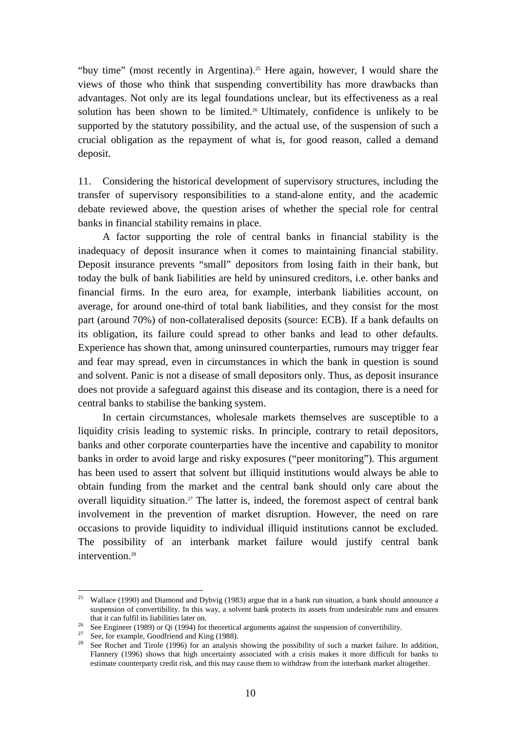"buy time" (most recently in Argentina).[25] Here again, however, I would share the views of those who think that suspending convertibility has more drawbacks than advantages. Not only are its legal foundations unclear, but its effectiveness as a real solution has been shown to be limited.[26] Ultimately, confidence is unlikely to be supported by the statutory possibility, and the actual use, of the suspension of such a crucial obligation as the repayment of what is, for good reason, called a demand deposit.

11. Considering the historical development of supervisory structures, including the transfer of supervisory responsibilities to a stand-alone entity, and the academic debate reviewed above, the question arises of whether the special role for central banks in financial stability remains in place.

A factor supporting the role of central banks in financial stability is the inadequacy of deposit insurance when it comes to maintaining financial stability. Deposit insurance prevents "small" depositors from losing faith in their bank, but today the bulk of bank liabilities are held by uninsured creditors, i.e. other banks and financial firms. In the euro area, for example, interbank liabilities account, on average, for around one-third of total bank liabilities, and they consist for the most part (around 70%) of non-collateralised deposits (source: ECB). If a bank defaults on its obligation, its failure could spread to other banks and lead to other defaults. Experience has shown that, among uninsured counterparties, rumours may trigger fear and fear may spread, even in circumstances in which the bank in question is sound and solvent. Panic is not a disease of small depositors only. Thus, as deposit insurance does not provide a safeguard against this disease and its contagion, there is a need for central banks to stabilise the banking system.

In certain circumstances, wholesale markets themselves are susceptible to a liquidity crisis leading to systemic risks. In principle, contrary to retail depositors, banks and other corporate counterparties have the incentive and capability to monitor banks in order to avoid large and risky exposures ("peer monitoring"). This argument has been used to assert that solvent but illiquid institutions would always be able to obtain funding from the market and the central bank should only care about the overall liquidity situation.[27] The latter is, indeed, the foremost aspect of central bank involvement in the prevention of market disruption. However, the need on rare occasions to provide liquidity to individual illiquid institutions cannot be excluded. The possibility of an interbank market failure would justify central bank intervention.[28]

---

[25] Wallace (1990) and Diamond and Dybvig (1983) argue that in a bank run situation, a bank should announce a suspension of convertibility. In this way, a solvent bank protects its assets from undesirable runs and ensures that it can fulfil its liabilities later on.

[26] See Engineer (1989) or Qi (1994) for theoretical arguments against the suspension of convertibility.

[27] See, for example, Goodfriend and King (1988).

[28] See Rochet and Tirole (1996) for an analysis showing the possibility of such a market failure. In addition, Flannery (1996) shows that high uncertainty associated with a crisis makes it more difficult for banks to estimate counterparty credit risk, and this may cause them to withdraw from the interbank market altogether.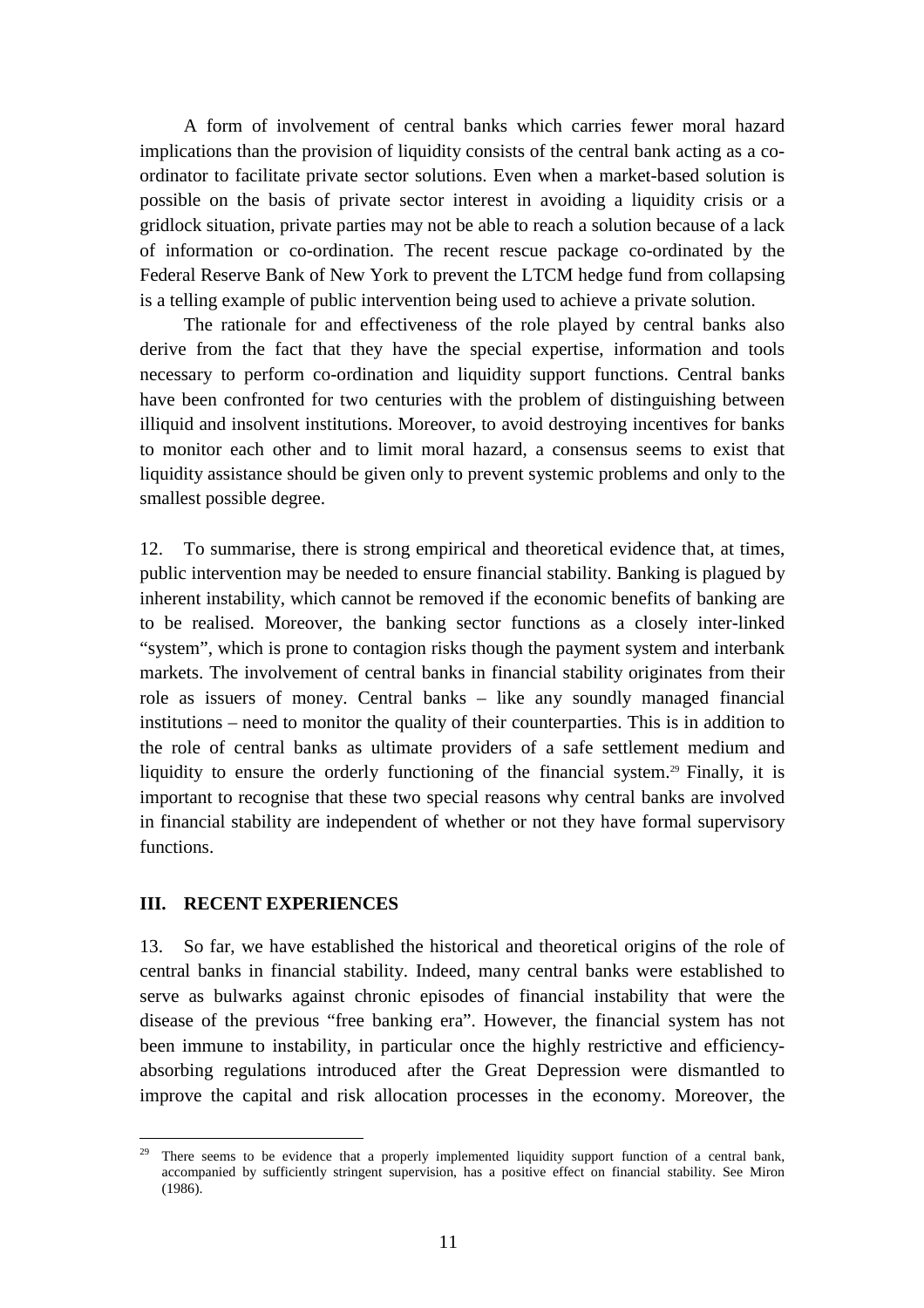A form of involvement of central banks which carries fewer moral hazard implications than the provision of liquidity consists of the central bank acting as a co-ordinator to facilitate private sector solutions. Even when a market-based solution is possible on the basis of private sector interest in avoiding a liquidity crisis or a gridlock situation, private parties may not be able to reach a solution because of a lack of information or co-ordination. The recent rescue package co-ordinated by the Federal Reserve Bank of New York to prevent the LTCM hedge fund from collapsing is a telling example of public intervention being used to achieve a private solution.

The rationale for and effectiveness of the role played by central banks also derive from the fact that they have the special expertise, information and tools necessary to perform co-ordination and liquidity support functions. Central banks have been confronted for two centuries with the problem of distinguishing between illiquid and insolvent institutions. Moreover, to avoid destroying incentives for banks to monitor each other and to limit moral hazard, a consensus seems to exist that liquidity assistance should be given only to prevent systemic problems and only to the smallest possible degree.

12. To summarise, there is strong empirical and theoretical evidence that, at times, public intervention may be needed to ensure financial stability. Banking is plagued by inherent instability, which cannot be removed if the economic benefits of banking are to be realised. Moreover, the banking sector functions as a closely inter-linked "system", which is prone to contagion risks though the payment system and interbank markets. The involvement of central banks in financial stability originates from their role as issuers of money. Central banks – like any soundly managed financial institutions – need to monitor the quality of their counterparties. This is in addition to the role of central banks as ultimate providers of a safe settlement medium and liquidity to ensure the orderly functioning of the financial system.[29] Finally, it is important to recognise that these two special reasons why central banks are involved in financial stability are independent of whether or not they have formal supervisory functions.

## III. RECENT EXPERIENCES

13. So far, we have established the historical and theoretical origins of the role of central banks in financial stability. Indeed, many central banks were established to serve as bulwarks against chronic episodes of financial instability that were the disease of the previous "free banking era". However, the financial system has not been immune to instability, in particular once the highly restrictive and efficiency-absorbing regulations introduced after the Great Depression were dismantled to improve the capital and risk allocation processes in the economy. Moreover, the

---

[29] There seems to be evidence that a properly implemented liquidity support function of a central bank, accompanied by sufficiently stringent supervision, has a positive effect on financial stability. See Miron (1986).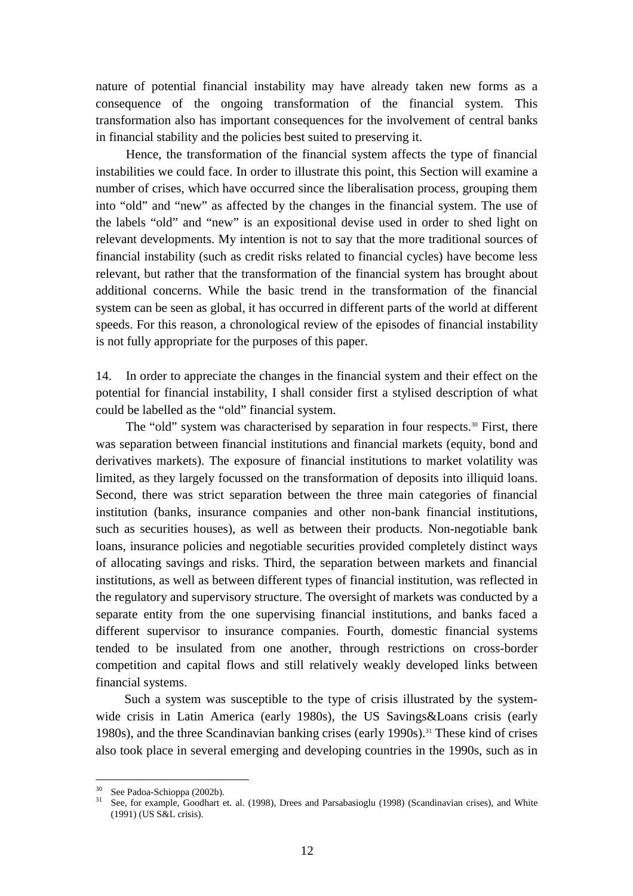nature of potential financial instability may have already taken new forms as a consequence of the ongoing transformation of the financial system. This transformation also has important consequences for the involvement of central banks in financial stability and the policies best suited to preserving it.

Hence, the transformation of the financial system affects the type of financial instabilities we could face. In order to illustrate this point, this Section will examine a number of crises, which have occurred since the liberalisation process, grouping them into "old" and "new" as affected by the changes in the financial system. The use of the labels "old" and "new" is an expositional devise used in order to shed light on relevant developments. My intention is not to say that the more traditional sources of financial instability (such as credit risks related to financial cycles) have become less relevant, but rather that the transformation of the financial system has brought about additional concerns. While the basic trend in the transformation of the financial system can be seen as global, it has occurred in different parts of the world at different speeds. For this reason, a chronological review of the episodes of financial instability is not fully appropriate for the purposes of this paper.

14. In order to appreciate the changes in the financial system and their effect on the potential for financial instability, I shall consider first a stylised description of what could be labelled as the "old" financial system.

The "old" system was characterised by separation in four respects.[30] First, there was separation between financial institutions and financial markets (equity, bond and derivatives markets). The exposure of financial institutions to market volatility was limited, as they largely focussed on the transformation of deposits into illiquid loans. Second, there was strict separation between the three main categories of financial institution (banks, insurance companies and other non-bank financial institutions, such as securities houses), as well as between their products. Non-negotiable bank loans, insurance policies and negotiable securities provided completely distinct ways of allocating savings and risks. Third, the separation between markets and financial institutions, as well as between different types of financial institution, was reflected in the regulatory and supervisory structure. The oversight of markets was conducted by a separate entity from the one supervising financial institutions, and banks faced a different supervisor to insurance companies. Fourth, domestic financial systems tended to be insulated from one another, through restrictions on cross-border competition and capital flows and still relatively weakly developed links between financial systems.

Such a system was susceptible to the type of crisis illustrated by the system-wide crisis in Latin America (early 1980s), the US Savings&Loans crisis (early 1980s), and the three Scandinavian banking crises (early 1990s).[31] These kind of crises also took place in several emerging and developing countries in the 1990s, such as in

---

[30] See Padoa-Schioppa (2002b).

[31] See, for example, Goodhart et. al. (1998), Drees and Parsabasioglu (1998) (Scandinavian crises), and White (1991) (US S&L crisis).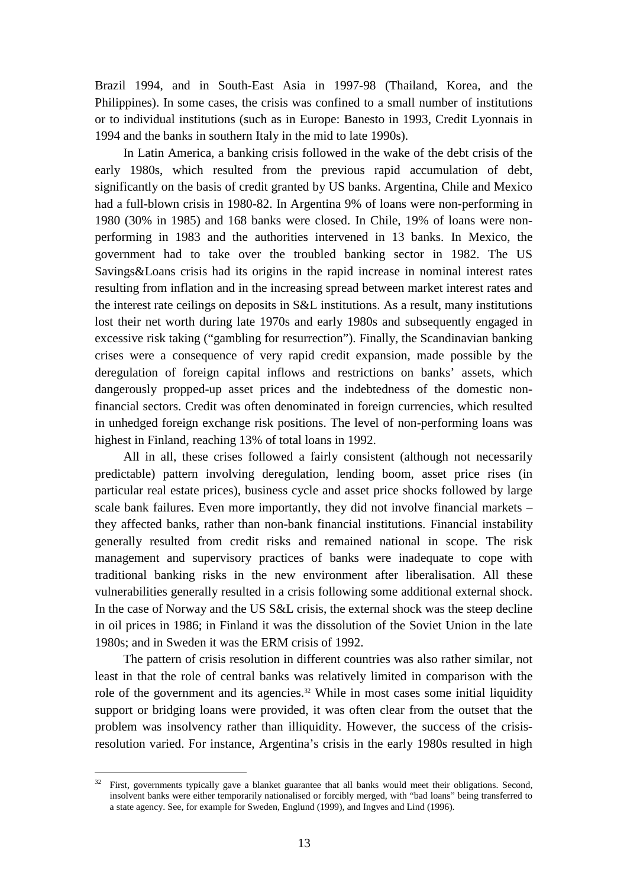Brazil 1994, and in South-East Asia in 1997-98 (Thailand, Korea, and the Philippines). In some cases, the crisis was confined to a small number of institutions or to individual institutions (such as in Europe: Banesto in 1993, Credit Lyonnais in 1994 and the banks in southern Italy in the mid to late 1990s).

In Latin America, a banking crisis followed in the wake of the debt crisis of the early 1980s, which resulted from the previous rapid accumulation of debt, significantly on the basis of credit granted by US banks. Argentina, Chile and Mexico had a full-blown crisis in 1980-82. In Argentina 9% of loans were non-performing in 1980 (30% in 1985) and 168 banks were closed. In Chile, 19% of loans were non-performing in 1983 and the authorities intervened in 13 banks. In Mexico, the government had to take over the troubled banking sector in 1982. The US Savings&Loans crisis had its origins in the rapid increase in nominal interest rates resulting from inflation and in the increasing spread between market interest rates and the interest rate ceilings on deposits in S&L institutions. As a result, many institutions lost their net worth during late 1970s and early 1980s and subsequently engaged in excessive risk taking ("gambling for resurrection"). Finally, the Scandinavian banking crises were a consequence of very rapid credit expansion, made possible by the deregulation of foreign capital inflows and restrictions on banks' assets, which dangerously propped-up asset prices and the indebtedness of the domestic non-financial sectors. Credit was often denominated in foreign currencies, which resulted in unhedged foreign exchange risk positions. The level of non-performing loans was highest in Finland, reaching 13% of total loans in 1992.

All in all, these crises followed a fairly consistent (although not necessarily predictable) pattern involving deregulation, lending boom, asset price rises (in particular real estate prices), business cycle and asset price shocks followed by large scale bank failures. Even more importantly, they did not involve financial markets – they affected banks, rather than non-bank financial institutions. Financial instability generally resulted from credit risks and remained national in scope. The risk management and supervisory practices of banks were inadequate to cope with traditional banking risks in the new environment after liberalisation. All these vulnerabilities generally resulted in a crisis following some additional external shock. In the case of Norway and the US S&L crisis, the external shock was the steep decline in oil prices in 1986; in Finland it was the dissolution of the Soviet Union in the late 1980s; and in Sweden it was the ERM crisis of 1992.

The pattern of crisis resolution in different countries was also rather similar, not least in that the role of central banks was relatively limited in comparison with the role of the government and its agencies.[32] While in most cases some initial liquidity support or bridging loans were provided, it was often clear from the outset that the problem was insolvency rather than illiquidity. However, the success of the crisis-resolution varied. For instance, Argentina's crisis in the early 1980s resulted in high

---

[32] First, governments typically gave a blanket guarantee that all banks would meet their obligations. Second, insolvent banks were either temporarily nationalised or forcibly merged, with "bad loans" being transferred to a state agency. See, for example for Sweden, Englund (1999), and Ingves and Lind (1996).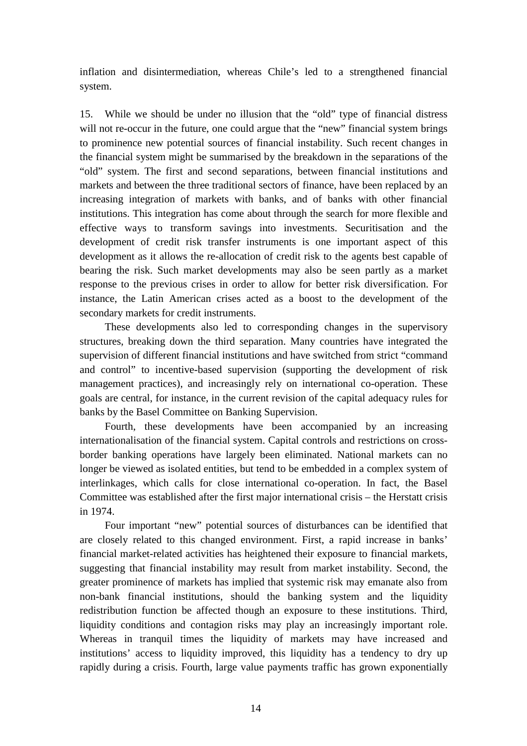inflation and disintermediation, whereas Chile's led to a strengthened financial system.

15. While we should be under no illusion that the "old" type of financial distress will not re-occur in the future, one could argue that the "new" financial system brings to prominence new potential sources of financial instability. Such recent changes in the financial system might be summarised by the breakdown in the separations of the "old" system. The first and second separations, between financial institutions and markets and between the three traditional sectors of finance, have been replaced by an increasing integration of markets with banks, and of banks with other financial institutions. This integration has come about through the search for more flexible and effective ways to transform savings into investments. Securitisation and the development of credit risk transfer instruments is one important aspect of this development as it allows the re-allocation of credit risk to the agents best capable of bearing the risk. Such market developments may also be seen partly as a market response to the previous crises in order to allow for better risk diversification. For instance, the Latin American crises acted as a boost to the development of the secondary markets for credit instruments.

These developments also led to corresponding changes in the supervisory structures, breaking down the third separation. Many countries have integrated the supervision of different financial institutions and have switched from strict "command and control" to incentive-based supervision (supporting the development of risk management practices), and increasingly rely on international co-operation. These goals are central, for instance, in the current revision of the capital adequacy rules for banks by the Basel Committee on Banking Supervision.

Fourth, these developments have been accompanied by an increasing internationalisation of the financial system. Capital controls and restrictions on cross-border banking operations have largely been eliminated. National markets can no longer be viewed as isolated entities, but tend to be embedded in a complex system of interlinkages, which calls for close international co-operation. In fact, the Basel Committee was established after the first major international crisis – the Herstatt crisis in 1974.

Four important "new" potential sources of disturbances can be identified that are closely related to this changed environment. First, a rapid increase in banks' financial market-related activities has heightened their exposure to financial markets, suggesting that financial instability may result from market instability. Second, the greater prominence of markets has implied that systemic risk may emanate also from non-bank financial institutions, should the banking system and the liquidity redistribution function be affected though an exposure to these institutions. Third, liquidity conditions and contagion risks may play an increasingly important role. Whereas in tranquil times the liquidity of markets may have increased and institutions' access to liquidity improved, this liquidity has a tendency to dry up rapidly during a crisis. Fourth, large value payments traffic has grown exponentially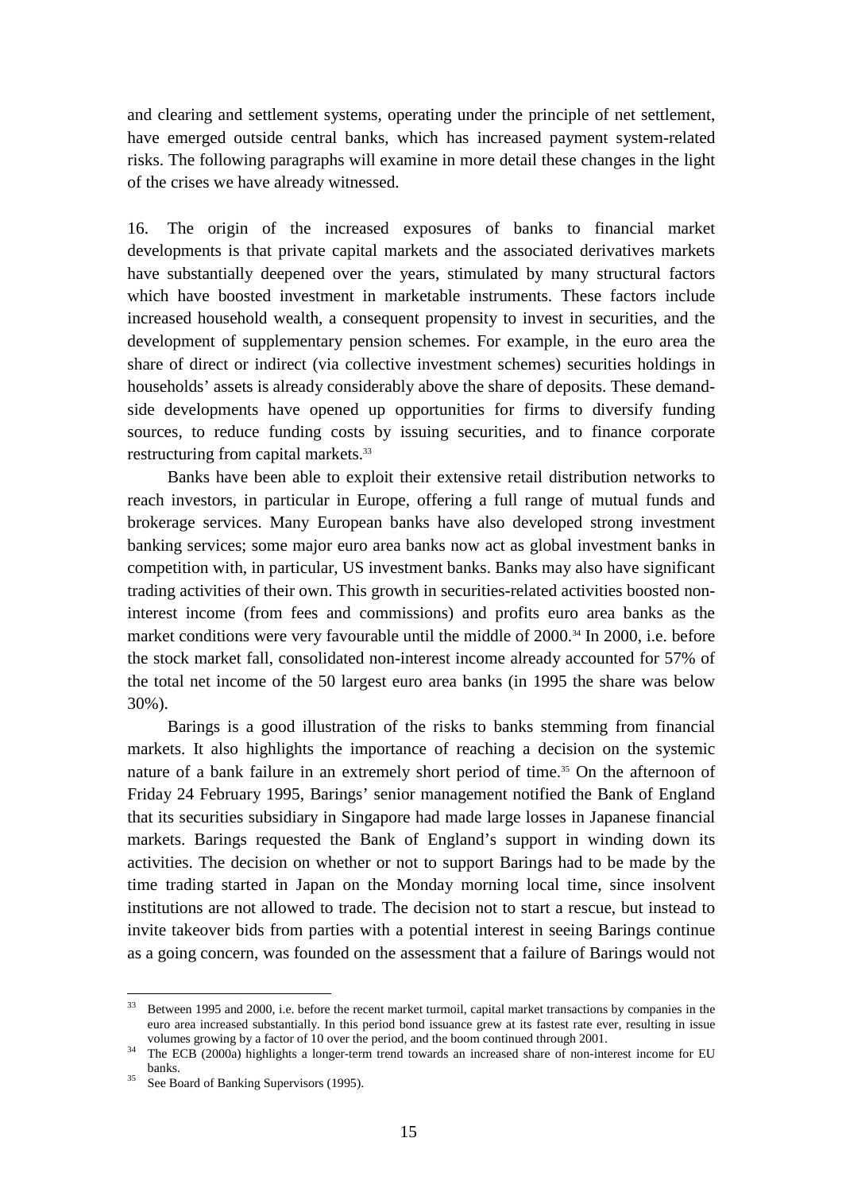and clearing and settlement systems, operating under the principle of net settlement, have emerged outside central banks, which has increased payment system-related risks. The following paragraphs will examine in more detail these changes in the light of the crises we have already witnessed.

16. The origin of the increased exposures of banks to financial market developments is that private capital markets and the associated derivatives markets have substantially deepened over the years, stimulated by many structural factors which have boosted investment in marketable instruments. These factors include increased household wealth, a consequent propensity to invest in securities, and the development of supplementary pension schemes. For example, in the euro area the share of direct or indirect (via collective investment schemes) securities holdings in households' assets is already considerably above the share of deposits. These demand-side developments have opened up opportunities for firms to diversify funding sources, to reduce funding costs by issuing securities, and to finance corporate restructuring from capital markets.[33]

Banks have been able to exploit their extensive retail distribution networks to reach investors, in particular in Europe, offering a full range of mutual funds and brokerage services. Many European banks have also developed strong investment banking services; some major euro area banks now act as global investment banks in competition with, in particular, US investment banks. Banks may also have significant trading activities of their own. This growth in securities-related activities boosted non-interest income (from fees and commissions) and profits euro area banks as the market conditions were very favourable until the middle of 2000.[34] In 2000, i.e. before the stock market fall, consolidated non-interest income already accounted for 57% of the total net income of the 50 largest euro area banks (in 1995 the share was below 30%).

Barings is a good illustration of the risks to banks stemming from financial markets. It also highlights the importance of reaching a decision on the systemic nature of a bank failure in an extremely short period of time.[35] On the afternoon of Friday 24 February 1995, Barings' senior management notified the Bank of England that its securities subsidiary in Singapore had made large losses in Japanese financial markets. Barings requested the Bank of England's support in winding down its activities. The decision on whether or not to support Barings had to be made by the time trading started in Japan on the Monday morning local time, since insolvent institutions are not allowed to trade. The decision not to start a rescue, but instead to invite takeover bids from parties with a potential interest in seeing Barings continue as a going concern, was founded on the assessment that a failure of Barings would not

[33] Between 1995 and 2000, i.e. before the recent market turmoil, capital market transactions by companies in the euro area increased substantially. In this period bond issuance grew at its fastest rate ever, resulting in issue volumes growing by a factor of 10 over the period, and the boom continued through 2001.

[34] The ECB (2000a) highlights a longer-term trend towards an increased share of non-interest income for EU banks.

[35] See Board of Banking Supervisors (1995).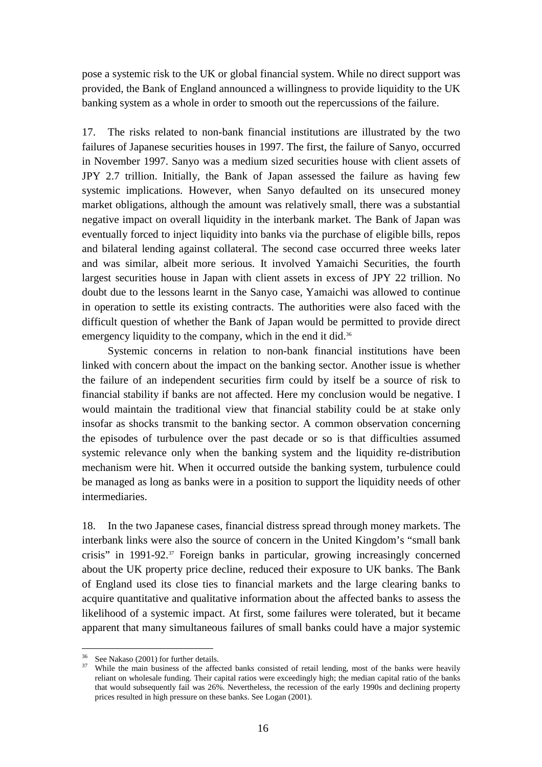pose a systemic risk to the UK or global financial system. While no direct support was provided, the Bank of England announced a willingness to provide liquidity to the UK banking system as a whole in order to smooth out the repercussions of the failure.

17. The risks related to non-bank financial institutions are illustrated by the two failures of Japanese securities houses in 1997. The first, the failure of Sanyo, occurred in November 1997. Sanyo was a medium sized securities house with client assets of JPY 2.7 trillion. Initially, the Bank of Japan assessed the failure as having few systemic implications. However, when Sanyo defaulted on its unsecured money market obligations, although the amount was relatively small, there was a substantial negative impact on overall liquidity in the interbank market. The Bank of Japan was eventually forced to inject liquidity into banks via the purchase of eligible bills, repos and bilateral lending against collateral. The second case occurred three weeks later and was similar, albeit more serious. It involved Yamaichi Securities, the fourth largest securities house in Japan with client assets in excess of JPY 22 trillion. No doubt due to the lessons learnt in the Sanyo case, Yamaichi was allowed to continue in operation to settle its existing contracts. The authorities were also faced with the difficult question of whether the Bank of Japan would be permitted to provide direct emergency liquidity to the company, which in the end it did.[36]

Systemic concerns in relation to non-bank financial institutions have been linked with concern about the impact on the banking sector. Another issue is whether the failure of an independent securities firm could by itself be a source of risk to financial stability if banks are not affected. Here my conclusion would be negative. I would maintain the traditional view that financial stability could be at stake only insofar as shocks transmit to the banking sector. A common observation concerning the episodes of turbulence over the past decade or so is that difficulties assumed systemic relevance only when the banking system and the liquidity re-distribution mechanism were hit. When it occurred outside the banking system, turbulence could be managed as long as banks were in a position to support the liquidity needs of other intermediaries.

18. In the two Japanese cases, financial distress spread through money markets. The interbank links were also the source of concern in the United Kingdom's "small bank crisis" in 1991-92.[37] Foreign banks in particular, growing increasingly concerned about the UK property price decline, reduced their exposure to UK banks. The Bank of England used its close ties to financial markets and the large clearing banks to acquire quantitative and qualitative information about the affected banks to assess the likelihood of a systemic impact. At first, some failures were tolerated, but it became apparent that many simultaneous failures of small banks could have a major systemic

[36] See Nakaso (2001) for further details.

[37] While the main business of the affected banks consisted of retail lending, most of the banks were heavily reliant on wholesale funding. Their capital ratios were exceedingly high; the median capital ratio of the banks that would subsequently fail was 26%. Nevertheless, the recession of the early 1990s and declining property prices resulted in high pressure on these banks. See Logan (2001).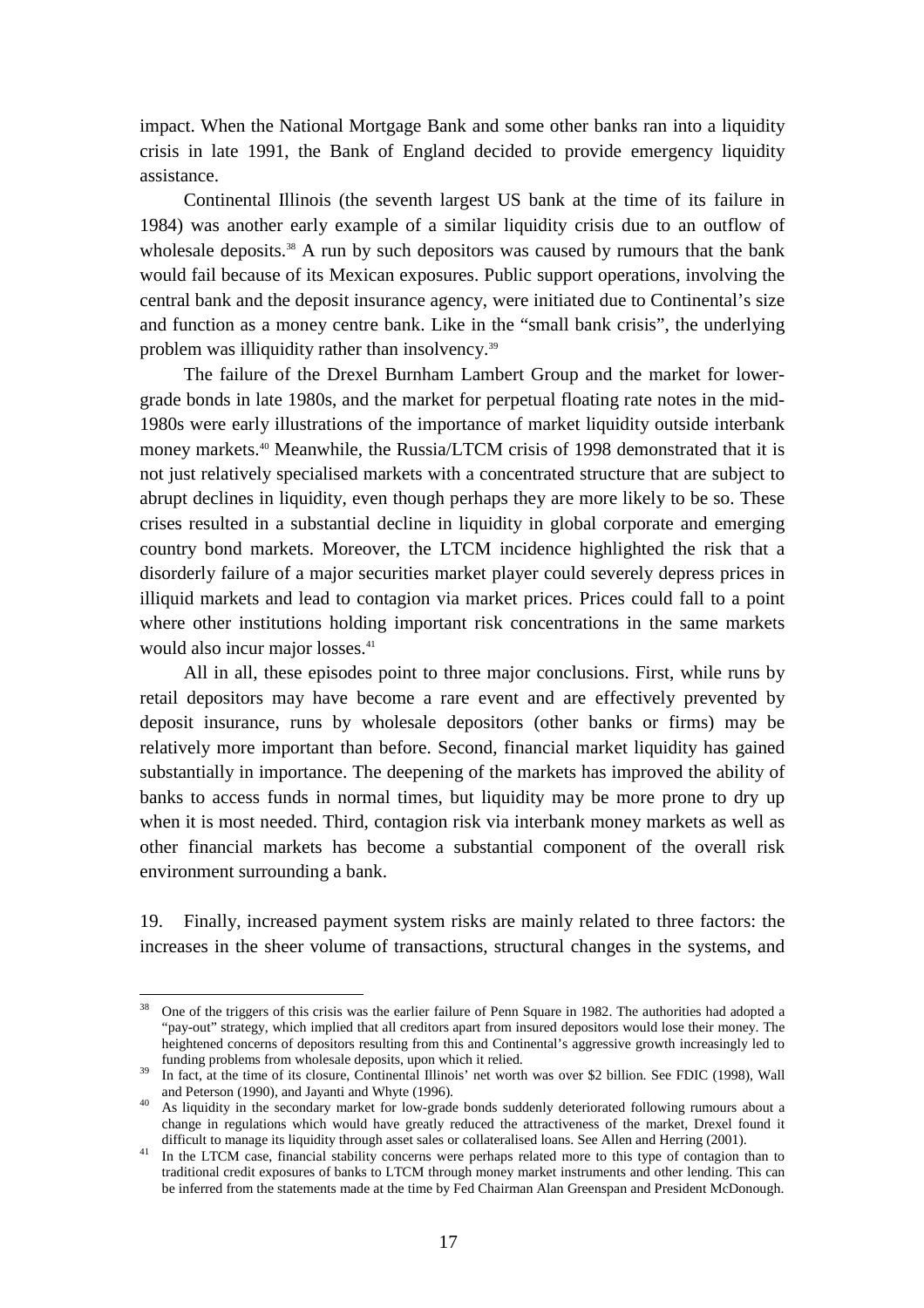impact. When the National Mortgage Bank and some other banks ran into a liquidity crisis in late 1991, the Bank of England decided to provide emergency liquidity assistance.

Continental Illinois (the seventh largest US bank at the time of its failure in 1984) was another early example of a similar liquidity crisis due to an outflow of wholesale deposits.[38] A run by such depositors was caused by rumours that the bank would fail because of its Mexican exposures. Public support operations, involving the central bank and the deposit insurance agency, were initiated due to Continental's size and function as a money centre bank. Like in the "small bank crisis", the underlying problem was illiquidity rather than insolvency.[39]

The failure of the Drexel Burnham Lambert Group and the market for lower-grade bonds in late 1980s, and the market for perpetual floating rate notes in the mid-1980s were early illustrations of the importance of market liquidity outside interbank money markets.[40] Meanwhile, the Russia/LTCM crisis of 1998 demonstrated that it is not just relatively specialised markets with a concentrated structure that are subject to abrupt declines in liquidity, even though perhaps they are more likely to be so. These crises resulted in a substantial decline in liquidity in global corporate and emerging country bond markets. Moreover, the LTCM incidence highlighted the risk that a disorderly failure of a major securities market player could severely depress prices in illiquid markets and lead to contagion via market prices. Prices could fall to a point where other institutions holding important risk concentrations in the same markets would also incur major losses.[41]

All in all, these episodes point to three major conclusions. First, while runs by retail depositors may have become a rare event and are effectively prevented by deposit insurance, runs by wholesale depositors (other banks or firms) may be relatively more important than before. Second, financial market liquidity has gained substantially in importance. The deepening of the markets has improved the ability of banks to access funds in normal times, but liquidity may be more prone to dry up when it is most needed. Third, contagion risk via interbank money markets as well as other financial markets has become a substantial component of the overall risk environment surrounding a bank.

19. Finally, increased payment system risks are mainly related to three factors: the increases in the sheer volume of transactions, structural changes in the systems, and

---

[38] One of the triggers of this crisis was the earlier failure of Penn Square in 1982. The authorities had adopted a "pay-out" strategy, which implied that all creditors apart from insured depositors would lose their money. The heightened concerns of depositors resulting from this and Continental's aggressive growth increasingly led to funding problems from wholesale deposits, upon which it relied.

[39] In fact, at the time of its closure, Continental Illinois' net worth was over $2 billion. See FDIC (1998), Wall and Peterson (1990), and Jayanti and Whyte (1996).

[40] As liquidity in the secondary market for low-grade bonds suddenly deteriorated following rumours about a change in regulations which would have greatly reduced the attractiveness of the market, Drexel found it difficult to manage its liquidity through asset sales or collateralised loans. See Allen and Herring (2001).

[41] In the LTCM case, financial stability concerns were perhaps related more to this type of contagion than to traditional credit exposures of banks to LTCM through money market instruments and other lending. This can be inferred from the statements made at the time by Fed Chairman Alan Greenspan and President McDonough.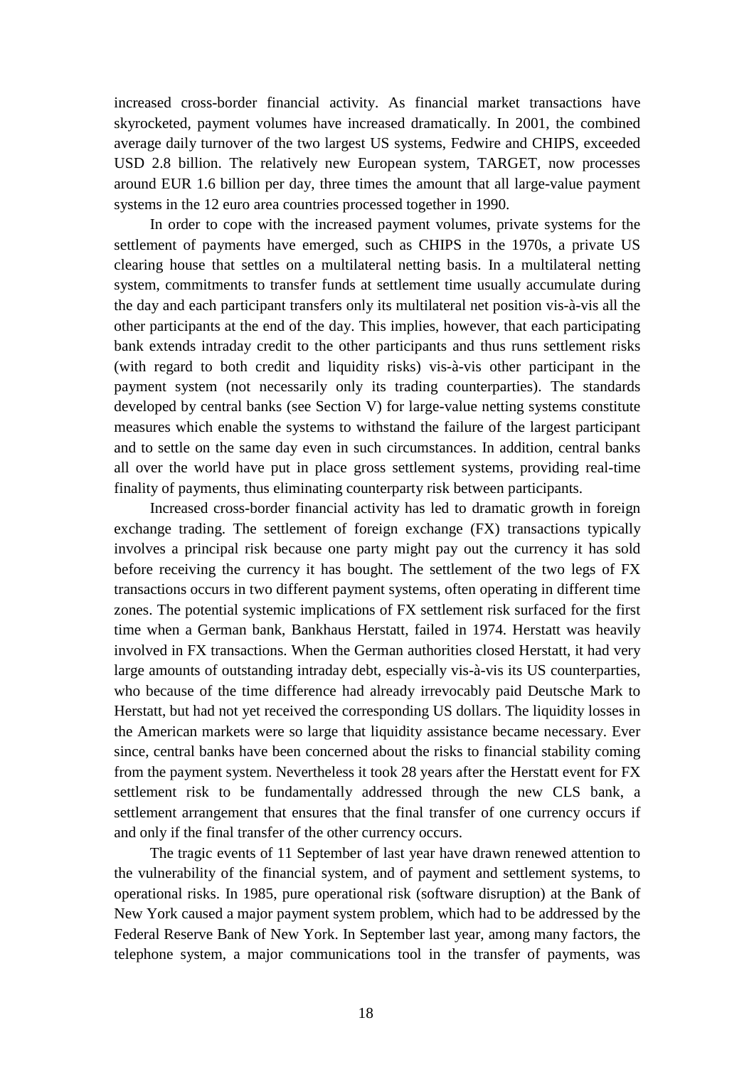increased cross-border financial activity. As financial market transactions have skyrocketed, payment volumes have increased dramatically. In 2001, the combined average daily turnover of the two largest US systems, Fedwire and CHIPS, exceeded USD 2.8 billion. The relatively new European system, TARGET, now processes around EUR 1.6 billion per day, three times the amount that all large-value payment systems in the 12 euro area countries processed together in 1990.

In order to cope with the increased payment volumes, private systems for the settlement of payments have emerged, such as CHIPS in the 1970s, a private US clearing house that settles on a multilateral netting basis. In a multilateral netting system, commitments to transfer funds at settlement time usually accumulate during the day and each participant transfers only its multilateral net position vis-à-vis all the other participants at the end of the day. This implies, however, that each participating bank extends intraday credit to the other participants and thus runs settlement risks (with regard to both credit and liquidity risks) vis-à-vis other participant in the payment system (not necessarily only its trading counterparties). The standards developed by central banks (see Section V) for large-value netting systems constitute measures which enable the systems to withstand the failure of the largest participant and to settle on the same day even in such circumstances. In addition, central banks all over the world have put in place gross settlement systems, providing real-time finality of payments, thus eliminating counterparty risk between participants.

Increased cross-border financial activity has led to dramatic growth in foreign exchange trading. The settlement of foreign exchange (FX) transactions typically involves a principal risk because one party might pay out the currency it has sold before receiving the currency it has bought. The settlement of the two legs of FX transactions occurs in two different payment systems, often operating in different time zones. The potential systemic implications of FX settlement risk surfaced for the first time when a German bank, Bankhaus Herstatt, failed in 1974. Herstatt was heavily involved in FX transactions. When the German authorities closed Herstatt, it had very large amounts of outstanding intraday debt, especially vis-à-vis its US counterparties, who because of the time difference had already irrevocably paid Deutsche Mark to Herstatt, but had not yet received the corresponding US dollars. The liquidity losses in the American markets were so large that liquidity assistance became necessary. Ever since, central banks have been concerned about the risks to financial stability coming from the payment system. Nevertheless it took 28 years after the Herstatt event for FX settlement risk to be fundamentally addressed through the new CLS bank, a settlement arrangement that ensures that the final transfer of one currency occurs if and only if the final transfer of the other currency occurs.

The tragic events of 11 September of last year have drawn renewed attention to the vulnerability of the financial system, and of payment and settlement systems, to operational risks. In 1985, pure operational risk (software disruption) at the Bank of New York caused a major payment system problem, which had to be addressed by the Federal Reserve Bank of New York. In September last year, among many factors, the telephone system, a major communications tool in the transfer of payments, was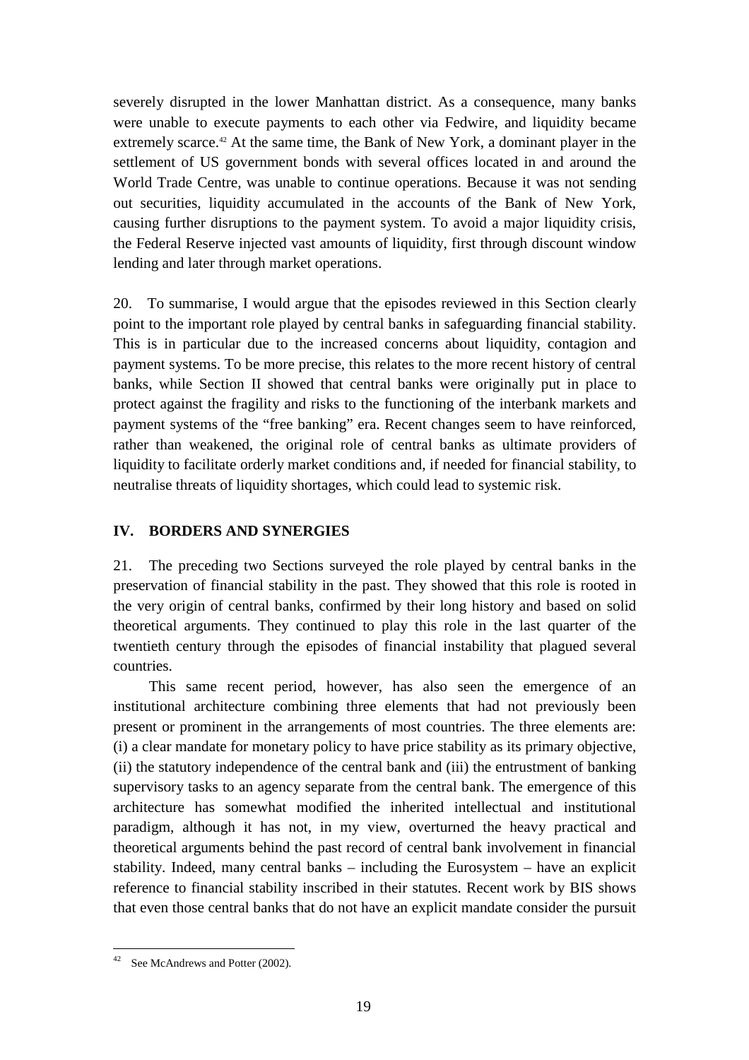severely disrupted in the lower Manhattan district. As a consequence, many banks were unable to execute payments to each other via Fedwire, and liquidity became extremely scarce.[42] At the same time, the Bank of New York, a dominant player in the settlement of US government bonds with several offices located in and around the World Trade Centre, was unable to continue operations. Because it was not sending out securities, liquidity accumulated in the accounts of the Bank of New York, causing further disruptions to the payment system. To avoid a major liquidity crisis, the Federal Reserve injected vast amounts of liquidity, first through discount window lending and later through market operations.

20. To summarise, I would argue that the episodes reviewed in this Section clearly point to the important role played by central banks in safeguarding financial stability. This is in particular due to the increased concerns about liquidity, contagion and payment systems. To be more precise, this relates to the more recent history of central banks, while Section II showed that central banks were originally put in place to protect against the fragility and risks to the functioning of the interbank markets and payment systems of the "free banking" era. Recent changes seem to have reinforced, rather than weakened, the original role of central banks as ultimate providers of liquidity to facilitate orderly market conditions and, if needed for financial stability, to neutralise threats of liquidity shortages, which could lead to systemic risk.

## IV. BORDERS AND SYNERGIES

21. The preceding two Sections surveyed the role played by central banks in the preservation of financial stability in the past. They showed that this role is rooted in the very origin of central banks, confirmed by their long history and based on solid theoretical arguments. They continued to play this role in the last quarter of the twentieth century through the episodes of financial instability that plagued several countries.

This same recent period, however, has also seen the emergence of an institutional architecture combining three elements that had not previously been present or prominent in the arrangements of most countries. The three elements are: (i) a clear mandate for monetary policy to have price stability as its primary objective, (ii) the statutory independence of the central bank and (iii) the entrustment of banking supervisory tasks to an agency separate from the central bank. The emergence of this architecture has somewhat modified the inherited intellectual and institutional paradigm, although it has not, in my view, overturned the heavy practical and theoretical arguments behind the past record of central bank involvement in financial stability. Indeed, many central banks – including the Eurosystem – have an explicit reference to financial stability inscribed in their statutes. Recent work by BIS shows that even those central banks that do not have an explicit mandate consider the pursuit

[42] See McAndrews and Potter (2002).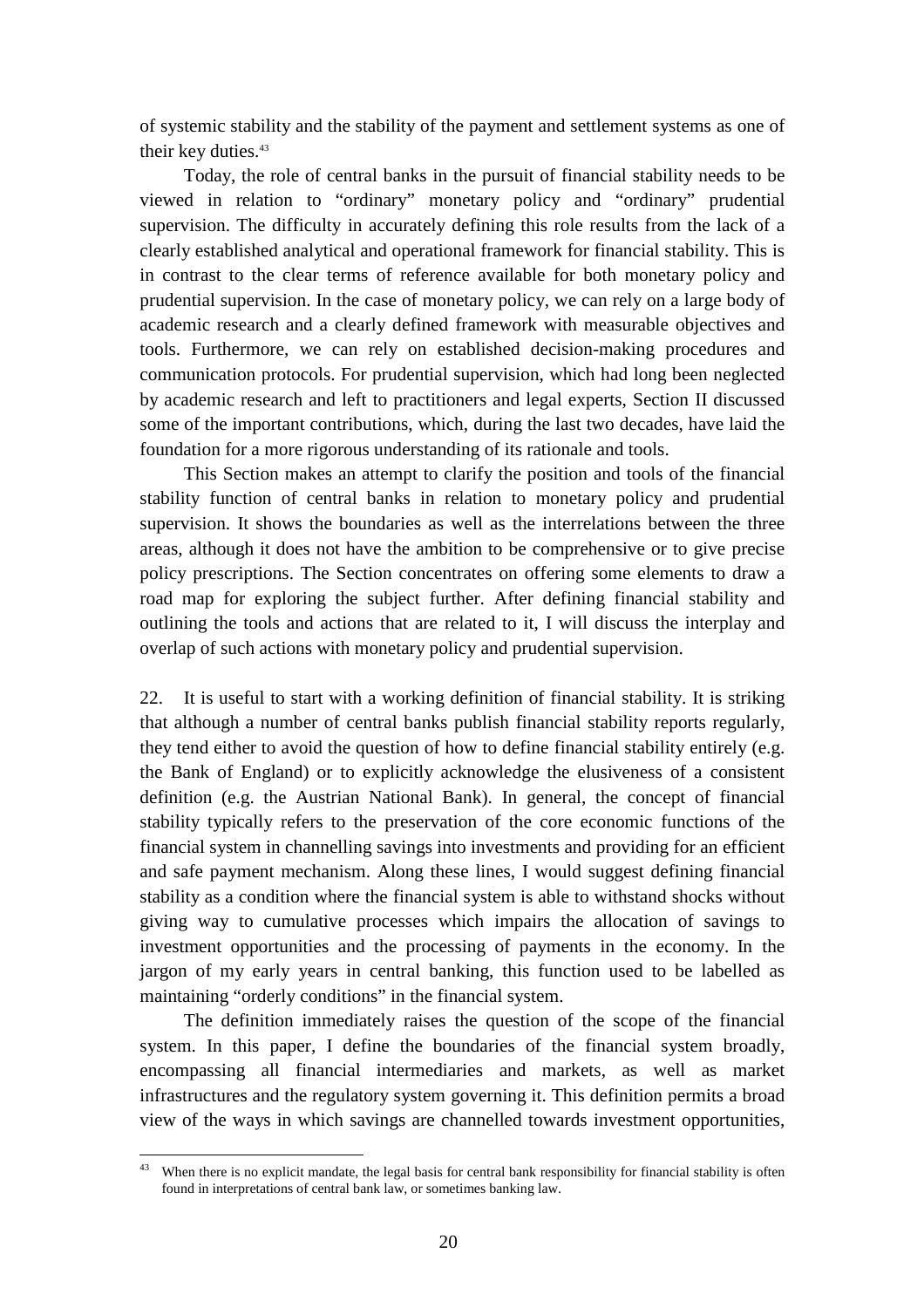of systemic stability and the stability of the payment and settlement systems as one of their key duties.[43]

Today, the role of central banks in the pursuit of financial stability needs to be viewed in relation to "ordinary" monetary policy and "ordinary" prudential supervision. The difficulty in accurately defining this role results from the lack of a clearly established analytical and operational framework for financial stability. This is in contrast to the clear terms of reference available for both monetary policy and prudential supervision. In the case of monetary policy, we can rely on a large body of academic research and a clearly defined framework with measurable objectives and tools. Furthermore, we can rely on established decision-making procedures and communication protocols. For prudential supervision, which had long been neglected by academic research and left to practitioners and legal experts, Section II discussed some of the important contributions, which, during the last two decades, have laid the foundation for a more rigorous understanding of its rationale and tools.

This Section makes an attempt to clarify the position and tools of the financial stability function of central banks in relation to monetary policy and prudential supervision. It shows the boundaries as well as the interrelations between the three areas, although it does not have the ambition to be comprehensive or to give precise policy prescriptions. The Section concentrates on offering some elements to draw a road map for exploring the subject further. After defining financial stability and outlining the tools and actions that are related to it, I will discuss the interplay and overlap of such actions with monetary policy and prudential supervision.

22. It is useful to start with a working definition of financial stability. It is striking that although a number of central banks publish financial stability reports regularly, they tend either to avoid the question of how to define financial stability entirely (e.g. the Bank of England) or to explicitly acknowledge the elusiveness of a consistent definition (e.g. the Austrian National Bank). In general, the concept of financial stability typically refers to the preservation of the core economic functions of the financial system in channelling savings into investments and providing for an efficient and safe payment mechanism. Along these lines, I would suggest defining financial stability as a condition where the financial system is able to withstand shocks without giving way to cumulative processes which impairs the allocation of savings to investment opportunities and the processing of payments in the economy. In the jargon of my early years in central banking, this function used to be labelled as maintaining "orderly conditions" in the financial system.

The definition immediately raises the question of the scope of the financial system. In this paper, I define the boundaries of the financial system broadly, encompassing all financial intermediaries and markets, as well as market infrastructures and the regulatory system governing it. This definition permits a broad view of the ways in which savings are channelled towards investment opportunities,

[43] When there is no explicit mandate, the legal basis for central bank responsibility for financial stability is often found in interpretations of central bank law, or sometimes banking law.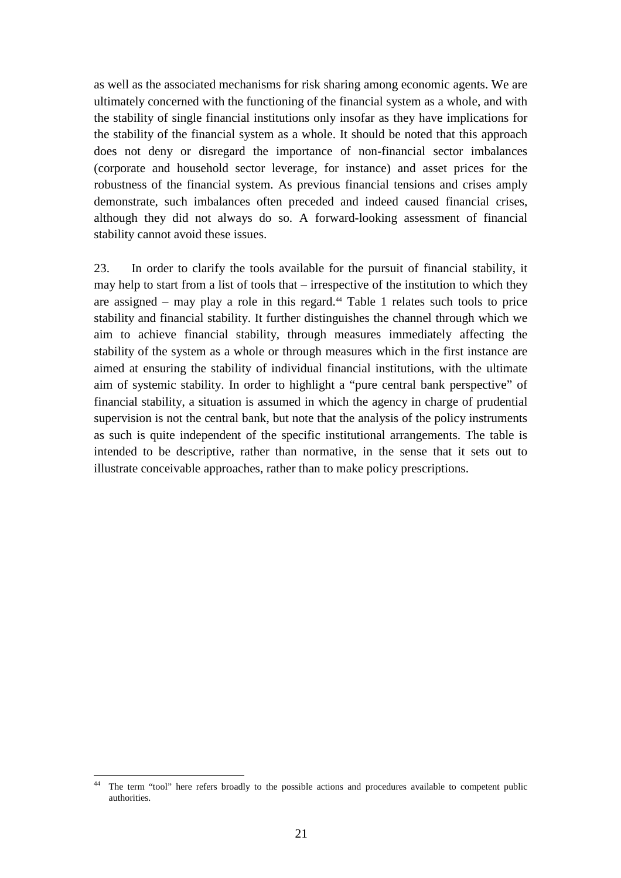as well as the associated mechanisms for risk sharing among economic agents. We are ultimately concerned with the functioning of the financial system as a whole, and with the stability of single financial institutions only insofar as they have implications for the stability of the financial system as a whole. It should be noted that this approach does not deny or disregard the importance of non-financial sector imbalances (corporate and household sector leverage, for instance) and asset prices for the robustness of the financial system. As previous financial tensions and crises amply demonstrate, such imbalances often preceded and indeed caused financial crises, although they did not always do so. A forward-looking assessment of financial stability cannot avoid these issues.

23. In order to clarify the tools available for the pursuit of financial stability, it may help to start from a list of tools that – irrespective of the institution to which they are assigned – may play a role in this regard.[44] Table 1 relates such tools to price stability and financial stability. It further distinguishes the channel through which we aim to achieve financial stability, through measures immediately affecting the stability of the system as a whole or through measures which in the first instance are aimed at ensuring the stability of individual financial institutions, with the ultimate aim of systemic stability. In order to highlight a "pure central bank perspective" of financial stability, a situation is assumed in which the agency in charge of prudential supervision is not the central bank, but note that the analysis of the policy instruments as such is quite independent of the specific institutional arrangements. The table is intended to be descriptive, rather than normative, in the sense that it sets out to illustrate conceivable approaches, rather than to make policy prescriptions.

[44] The term "tool" here refers broadly to the possible actions and procedures available to competent public authorities.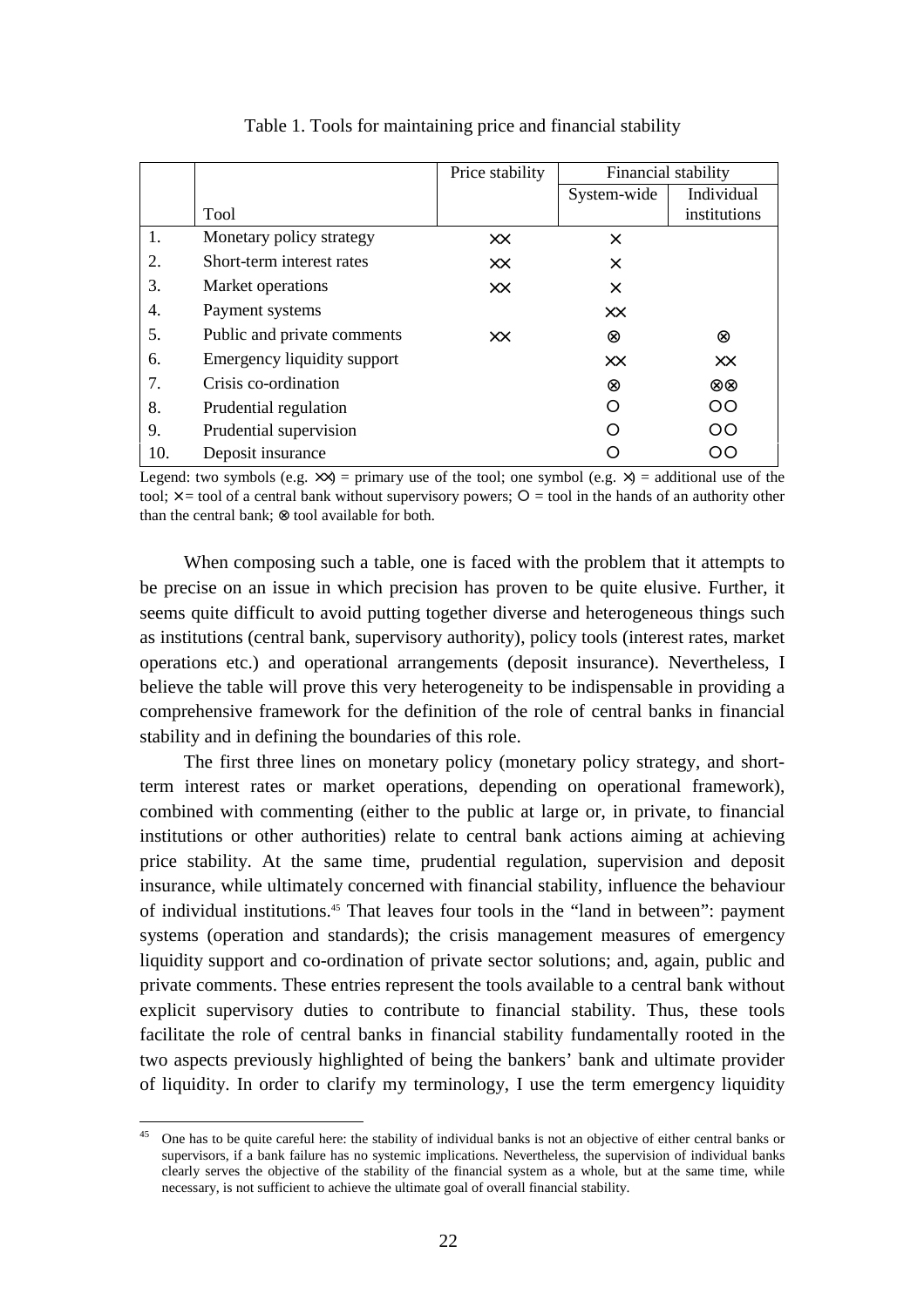Table 1. Tools for maintaining price and financial stability

| | Tool | Price stability | Financial stability | |
|---|---|---|---|---|
| | | | System-wide | Individual institutions |
| 1. | Monetary policy strategy | ×× | × | |
| 2. | Short-term interest rates | ×× | × | |
| 3. | Market operations | ×× | × | |
| 4. | Payment systems | | ×× | |
| 5. | Public and private comments | ×× | ⊗ | ⊗ |
| 6. | Emergency liquidity support | | ×× | ×× |
| 7. | Crisis co-ordination | | ⊗ | ⊗⊗ |
| 8. | Prudential regulation | | ○ | ○○ |
| 9. | Prudential supervision | | ○ | ○○ |
| 10. | Deposit insurance | | ○ | ○○ |

Legend: two symbols (e.g. ××) = primary use of the tool; one symbol (e.g. ×) = additional use of the tool; × = tool of a central bank without supervisory powers; ○ = tool in the hands of an authority other than the central bank; ⊗ tool available for both.

When composing such a table, one is faced with the problem that it attempts to be precise on an issue in which precision has proven to be quite elusive. Further, it seems quite difficult to avoid putting together diverse and heterogeneous things such as institutions (central bank, supervisory authority), policy tools (interest rates, market operations etc.) and operational arrangements (deposit insurance). Nevertheless, I believe the table will prove this very heterogeneity to be indispensable in providing a comprehensive framework for the definition of the role of central banks in financial stability and in defining the boundaries of this role.

The first three lines on monetary policy (monetary policy strategy, and short-term interest rates or market operations, depending on operational framework), combined with commenting (either to the public at large or, in private, to financial institutions or other authorities) relate to central bank actions aiming at achieving price stability. At the same time, prudential regulation, supervision and deposit insurance, while ultimately concerned with financial stability, influence the behaviour of individual institutions.[45] That leaves four tools in the "land in between": payment systems (operation and standards); the crisis management measures of emergency liquidity support and co-ordination of private sector solutions; and, again, public and private comments. These entries represent the tools available to a central bank without explicit supervisory duties to contribute to financial stability. Thus, these tools facilitate the role of central banks in financial stability fundamentally rooted in the two aspects previously highlighted of being the bankers' bank and ultimate provider of liquidity. In order to clarify my terminology, I use the term emergency liquidity

[45] One has to be quite careful here: the stability of individual banks is not an objective of either central banks or supervisors, if a bank failure has no systemic implications. Nevertheless, the supervision of individual banks clearly serves the objective of the stability of the financial system as a whole, but at the same time, while necessary, is not sufficient to achieve the ultimate goal of overall financial stability.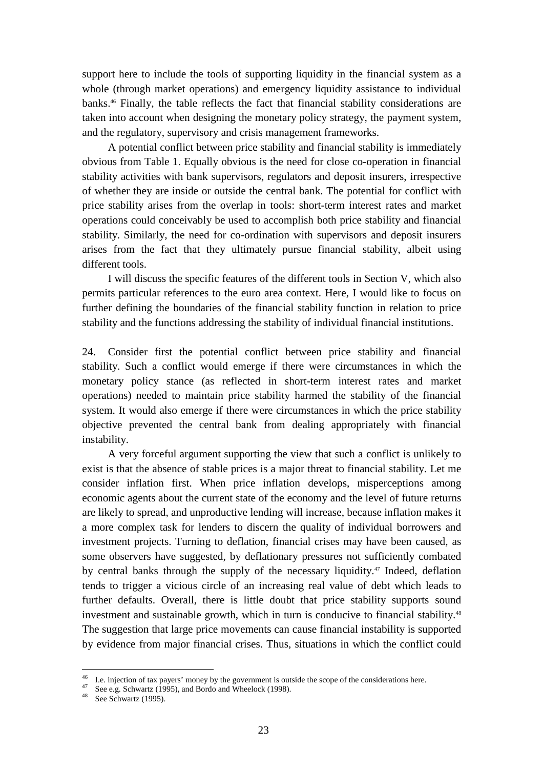support here to include the tools of supporting liquidity in the financial system as a whole (through market operations) and emergency liquidity assistance to individual banks.[46] Finally, the table reflects the fact that financial stability considerations are taken into account when designing the monetary policy strategy, the payment system, and the regulatory, supervisory and crisis management frameworks.

A potential conflict between price stability and financial stability is immediately obvious from Table 1. Equally obvious is the need for close co-operation in financial stability activities with bank supervisors, regulators and deposit insurers, irrespective of whether they are inside or outside the central bank. The potential for conflict with price stability arises from the overlap in tools: short-term interest rates and market operations could conceivably be used to accomplish both price stability and financial stability. Similarly, the need for co-ordination with supervisors and deposit insurers arises from the fact that they ultimately pursue financial stability, albeit using different tools.

I will discuss the specific features of the different tools in Section V, which also permits particular references to the euro area context. Here, I would like to focus on further defining the boundaries of the financial stability function in relation to price stability and the functions addressing the stability of individual financial institutions.

24. Consider first the potential conflict between price stability and financial stability. Such a conflict would emerge if there were circumstances in which the monetary policy stance (as reflected in short-term interest rates and market operations) needed to maintain price stability harmed the stability of the financial system. It would also emerge if there were circumstances in which the price stability objective prevented the central bank from dealing appropriately with financial instability.

A very forceful argument supporting the view that such a conflict is unlikely to exist is that the absence of stable prices is a major threat to financial stability. Let me consider inflation first. When price inflation develops, misperceptions among economic agents about the current state of the economy and the level of future returns are likely to spread, and unproductive lending will increase, because inflation makes it a more complex task for lenders to discern the quality of individual borrowers and investment projects. Turning to deflation, financial crises may have been caused, as some observers have suggested, by deflationary pressures not sufficiently combated by central banks through the supply of the necessary liquidity.[47] Indeed, deflation tends to trigger a vicious circle of an increasing real value of debt which leads to further defaults. Overall, there is little doubt that price stability supports sound investment and sustainable growth, which in turn is conducive to financial stability.[48] The suggestion that large price movements can cause financial instability is supported by evidence from major financial crises. Thus, situations in which the conflict could

---

[46] I.e. injection of tax payers' money by the government is outside the scope of the considerations here.

[47] See e.g. Schwartz (1995), and Bordo and Wheelock (1998).

[48] See Schwartz (1995).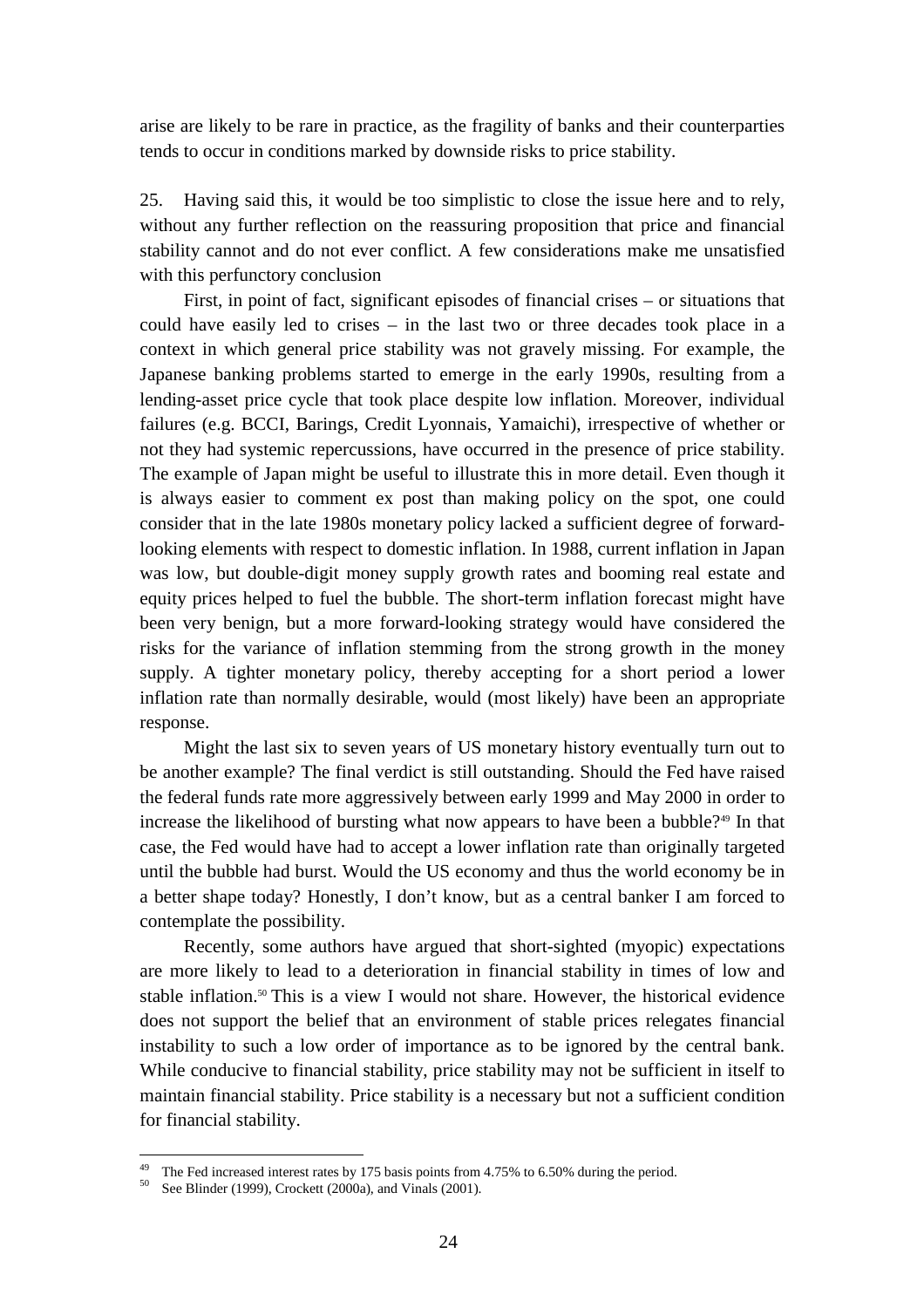arise are likely to be rare in practice, as the fragility of banks and their counterparties tends to occur in conditions marked by downside risks to price stability.

25. Having said this, it would be too simplistic to close the issue here and to rely, without any further reflection on the reassuring proposition that price and financial stability cannot and do not ever conflict. A few considerations make me unsatisfied with this perfunctory conclusion

First, in point of fact, significant episodes of financial crises – or situations that could have easily led to crises – in the last two or three decades took place in a context in which general price stability was not gravely missing. For example, the Japanese banking problems started to emerge in the early 1990s, resulting from a lending-asset price cycle that took place despite low inflation. Moreover, individual failures (e.g. BCCI, Barings, Credit Lyonnais, Yamaichi), irrespective of whether or not they had systemic repercussions, have occurred in the presence of price stability. The example of Japan might be useful to illustrate this in more detail. Even though it is always easier to comment ex post than making policy on the spot, one could consider that in the late 1980s monetary policy lacked a sufficient degree of forward-looking elements with respect to domestic inflation. In 1988, current inflation in Japan was low, but double-digit money supply growth rates and booming real estate and equity prices helped to fuel the bubble. The short-term inflation forecast might have been very benign, but a more forward-looking strategy would have considered the risks for the variance of inflation stemming from the strong growth in the money supply. A tighter monetary policy, thereby accepting for a short period a lower inflation rate than normally desirable, would (most likely) have been an appropriate response.

Might the last six to seven years of US monetary history eventually turn out to be another example? The final verdict is still outstanding. Should the Fed have raised the federal funds rate more aggressively between early 1999 and May 2000 in order to increase the likelihood of bursting what now appears to have been a bubble?[49] In that case, the Fed would have had to accept a lower inflation rate than originally targeted until the bubble had burst. Would the US economy and thus the world economy be in a better shape today? Honestly, I don't know, but as a central banker I am forced to contemplate the possibility.

Recently, some authors have argued that short-sighted (myopic) expectations are more likely to lead to a deterioration in financial stability in times of low and stable inflation.[50] This is a view I would not share. However, the historical evidence does not support the belief that an environment of stable prices relegates financial instability to such a low order of importance as to be ignored by the central bank. While conducive to financial stability, price stability may not be sufficient in itself to maintain financial stability. Price stability is a necessary but not a sufficient condition for financial stability.

[49] The Fed increased interest rates by 175 basis points from 4.75% to 6.50% during the period.

[50] See Blinder (1999), Crockett (2000a), and Vinals (2001).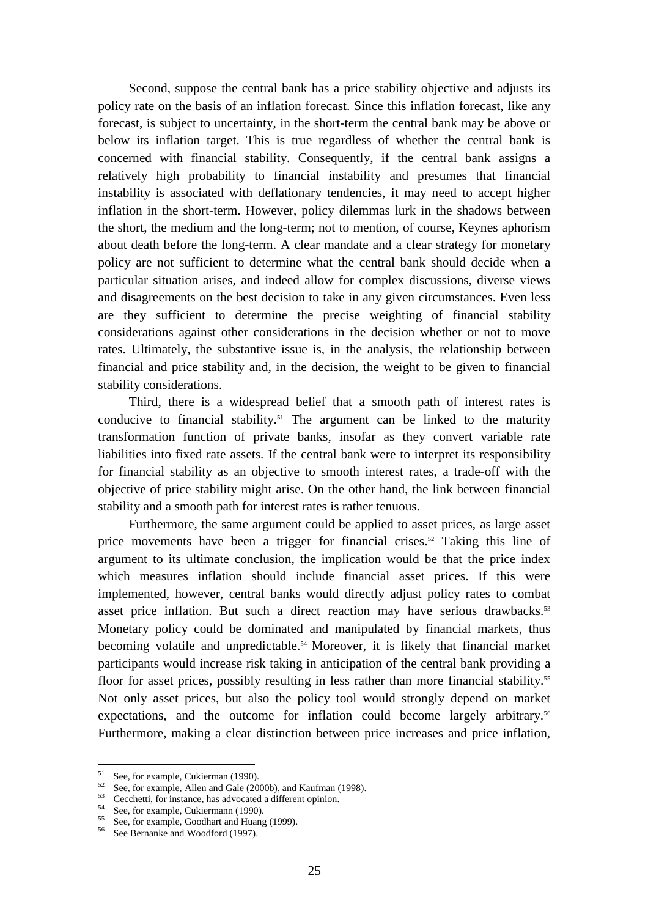Second, suppose the central bank has a price stability objective and adjusts its policy rate on the basis of an inflation forecast. Since this inflation forecast, like any forecast, is subject to uncertainty, in the short-term the central bank may be above or below its inflation target. This is true regardless of whether the central bank is concerned with financial stability. Consequently, if the central bank assigns a relatively high probability to financial instability and presumes that financial instability is associated with deflationary tendencies, it may need to accept higher inflation in the short-term. However, policy dilemmas lurk in the shadows between the short, the medium and the long-term; not to mention, of course, Keynes aphorism about death before the long-term. A clear mandate and a clear strategy for monetary policy are not sufficient to determine what the central bank should decide when a particular situation arises, and indeed allow for complex discussions, diverse views and disagreements on the best decision to take in any given circumstances. Even less are they sufficient to determine the precise weighting of financial stability considerations against other considerations in the decision whether or not to move rates. Ultimately, the substantive issue is, in the analysis, the relationship between financial and price stability and, in the decision, the weight to be given to financial stability considerations.

Third, there is a widespread belief that a smooth path of interest rates is conducive to financial stability.[51] The argument can be linked to the maturity transformation function of private banks, insofar as they convert variable rate liabilities into fixed rate assets. If the central bank were to interpret its responsibility for financial stability as an objective to smooth interest rates, a trade-off with the objective of price stability might arise. On the other hand, the link between financial stability and a smooth path for interest rates is rather tenuous.

Furthermore, the same argument could be applied to asset prices, as large asset price movements have been a trigger for financial crises.[52] Taking this line of argument to its ultimate conclusion, the implication would be that the price index which measures inflation should include financial asset prices. If this were implemented, however, central banks would directly adjust policy rates to combat asset price inflation. But such a direct reaction may have serious drawbacks.[53] Monetary policy could be dominated and manipulated by financial markets, thus becoming volatile and unpredictable.[54] Moreover, it is likely that financial market participants would increase risk taking in anticipation of the central bank providing a floor for asset prices, possibly resulting in less rather than more financial stability.[55] Not only asset prices, but also the policy tool would strongly depend on market expectations, and the outcome for inflation could become largely arbitrary.[56] Furthermore, making a clear distinction between price increases and price inflation,

---

[51] See, for example, Cukierman (1990).

[52] See, for example, Allen and Gale (2000b), and Kaufman (1998).

[53] Cecchetti, for instance, has advocated a different opinion.

[54] See, for example, Cukiermann (1990).

[55] See, for example, Goodhart and Huang (1999).

[56] See Bernanke and Woodford (1997).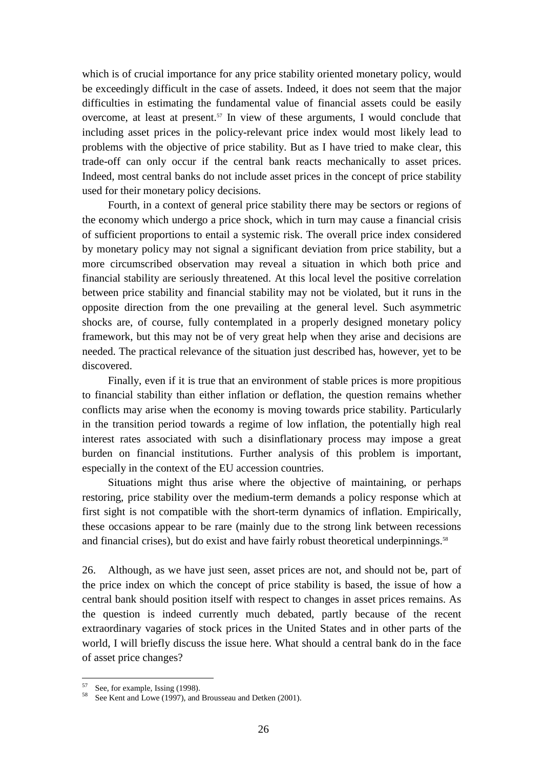which is of crucial importance for any price stability oriented monetary policy, would be exceedingly difficult in the case of assets. Indeed, it does not seem that the major difficulties in estimating the fundamental value of financial assets could be easily overcome, at least at present.[57] In view of these arguments, I would conclude that including asset prices in the policy-relevant price index would most likely lead to problems with the objective of price stability. But as I have tried to make clear, this trade-off can only occur if the central bank reacts mechanically to asset prices. Indeed, most central banks do not include asset prices in the concept of price stability used for their monetary policy decisions.

Fourth, in a context of general price stability there may be sectors or regions of the economy which undergo a price shock, which in turn may cause a financial crisis of sufficient proportions to entail a systemic risk. The overall price index considered by monetary policy may not signal a significant deviation from price stability, but a more circumscribed observation may reveal a situation in which both price and financial stability are seriously threatened. At this local level the positive correlation between price stability and financial stability may not be violated, but it runs in the opposite direction from the one prevailing at the general level. Such asymmetric shocks are, of course, fully contemplated in a properly designed monetary policy framework, but this may not be of very great help when they arise and decisions are needed. The practical relevance of the situation just described has, however, yet to be discovered.

Finally, even if it is true that an environment of stable prices is more propitious to financial stability than either inflation or deflation, the question remains whether conflicts may arise when the economy is moving towards price stability. Particularly in the transition period towards a regime of low inflation, the potentially high real interest rates associated with such a disinflationary process may impose a great burden on financial institutions. Further analysis of this problem is important, especially in the context of the EU accession countries.

Situations might thus arise where the objective of maintaining, or perhaps restoring, price stability over the medium-term demands a policy response which at first sight is not compatible with the short-term dynamics of inflation. Empirically, these occasions appear to be rare (mainly due to the strong link between recessions and financial crises), but do exist and have fairly robust theoretical underpinnings.[58]

26. Although, as we have just seen, asset prices are not, and should not be, part of the price index on which the concept of price stability is based, the issue of how a central bank should position itself with respect to changes in asset prices remains. As the question is indeed currently much debated, partly because of the recent extraordinary vagaries of stock prices in the United States and in other parts of the world, I will briefly discuss the issue here. What should a central bank do in the face of asset price changes?

---

[57] See, for example, Issing (1998).

[58] See Kent and Lowe (1997), and Brousseau and Detken (2001).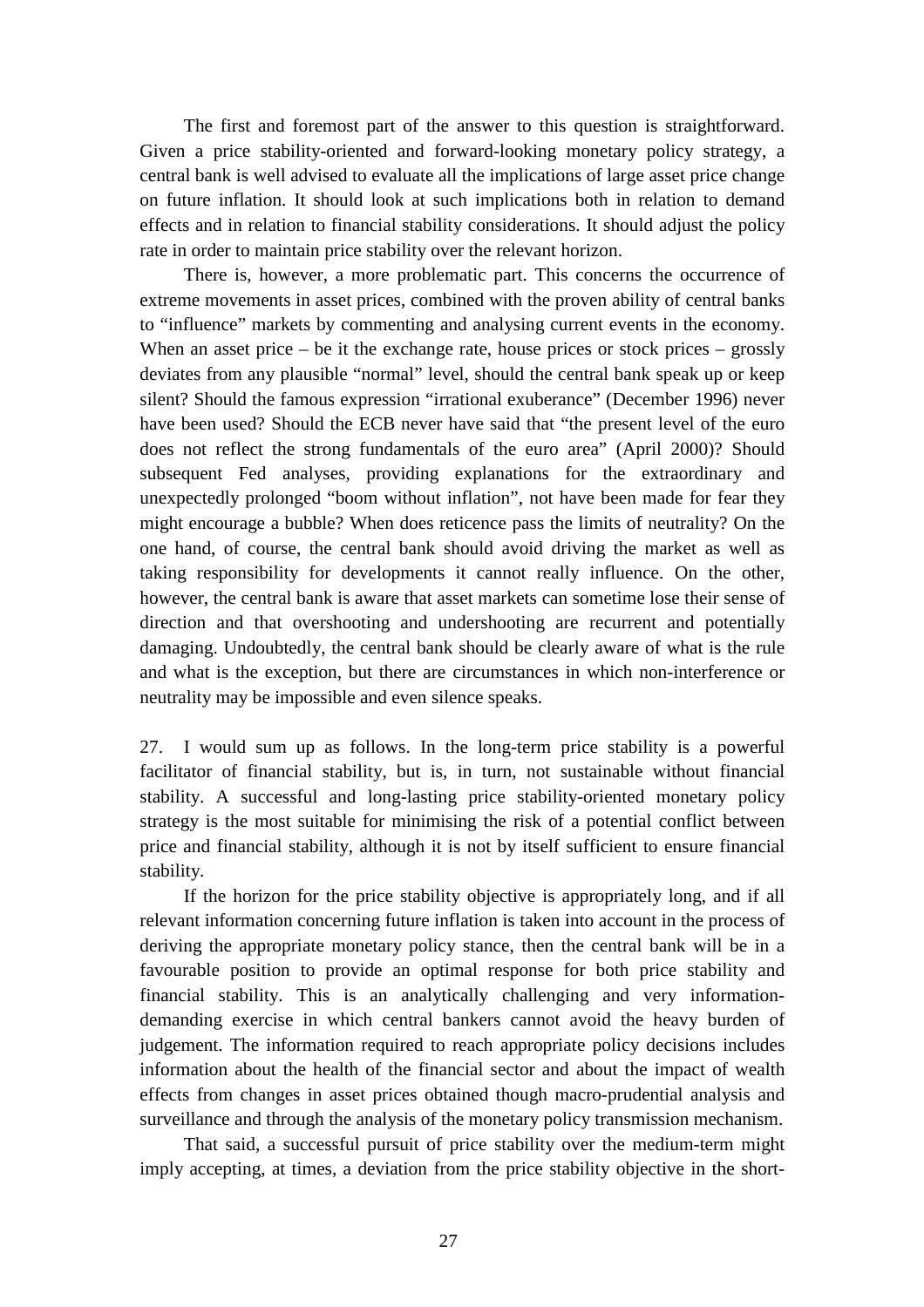The first and foremost part of the answer to this question is straightforward. Given a price stability-oriented and forward-looking monetary policy strategy, a central bank is well advised to evaluate all the implications of large asset price change on future inflation. It should look at such implications both in relation to demand effects and in relation to financial stability considerations. It should adjust the policy rate in order to maintain price stability over the relevant horizon.

There is, however, a more problematic part. This concerns the occurrence of extreme movements in asset prices, combined with the proven ability of central banks to "influence" markets by commenting and analysing current events in the economy. When an asset price – be it the exchange rate, house prices or stock prices – grossly deviates from any plausible "normal" level, should the central bank speak up or keep silent? Should the famous expression "irrational exuberance" (December 1996) never have been used? Should the ECB never have said that "the present level of the euro does not reflect the strong fundamentals of the euro area" (April 2000)? Should subsequent Fed analyses, providing explanations for the extraordinary and unexpectedly prolonged "boom without inflation", not have been made for fear they might encourage a bubble? When does reticence pass the limits of neutrality? On the one hand, of course, the central bank should avoid driving the market as well as taking responsibility for developments it cannot really influence. On the other, however, the central bank is aware that asset markets can sometime lose their sense of direction and that overshooting and undershooting are recurrent and potentially damaging. Undoubtedly, the central bank should be clearly aware of what is the rule and what is the exception, but there are circumstances in which non-interference or neutrality may be impossible and even silence speaks.

27. I would sum up as follows. In the long-term price stability is a powerful facilitator of financial stability, but is, in turn, not sustainable without financial stability. A successful and long-lasting price stability-oriented monetary policy strategy is the most suitable for minimising the risk of a potential conflict between price and financial stability, although it is not by itself sufficient to ensure financial stability.

If the horizon for the price stability objective is appropriately long, and if all relevant information concerning future inflation is taken into account in the process of deriving the appropriate monetary policy stance, then the central bank will be in a favourable position to provide an optimal response for both price stability and financial stability. This is an analytically challenging and very information-demanding exercise in which central bankers cannot avoid the heavy burden of judgement. The information required to reach appropriate policy decisions includes information about the health of the financial sector and about the impact of wealth effects from changes in asset prices obtained though macro-prudential analysis and surveillance and through the analysis of the monetary policy transmission mechanism.

That said, a successful pursuit of price stability over the medium-term might imply accepting, at times, a deviation from the price stability objective in the short-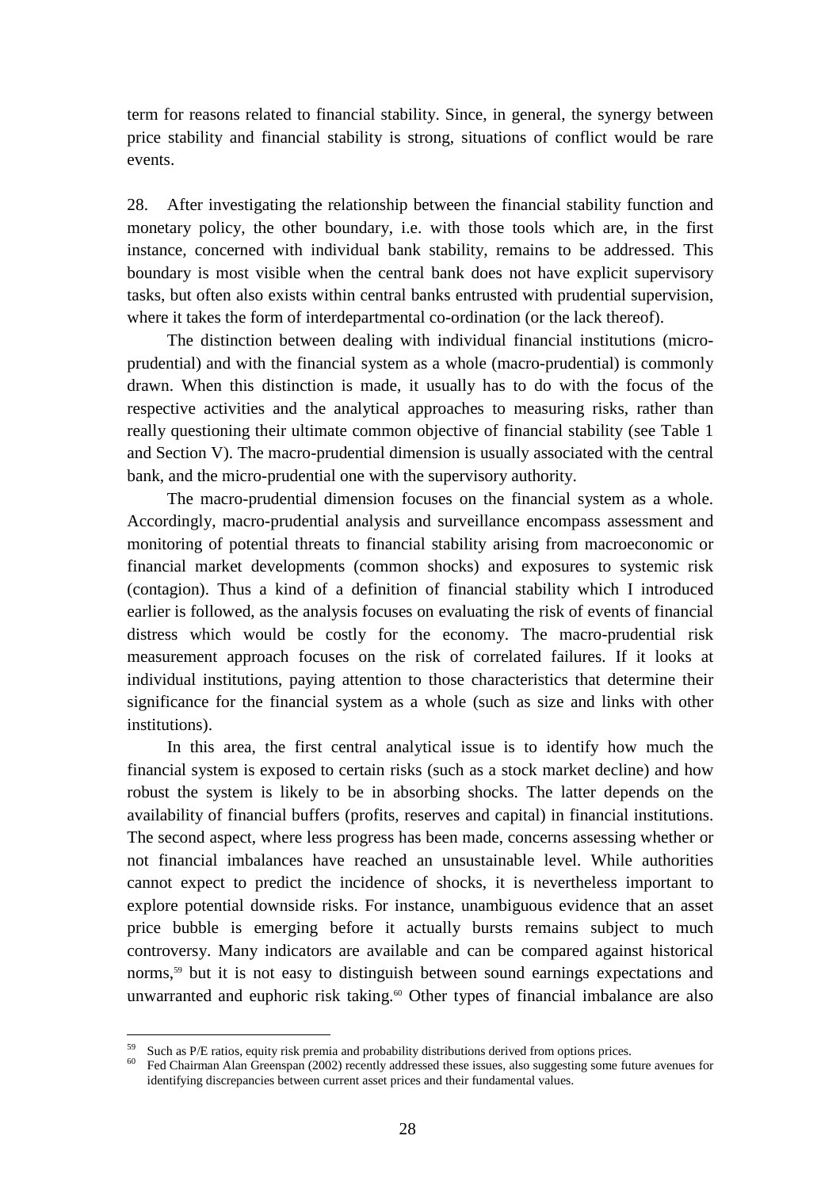term for reasons related to financial stability. Since, in general, the synergy between price stability and financial stability is strong, situations of conflict would be rare events.

28. After investigating the relationship between the financial stability function and monetary policy, the other boundary, i.e. with those tools which are, in the first instance, concerned with individual bank stability, remains to be addressed. This boundary is most visible when the central bank does not have explicit supervisory tasks, but often also exists within central banks entrusted with prudential supervision, where it takes the form of interdepartmental co-ordination (or the lack thereof).

The distinction between dealing with individual financial institutions (micro-prudential) and with the financial system as a whole (macro-prudential) is commonly drawn. When this distinction is made, it usually has to do with the focus of the respective activities and the analytical approaches to measuring risks, rather than really questioning their ultimate common objective of financial stability (see Table 1 and Section V). The macro-prudential dimension is usually associated with the central bank, and the micro-prudential one with the supervisory authority.

The macro-prudential dimension focuses on the financial system as a whole. Accordingly, macro-prudential analysis and surveillance encompass assessment and monitoring of potential threats to financial stability arising from macroeconomic or financial market developments (common shocks) and exposures to systemic risk (contagion). Thus a kind of a definition of financial stability which I introduced earlier is followed, as the analysis focuses on evaluating the risk of events of financial distress which would be costly for the economy. The macro-prudential risk measurement approach focuses on the risk of correlated failures. If it looks at individual institutions, paying attention to those characteristics that determine their significance for the financial system as a whole (such as size and links with other institutions).

In this area, the first central analytical issue is to identify how much the financial system is exposed to certain risks (such as a stock market decline) and how robust the system is likely to be in absorbing shocks. The latter depends on the availability of financial buffers (profits, reserves and capital) in financial institutions. The second aspect, where less progress has been made, concerns assessing whether or not financial imbalances have reached an unsustainable level. While authorities cannot expect to predict the incidence of shocks, it is nevertheless important to explore potential downside risks. For instance, unambiguous evidence that an asset price bubble is emerging before it actually bursts remains subject to much controversy. Many indicators are available and can be compared against historical norms,[59] but it is not easy to distinguish between sound earnings expectations and unwarranted and euphoric risk taking.[60] Other types of financial imbalance are also

[59] Such as P/E ratios, equity risk premia and probability distributions derived from options prices.

[60] Fed Chairman Alan Greenspan (2002) recently addressed these issues, also suggesting some future avenues for identifying discrepancies between current asset prices and their fundamental values.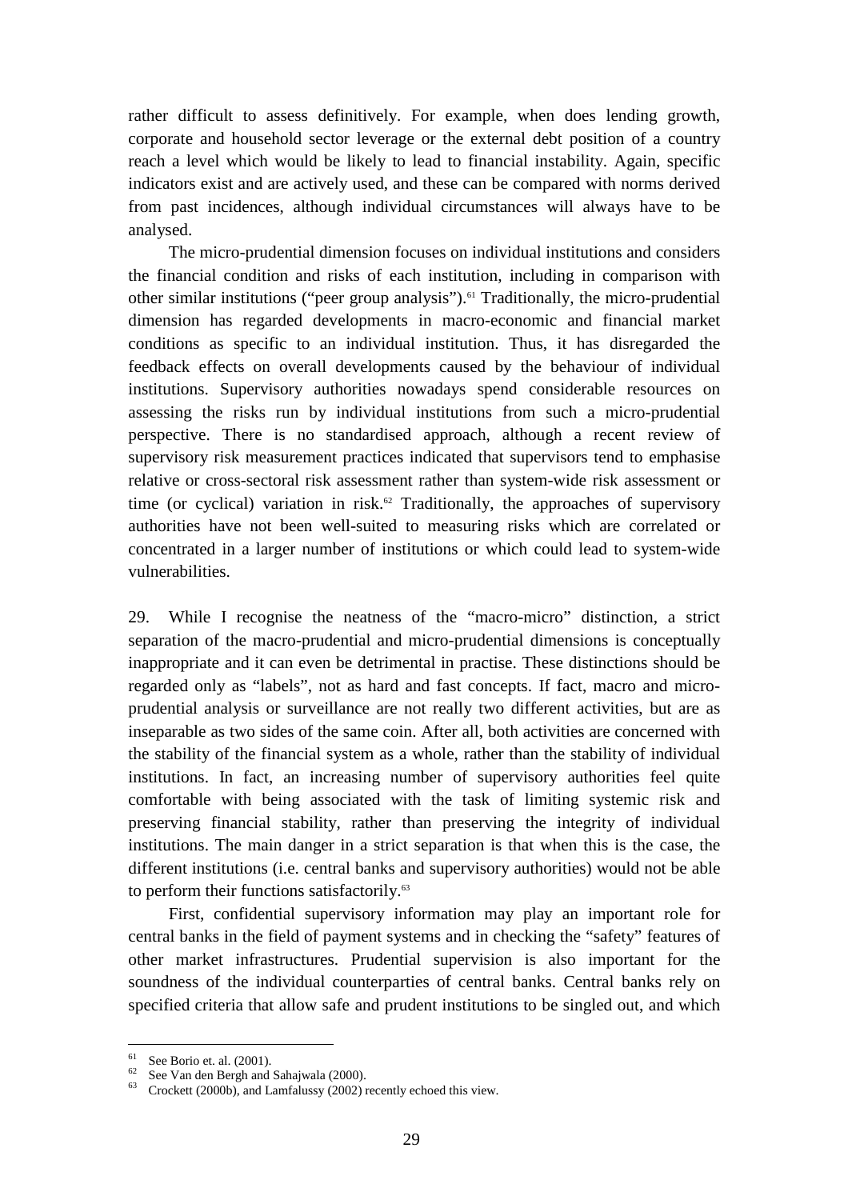rather difficult to assess definitively. For example, when does lending growth, corporate and household sector leverage or the external debt position of a country reach a level which would be likely to lead to financial instability. Again, specific indicators exist and are actively used, and these can be compared with norms derived from past incidences, although individual circumstances will always have to be analysed.

The micro-prudential dimension focuses on individual institutions and considers the financial condition and risks of each institution, including in comparison with other similar institutions ("peer group analysis").[61] Traditionally, the micro-prudential dimension has regarded developments in macro-economic and financial market conditions as specific to an individual institution. Thus, it has disregarded the feedback effects on overall developments caused by the behaviour of individual institutions. Supervisory authorities nowadays spend considerable resources on assessing the risks run by individual institutions from such a micro-prudential perspective. There is no standardised approach, although a recent review of supervisory risk measurement practices indicated that supervisors tend to emphasise relative or cross-sectoral risk assessment rather than system-wide risk assessment or time (or cyclical) variation in risk.[62] Traditionally, the approaches of supervisory authorities have not been well-suited to measuring risks which are correlated or concentrated in a larger number of institutions or which could lead to system-wide vulnerabilities.

29. While I recognise the neatness of the "macro-micro" distinction, a strict separation of the macro-prudential and micro-prudential dimensions is conceptually inappropriate and it can even be detrimental in practise. These distinctions should be regarded only as "labels", not as hard and fast concepts. If fact, macro and micro-prudential analysis or surveillance are not really two different activities, but are as inseparable as two sides of the same coin. After all, both activities are concerned with the stability of the financial system as a whole, rather than the stability of individual institutions. In fact, an increasing number of supervisory authorities feel quite comfortable with being associated with the task of limiting systemic risk and preserving financial stability, rather than preserving the integrity of individual institutions. The main danger in a strict separation is that when this is the case, the different institutions (i.e. central banks and supervisory authorities) would not be able to perform their functions satisfactorily.[63]

First, confidential supervisory information may play an important role for central banks in the field of payment systems and in checking the "safety" features of other market infrastructures. Prudential supervision is also important for the soundness of the individual counterparties of central banks. Central banks rely on specified criteria that allow safe and prudent institutions to be singled out, and which

---

[61] See Borio et. al. (2001).

[62] See Van den Bergh and Sahajwala (2000).

[63] Crockett (2000b), and Lamfalussy (2002) recently echoed this view.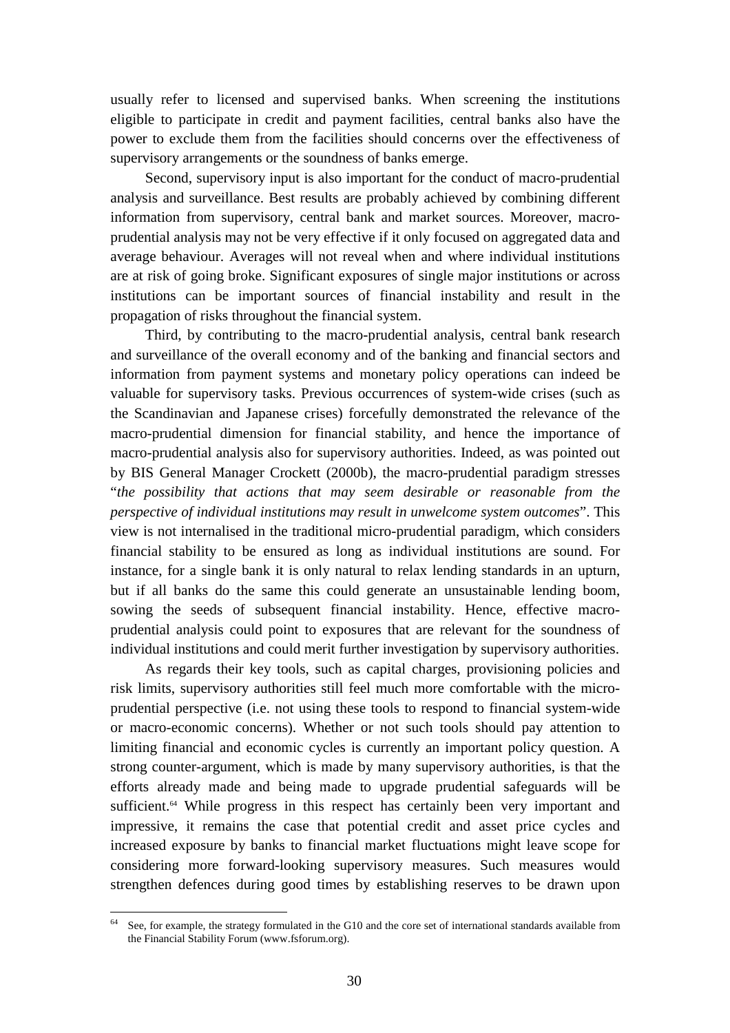usually refer to licensed and supervised banks. When screening the institutions eligible to participate in credit and payment facilities, central banks also have the power to exclude them from the facilities should concerns over the effectiveness of supervisory arrangements or the soundness of banks emerge.

Second, supervisory input is also important for the conduct of macro-prudential analysis and surveillance. Best results are probably achieved by combining different information from supervisory, central bank and market sources. Moreover, macro-prudential analysis may not be very effective if it only focused on aggregated data and average behaviour. Averages will not reveal when and where individual institutions are at risk of going broke. Significant exposures of single major institutions or across institutions can be important sources of financial instability and result in the propagation of risks throughout the financial system.

Third, by contributing to the macro-prudential analysis, central bank research and surveillance of the overall economy and of the banking and financial sectors and information from payment systems and monetary policy operations can indeed be valuable for supervisory tasks. Previous occurrences of system-wide crises (such as the Scandinavian and Japanese crises) forcefully demonstrated the relevance of the macro-prudential dimension for financial stability, and hence the importance of macro-prudential analysis also for supervisory authorities. Indeed, as was pointed out by BIS General Manager Crockett (2000b), the macro-prudential paradigm stresses "*the possibility that actions that may seem desirable or reasonable from the perspective of individual institutions may result in unwelcome system outcomes*". This view is not internalised in the traditional micro-prudential paradigm, which considers financial stability to be ensured as long as individual institutions are sound. For instance, for a single bank it is only natural to relax lending standards in an upturn, but if all banks do the same this could generate an unsustainable lending boom, sowing the seeds of subsequent financial instability. Hence, effective macro-prudential analysis could point to exposures that are relevant for the soundness of individual institutions and could merit further investigation by supervisory authorities.

As regards their key tools, such as capital charges, provisioning policies and risk limits, supervisory authorities still feel much more comfortable with the micro-prudential perspective (i.e. not using these tools to respond to financial system-wide or macro-economic concerns). Whether or not such tools should pay attention to limiting financial and economic cycles is currently an important policy question. A strong counter-argument, which is made by many supervisory authorities, is that the efforts already made and being made to upgrade prudential safeguards will be sufficient.[64] While progress in this respect has certainly been very important and impressive, it remains the case that potential credit and asset price cycles and increased exposure by banks to financial market fluctuations might leave scope for considering more forward-looking supervisory measures. Such measures would strengthen defences during good times by establishing reserves to be drawn upon

---

[64] See, for example, the strategy formulated in the G10 and the core set of international standards available from the Financial Stability Forum (www.fsforum.org).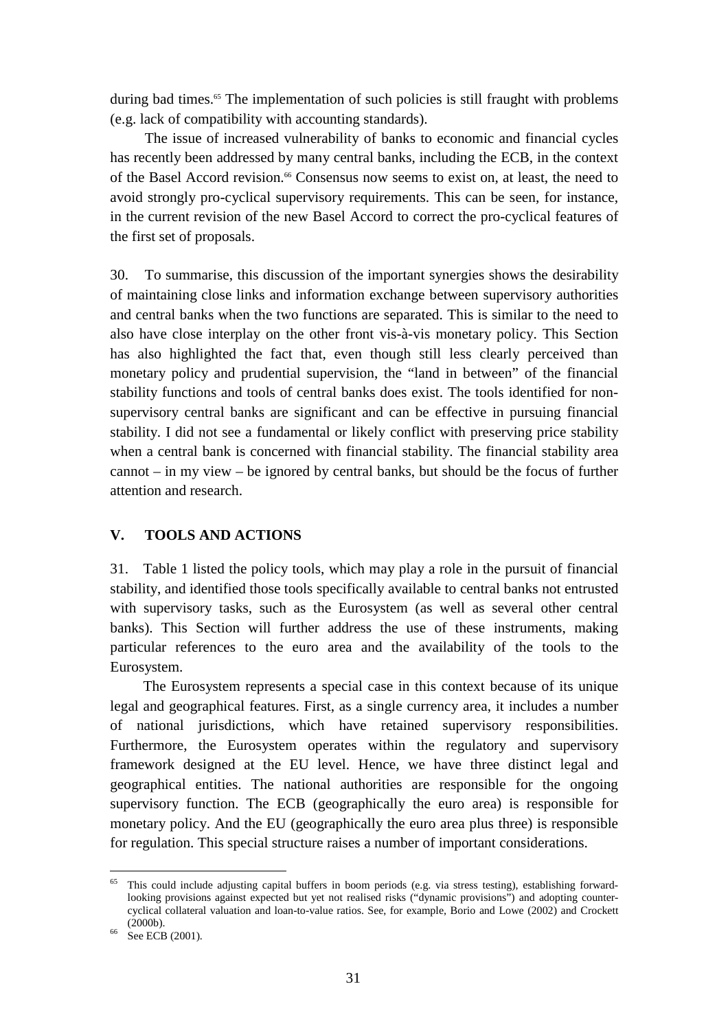during bad times.[65] The implementation of such policies is still fraught with problems (e.g. lack of compatibility with accounting standards).

The issue of increased vulnerability of banks to economic and financial cycles has recently been addressed by many central banks, including the ECB, in the context of the Basel Accord revision.[66] Consensus now seems to exist on, at least, the need to avoid strongly pro-cyclical supervisory requirements. This can be seen, for instance, in the current revision of the new Basel Accord to correct the pro-cyclical features of the first set of proposals.

30. To summarise, this discussion of the important synergies shows the desirability of maintaining close links and information exchange between supervisory authorities and central banks when the two functions are separated. This is similar to the need to also have close interplay on the other front vis-à-vis monetary policy. This Section has also highlighted the fact that, even though still less clearly perceived than monetary policy and prudential supervision, the "land in between" of the financial stability functions and tools of central banks does exist. The tools identified for non-supervisory central banks are significant and can be effective in pursuing financial stability. I did not see a fundamental or likely conflict with preserving price stability when a central bank is concerned with financial stability. The financial stability area cannot – in my view – be ignored by central banks, but should be the focus of further attention and research.

## V. TOOLS AND ACTIONS

31. Table 1 listed the policy tools, which may play a role in the pursuit of financial stability, and identified those tools specifically available to central banks not entrusted with supervisory tasks, such as the Eurosystem (as well as several other central banks). This Section will further address the use of these instruments, making particular references to the euro area and the availability of the tools to the Eurosystem.

The Eurosystem represents a special case in this context because of its unique legal and geographical features. First, as a single currency area, it includes a number of national jurisdictions, which have retained supervisory responsibilities. Furthermore, the Eurosystem operates within the regulatory and supervisory framework designed at the EU level. Hence, we have three distinct legal and geographical entities. The national authorities are responsible for the ongoing supervisory function. The ECB (geographically the euro area) is responsible for monetary policy. And the EU (geographically the euro area plus three) is responsible for regulation. This special structure raises a number of important considerations.

---

[65] This could include adjusting capital buffers in boom periods (e.g. via stress testing), establishing forward-looking provisions against expected but yet not realised risks ("dynamic provisions") and adopting counter-cyclical collateral valuation and loan-to-value ratios. See, for example, Borio and Lowe (2002) and Crockett (2000b).

[66] See ECB (2001).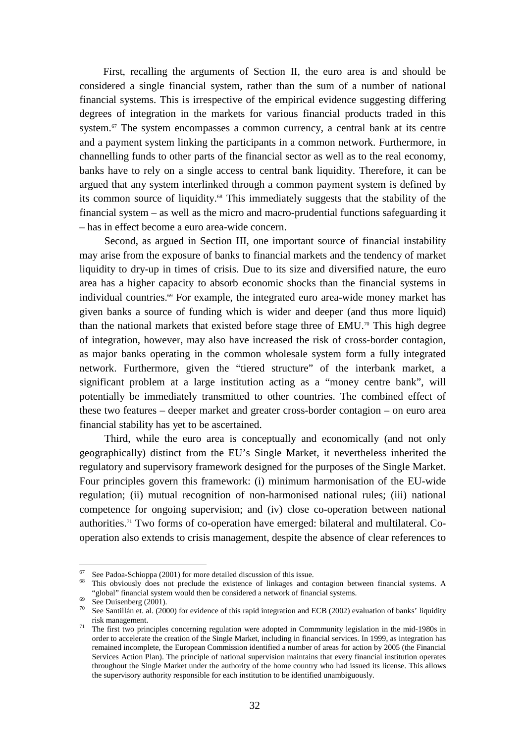First, recalling the arguments of Section II, the euro area is and should be considered a single financial system, rather than the sum of a number of national financial systems. This is irrespective of the empirical evidence suggesting differing degrees of integration in the markets for various financial products traded in this system.[67] The system encompasses a common currency, a central bank at its centre and a payment system linking the participants in a common network. Furthermore, in channelling funds to other parts of the financial sector as well as to the real economy, banks have to rely on a single access to central bank liquidity. Therefore, it can be argued that any system interlinked through a common payment system is defined by its common source of liquidity.[68] This immediately suggests that the stability of the financial system – as well as the micro and macro-prudential functions safeguarding it – has in effect become a euro area-wide concern.

Second, as argued in Section III, one important source of financial instability may arise from the exposure of banks to financial markets and the tendency of market liquidity to dry-up in times of crisis. Due to its size and diversified nature, the euro area has a higher capacity to absorb economic shocks than the financial systems in individual countries.[69] For example, the integrated euro area-wide money market has given banks a source of funding which is wider and deeper (and thus more liquid) than the national markets that existed before stage three of EMU.[70] This high degree of integration, however, may also have increased the risk of cross-border contagion, as major banks operating in the common wholesale system form a fully integrated network. Furthermore, given the "tiered structure" of the interbank market, a significant problem at a large institution acting as a "money centre bank", will potentially be immediately transmitted to other countries. The combined effect of these two features – deeper market and greater cross-border contagion – on euro area financial stability has yet to be ascertained.

Third, while the euro area is conceptually and economically (and not only geographically) distinct from the EU's Single Market, it nevertheless inherited the regulatory and supervisory framework designed for the purposes of the Single Market. Four principles govern this framework: (i) minimum harmonisation of the EU-wide regulation; (ii) mutual recognition of non-harmonised national rules; (iii) national competence for ongoing supervision; and (iv) close co-operation between national authorities.[71] Two forms of co-operation have emerged: bilateral and multilateral. Co-operation also extends to crisis management, despite the absence of clear references to

---

[67] See Padoa-Schioppa (2001) for more detailed discussion of this issue.

[68] This obviously does not preclude the existence of linkages and contagion between financial systems. A "global" financial system would then be considered a network of financial systems.

[69] See Duisenberg (2001).

[70] See Santillán et. al. (2000) for evidence of this rapid integration and ECB (2002) evaluation of banks' liquidity risk management.

[71] The first two principles concerning regulation were adopted in Commmunity legislation in the mid-1980s in order to accelerate the creation of the Single Market, including in financial services. In 1999, as integration has remained incomplete, the European Commission identified a number of areas for action by 2005 (the Financial Services Action Plan). The principle of national supervision maintains that every financial institution operates throughout the Single Market under the authority of the home country who had issued its license. This allows the supervisory authority responsible for each institution to be identified unambiguously.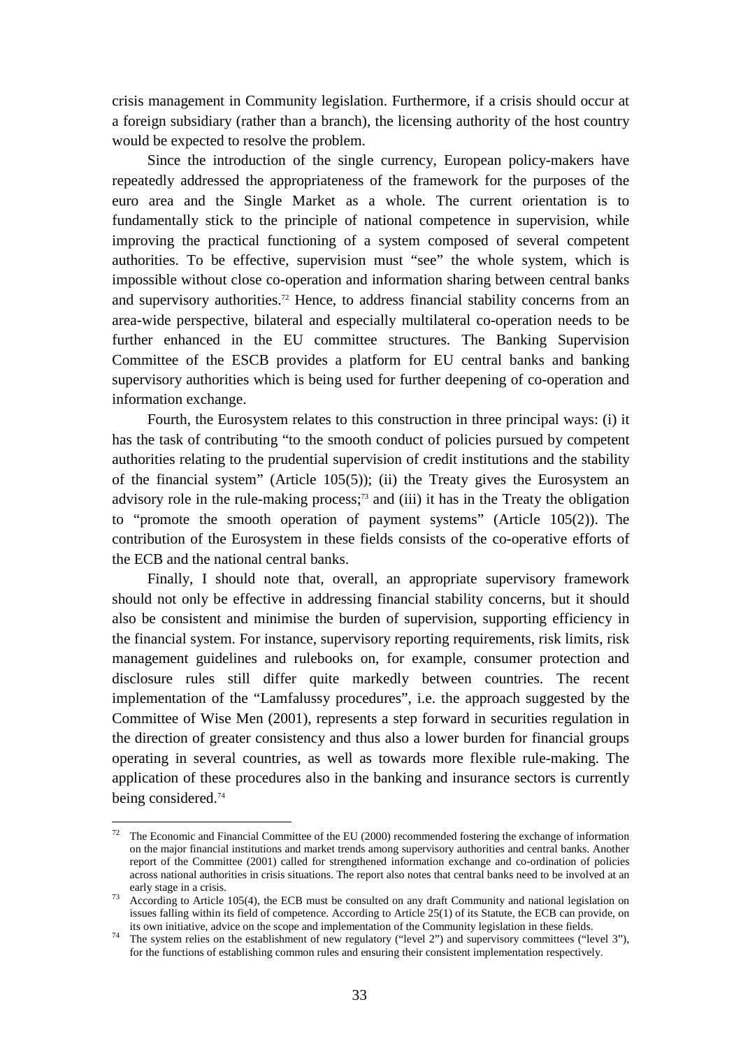crisis management in Community legislation. Furthermore, if a crisis should occur at a foreign subsidiary (rather than a branch), the licensing authority of the host country would be expected to resolve the problem.

Since the introduction of the single currency, European policy-makers have repeatedly addressed the appropriateness of the framework for the purposes of the euro area and the Single Market as a whole. The current orientation is to fundamentally stick to the principle of national competence in supervision, while improving the practical functioning of a system composed of several competent authorities. To be effective, supervision must "see" the whole system, which is impossible without close co-operation and information sharing between central banks and supervisory authorities.[72] Hence, to address financial stability concerns from an area-wide perspective, bilateral and especially multilateral co-operation needs to be further enhanced in the EU committee structures. The Banking Supervision Committee of the ESCB provides a platform for EU central banks and banking supervisory authorities which is being used for further deepening of co-operation and information exchange.

Fourth, the Eurosystem relates to this construction in three principal ways: (i) it has the task of contributing "to the smooth conduct of policies pursued by competent authorities relating to the prudential supervision of credit institutions and the stability of the financial system" (Article 105(5)); (ii) the Treaty gives the Eurosystem an advisory role in the rule-making process;[73] and (iii) it has in the Treaty the obligation to "promote the smooth operation of payment systems" (Article 105(2)). The contribution of the Eurosystem in these fields consists of the co-operative efforts of the ECB and the national central banks.

Finally, I should note that, overall, an appropriate supervisory framework should not only be effective in addressing financial stability concerns, but it should also be consistent and minimise the burden of supervision, supporting efficiency in the financial system. For instance, supervisory reporting requirements, risk limits, risk management guidelines and rulebooks on, for example, consumer protection and disclosure rules still differ quite markedly between countries. The recent implementation of the "Lamfalussy procedures", i.e. the approach suggested by the Committee of Wise Men (2001), represents a step forward in securities regulation in the direction of greater consistency and thus also a lower burden for financial groups operating in several countries, as well as towards more flexible rule-making. The application of these procedures also in the banking and insurance sectors is currently being considered.[74]

---

[72] The Economic and Financial Committee of the EU (2000) recommended fostering the exchange of information on the major financial institutions and market trends among supervisory authorities and central banks. Another report of the Committee (2001) called for strengthened information exchange and co-ordination of policies across national authorities in crisis situations. The report also notes that central banks need to be involved at an early stage in a crisis.

[73] According to Article 105(4), the ECB must be consulted on any draft Community and national legislation on issues falling within its field of competence. According to Article 25(1) of its Statute, the ECB can provide, on its own initiative, advice on the scope and implementation of the Community legislation in these fields.

[74] The system relies on the establishment of new regulatory ("level 2") and supervisory committees ("level 3"), for the functions of establishing common rules and ensuring their consistent implementation respectively.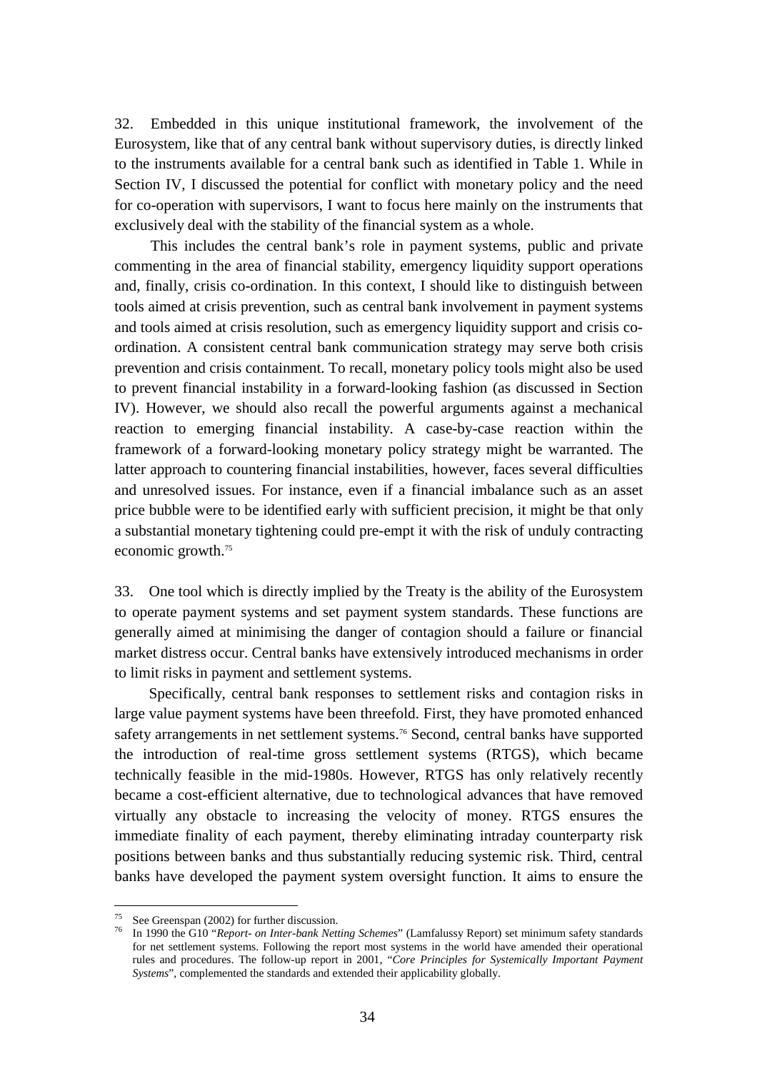32. Embedded in this unique institutional framework, the involvement of the Eurosystem, like that of any central bank without supervisory duties, is directly linked to the instruments available for a central bank such as identified in Table 1. While in Section IV, I discussed the potential for conflict with monetary policy and the need for co-operation with supervisors, I want to focus here mainly on the instruments that exclusively deal with the stability of the financial system as a whole.

This includes the central bank's role in payment systems, public and private commenting in the area of financial stability, emergency liquidity support operations and, finally, crisis co-ordination. In this context, I should like to distinguish between tools aimed at crisis prevention, such as central bank involvement in payment systems and tools aimed at crisis resolution, such as emergency liquidity support and crisis co-ordination. A consistent central bank communication strategy may serve both crisis prevention and crisis containment. To recall, monetary policy tools might also be used to prevent financial instability in a forward-looking fashion (as discussed in Section IV). However, we should also recall the powerful arguments against a mechanical reaction to emerging financial instability. A case-by-case reaction within the framework of a forward-looking monetary policy strategy might be warranted. The latter approach to countering financial instabilities, however, faces several difficulties and unresolved issues. For instance, even if a financial imbalance such as an asset price bubble were to be identified early with sufficient precision, it might be that only a substantial monetary tightening could pre-empt it with the risk of unduly contracting economic growth.[75]

33. One tool which is directly implied by the Treaty is the ability of the Eurosystem to operate payment systems and set payment system standards. These functions are generally aimed at minimising the danger of contagion should a failure or financial market distress occur. Central banks have extensively introduced mechanisms in order to limit risks in payment and settlement systems.

Specifically, central bank responses to settlement risks and contagion risks in large value payment systems have been threefold. First, they have promoted enhanced safety arrangements in net settlement systems.[76] Second, central banks have supported the introduction of real-time gross settlement systems (RTGS), which became technically feasible in the mid-1980s. However, RTGS has only relatively recently became a cost-efficient alternative, due to technological advances that have removed virtually any obstacle to increasing the velocity of money. RTGS ensures the immediate finality of each payment, thereby eliminating intraday counterparty risk positions between banks and thus substantially reducing systemic risk. Third, central banks have developed the payment system oversight function. It aims to ensure the

---

[75] See Greenspan (2002) for further discussion.

[76] In 1990 the G10 "*Report- on Inter-bank Netting Schemes*" (Lamfalussy Report) set minimum safety standards for net settlement systems. Following the report most systems in the world have amended their operational rules and procedures. The follow-up report in 2001, "*Core Principles for Systemically Important Payment Systems*", complemented the standards and extended their applicability globally.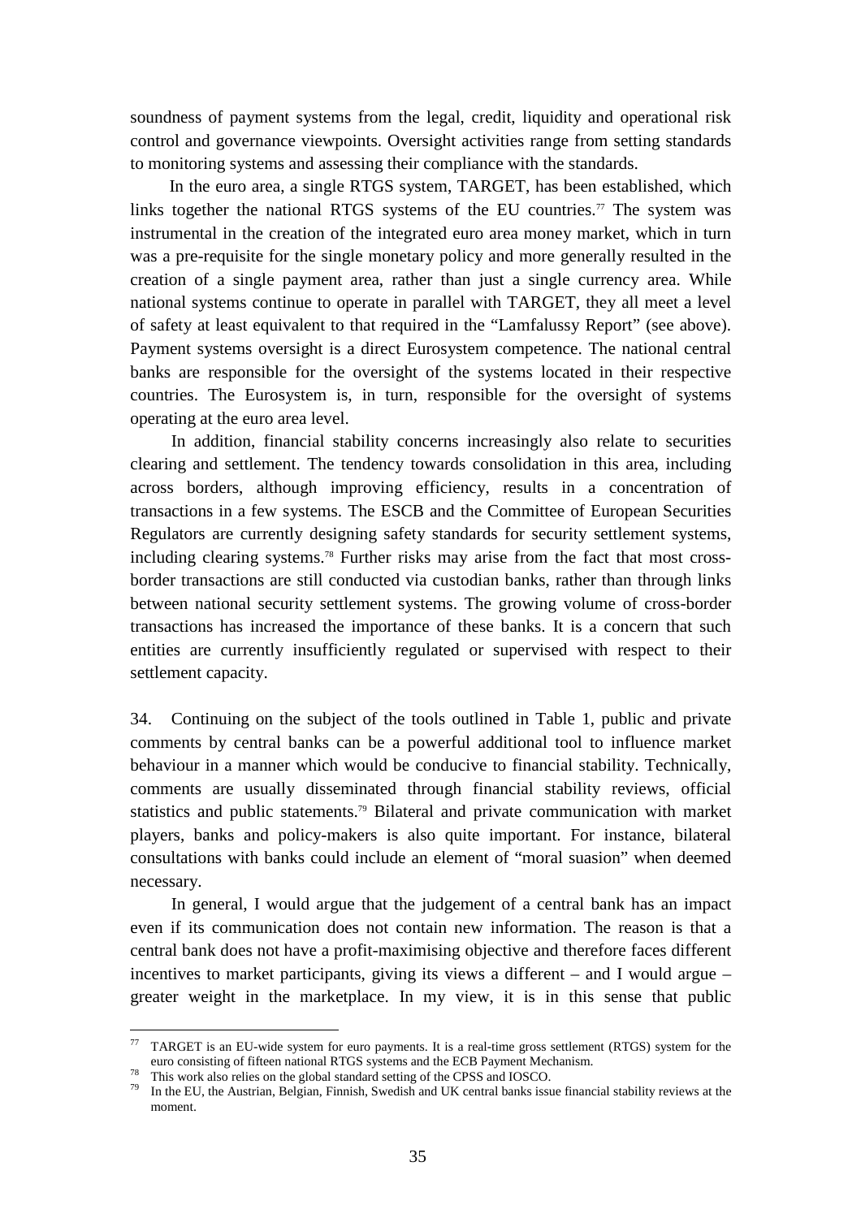soundness of payment systems from the legal, credit, liquidity and operational risk control and governance viewpoints. Oversight activities range from setting standards to monitoring systems and assessing their compliance with the standards.

In the euro area, a single RTGS system, TARGET, has been established, which links together the national RTGS systems of the EU countries.[77] The system was instrumental in the creation of the integrated euro area money market, which in turn was a pre-requisite for the single monetary policy and more generally resulted in the creation of a single payment area, rather than just a single currency area. While national systems continue to operate in parallel with TARGET, they all meet a level of safety at least equivalent to that required in the "Lamfalussy Report" (see above). Payment systems oversight is a direct Eurosystem competence. The national central banks are responsible for the oversight of the systems located in their respective countries. The Eurosystem is, in turn, responsible for the oversight of systems operating at the euro area level.

In addition, financial stability concerns increasingly also relate to securities clearing and settlement. The tendency towards consolidation in this area, including across borders, although improving efficiency, results in a concentration of transactions in a few systems. The ESCB and the Committee of European Securities Regulators are currently designing safety standards for security settlement systems, including clearing systems.[78] Further risks may arise from the fact that most cross-border transactions are still conducted via custodian banks, rather than through links between national security settlement systems. The growing volume of cross-border transactions has increased the importance of these banks. It is a concern that such entities are currently insufficiently regulated or supervised with respect to their settlement capacity.

34. Continuing on the subject of the tools outlined in Table 1, public and private comments by central banks can be a powerful additional tool to influence market behaviour in a manner which would be conducive to financial stability. Technically, comments are usually disseminated through financial stability reviews, official statistics and public statements.[79] Bilateral and private communication with market players, banks and policy-makers is also quite important. For instance, bilateral consultations with banks could include an element of "moral suasion" when deemed necessary.

In general, I would argue that the judgement of a central bank has an impact even if its communication does not contain new information. The reason is that a central bank does not have a profit-maximising objective and therefore faces different incentives to market participants, giving its views a different – and I would argue – greater weight in the marketplace. In my view, it is in this sense that public

---

[77] TARGET is an EU-wide system for euro payments. It is a real-time gross settlement (RTGS) system for the euro consisting of fifteen national RTGS systems and the ECB Payment Mechanism.

[78] This work also relies on the global standard setting of the CPSS and IOSCO.

[79] In the EU, the Austrian, Belgian, Finnish, Swedish and UK central banks issue financial stability reviews at the moment.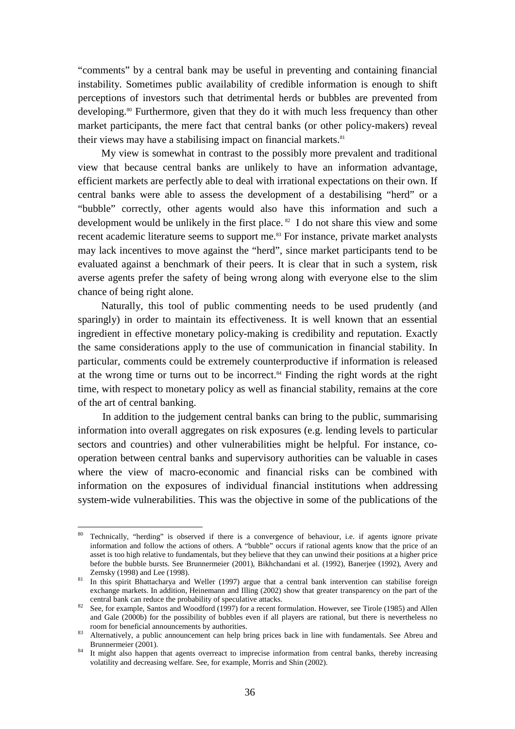"comments" by a central bank may be useful in preventing and containing financial instability. Sometimes public availability of credible information is enough to shift perceptions of investors such that detrimental herds or bubbles are prevented from developing.[80] Furthermore, given that they do it with much less frequency than other market participants, the mere fact that central banks (or other policy-makers) reveal their views may have a stabilising impact on financial markets.[81]

My view is somewhat in contrast to the possibly more prevalent and traditional view that because central banks are unlikely to have an information advantage, efficient markets are perfectly able to deal with irrational expectations on their own. If central banks were able to assess the development of a destabilising "herd" or a "bubble" correctly, other agents would also have this information and such a development would be unlikely in the first place.[82] I do not share this view and some recent academic literature seems to support me.[83] For instance, private market analysts may lack incentives to move against the "herd", since market participants tend to be evaluated against a benchmark of their peers. It is clear that in such a system, risk averse agents prefer the safety of being wrong along with everyone else to the slim chance of being right alone.

Naturally, this tool of public commenting needs to be used prudently (and sparingly) in order to maintain its effectiveness. It is well known that an essential ingredient in effective monetary policy-making is credibility and reputation. Exactly the same considerations apply to the use of communication in financial stability. In particular, comments could be extremely counterproductive if information is released at the wrong time or turns out to be incorrect.[84] Finding the right words at the right time, with respect to monetary policy as well as financial stability, remains at the core of the art of central banking.

In addition to the judgement central banks can bring to the public, summarising information into overall aggregates on risk exposures (e.g. lending levels to particular sectors and countries) and other vulnerabilities might be helpful. For instance, co-operation between central banks and supervisory authorities can be valuable in cases where the view of macro-economic and financial risks can be combined with information on the exposures of individual financial institutions when addressing system-wide vulnerabilities. This was the objective in some of the publications of the

---

[80] Technically, "herding" is observed if there is a convergence of behaviour, i.e. if agents ignore private information and follow the actions of others. A "bubble" occurs if rational agents know that the price of an asset is too high relative to fundamentals, but they believe that they can unwind their positions at a higher price before the bubble bursts. See Brunnermeier (2001), Bikhchandani et al. (1992), Banerjee (1992), Avery and Zemsky (1998) and Lee (1998).

[81] In this spirit Bhattacharya and Weller (1997) argue that a central bank intervention can stabilise foreign exchange markets. In addition, Heinemann and Illing (2002) show that greater transparency on the part of the central bank can reduce the probability of speculative attacks.

[82] See, for example, Santos and Woodford (1997) for a recent formulation. However, see Tirole (1985) and Allen and Gale (2000b) for the possibility of bubbles even if all players are rational, but there is nevertheless no room for beneficial announcements by authorities.

[83] Alternatively, a public announcement can help bring prices back in line with fundamentals. See Abreu and Brunnermeier (2001).

[84] It might also happen that agents overreact to imprecise information from central banks, thereby increasing volatility and decreasing welfare. See, for example, Morris and Shin (2002).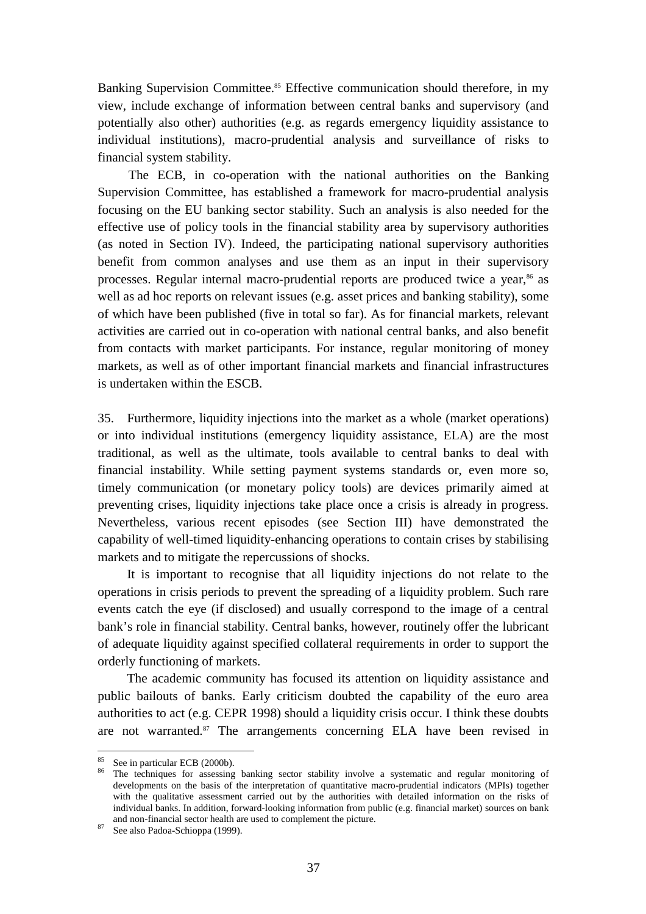Banking Supervision Committee.[85] Effective communication should therefore, in my view, include exchange of information between central banks and supervisory (and potentially also other) authorities (e.g. as regards emergency liquidity assistance to individual institutions), macro-prudential analysis and surveillance of risks to financial system stability.

The ECB, in co-operation with the national authorities on the Banking Supervision Committee, has established a framework for macro-prudential analysis focusing on the EU banking sector stability. Such an analysis is also needed for the effective use of policy tools in the financial stability area by supervisory authorities (as noted in Section IV). Indeed, the participating national supervisory authorities benefit from common analyses and use them as an input in their supervisory processes. Regular internal macro-prudential reports are produced twice a year,[86] as well as ad hoc reports on relevant issues (e.g. asset prices and banking stability), some of which have been published (five in total so far). As for financial markets, relevant activities are carried out in co-operation with national central banks, and also benefit from contacts with market participants. For instance, regular monitoring of money markets, as well as of other important financial markets and financial infrastructures is undertaken within the ESCB.

35. Furthermore, liquidity injections into the market as a whole (market operations) or into individual institutions (emergency liquidity assistance, ELA) are the most traditional, as well as the ultimate, tools available to central banks to deal with financial instability. While setting payment systems standards or, even more so, timely communication (or monetary policy tools) are devices primarily aimed at preventing crises, liquidity injections take place once a crisis is already in progress. Nevertheless, various recent episodes (see Section III) have demonstrated the capability of well-timed liquidity-enhancing operations to contain crises by stabilising markets and to mitigate the repercussions of shocks.

It is important to recognise that all liquidity injections do not relate to the operations in crisis periods to prevent the spreading of a liquidity problem. Such rare events catch the eye (if disclosed) and usually correspond to the image of a central bank's role in financial stability. Central banks, however, routinely offer the lubricant of adequate liquidity against specified collateral requirements in order to support the orderly functioning of markets.

The academic community has focused its attention on liquidity assistance and public bailouts of banks. Early criticism doubted the capability of the euro area authorities to act (e.g. CEPR 1998) should a liquidity crisis occur. I think these doubts are not warranted.[87] The arrangements concerning ELA have been revised in

---

[85] See in particular ECB (2000b).

[86] The techniques for assessing banking sector stability involve a systematic and regular monitoring of developments on the basis of the interpretation of quantitative macro-prudential indicators (MPIs) together with the qualitative assessment carried out by the authorities with detailed information on the risks of individual banks. In addition, forward-looking information from public (e.g. financial market) sources on bank and non-financial sector health are used to complement the picture.

[87] See also Padoa-Schioppa (1999).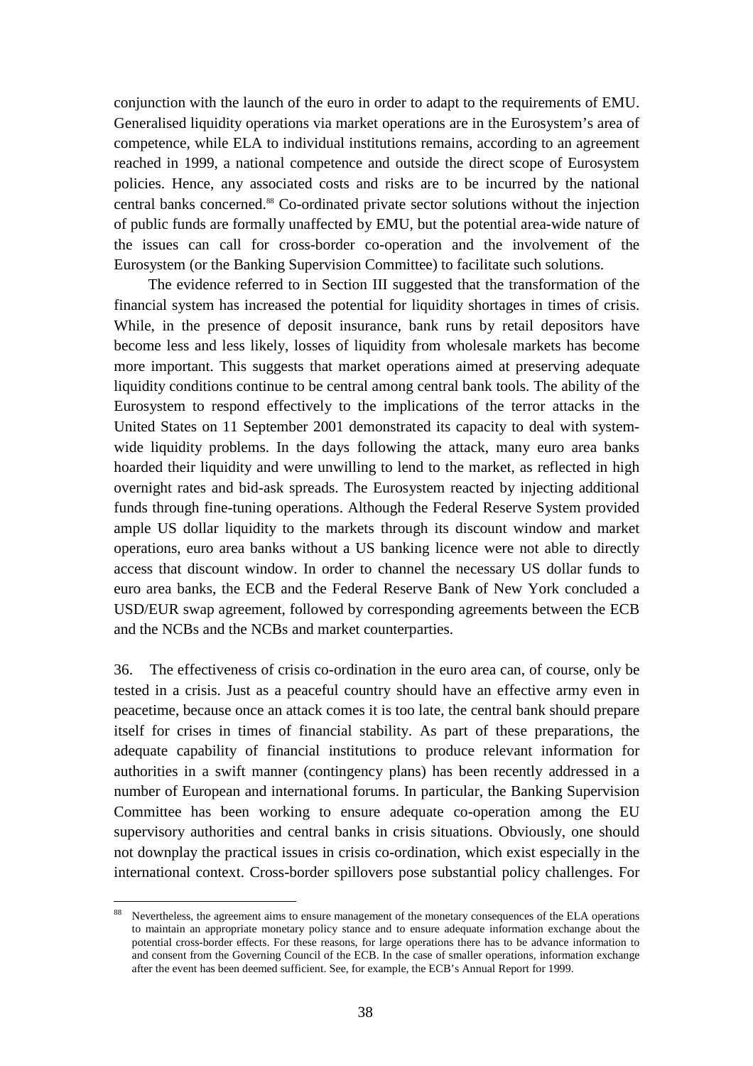conjunction with the launch of the euro in order to adapt to the requirements of EMU. Generalised liquidity operations via market operations are in the Eurosystem's area of competence, while ELA to individual institutions remains, according to an agreement reached in 1999, a national competence and outside the direct scope of Eurosystem policies. Hence, any associated costs and risks are to be incurred by the national central banks concerned.[88] Co-ordinated private sector solutions without the injection of public funds are formally unaffected by EMU, but the potential area-wide nature of the issues can call for cross-border co-operation and the involvement of the Eurosystem (or the Banking Supervision Committee) to facilitate such solutions.

The evidence referred to in Section III suggested that the transformation of the financial system has increased the potential for liquidity shortages in times of crisis. While, in the presence of deposit insurance, bank runs by retail depositors have become less and less likely, losses of liquidity from wholesale markets has become more important. This suggests that market operations aimed at preserving adequate liquidity conditions continue to be central among central bank tools. The ability of the Eurosystem to respond effectively to the implications of the terror attacks in the United States on 11 September 2001 demonstrated its capacity to deal with system-wide liquidity problems. In the days following the attack, many euro area banks hoarded their liquidity and were unwilling to lend to the market, as reflected in high overnight rates and bid-ask spreads. The Eurosystem reacted by injecting additional funds through fine-tuning operations. Although the Federal Reserve System provided ample US dollar liquidity to the markets through its discount window and market operations, euro area banks without a US banking licence were not able to directly access that discount window. In order to channel the necessary US dollar funds to euro area banks, the ECB and the Federal Reserve Bank of New York concluded a USD/EUR swap agreement, followed by corresponding agreements between the ECB and the NCBs and the NCBs and market counterparties.

36. The effectiveness of crisis co-ordination in the euro area can, of course, only be tested in a crisis. Just as a peaceful country should have an effective army even in peacetime, because once an attack comes it is too late, the central bank should prepare itself for crises in times of financial stability. As part of these preparations, the adequate capability of financial institutions to produce relevant information for authorities in a swift manner (contingency plans) has been recently addressed in a number of European and international forums. In particular, the Banking Supervision Committee has been working to ensure adequate co-operation among the EU supervisory authorities and central banks in crisis situations. Obviously, one should not downplay the practical issues in crisis co-ordination, which exist especially in the international context. Cross-border spillovers pose substantial policy challenges. For

---

[88] Nevertheless, the agreement aims to ensure management of the monetary consequences of the ELA operations to maintain an appropriate monetary policy stance and to ensure adequate information exchange about the potential cross-border effects. For these reasons, for large operations there has to be advance information to and consent from the Governing Council of the ECB. In the case of smaller operations, information exchange after the event has been deemed sufficient. See, for example, the ECB's Annual Report for 1999.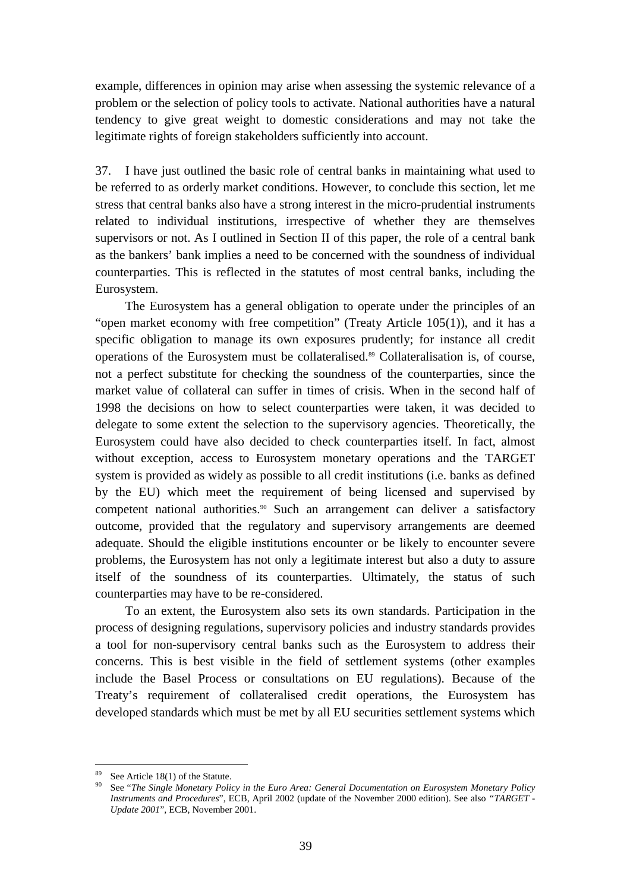example, differences in opinion may arise when assessing the systemic relevance of a problem or the selection of policy tools to activate. National authorities have a natural tendency to give great weight to domestic considerations and may not take the legitimate rights of foreign stakeholders sufficiently into account.

37. I have just outlined the basic role of central banks in maintaining what used to be referred to as orderly market conditions. However, to conclude this section, let me stress that central banks also have a strong interest in the micro-prudential instruments related to individual institutions, irrespective of whether they are themselves supervisors or not. As I outlined in Section II of this paper, the role of a central bank as the bankers' bank implies a need to be concerned with the soundness of individual counterparties. This is reflected in the statutes of most central banks, including the Eurosystem.

The Eurosystem has a general obligation to operate under the principles of an "open market economy with free competition" (Treaty Article 105(1)), and it has a specific obligation to manage its own exposures prudently; for instance all credit operations of the Eurosystem must be collateralised.[89] Collateralisation is, of course, not a perfect substitute for checking the soundness of the counterparties, since the market value of collateral can suffer in times of crisis. When in the second half of 1998 the decisions on how to select counterparties were taken, it was decided to delegate to some extent the selection to the supervisory agencies. Theoretically, the Eurosystem could have also decided to check counterparties itself. In fact, almost without exception, access to Eurosystem monetary operations and the TARGET system is provided as widely as possible to all credit institutions (i.e. banks as defined by the EU) which meet the requirement of being licensed and supervised by competent national authorities.[90] Such an arrangement can deliver a satisfactory outcome, provided that the regulatory and supervisory arrangements are deemed adequate. Should the eligible institutions encounter or be likely to encounter severe problems, the Eurosystem has not only a legitimate interest but also a duty to assure itself of the soundness of its counterparties. Ultimately, the status of such counterparties may have to be re-considered.

To an extent, the Eurosystem also sets its own standards. Participation in the process of designing regulations, supervisory policies and industry standards provides a tool for non-supervisory central banks such as the Eurosystem to address their concerns. This is best visible in the field of settlement systems (other examples include the Basel Process or consultations on EU regulations). Because of the Treaty's requirement of collateralised credit operations, the Eurosystem has developed standards which must be met by all EU securities settlement systems which

---

[89] See Article 18(1) of the Statute.

[90] See "*The Single Monetary Policy in the Euro Area: General Documentation on Eurosystem Monetary Policy Instruments and Procedures*", ECB, April 2002 (update of the November 2000 edition). See also *"TARGET - Update 2001"*, ECB, November 2001.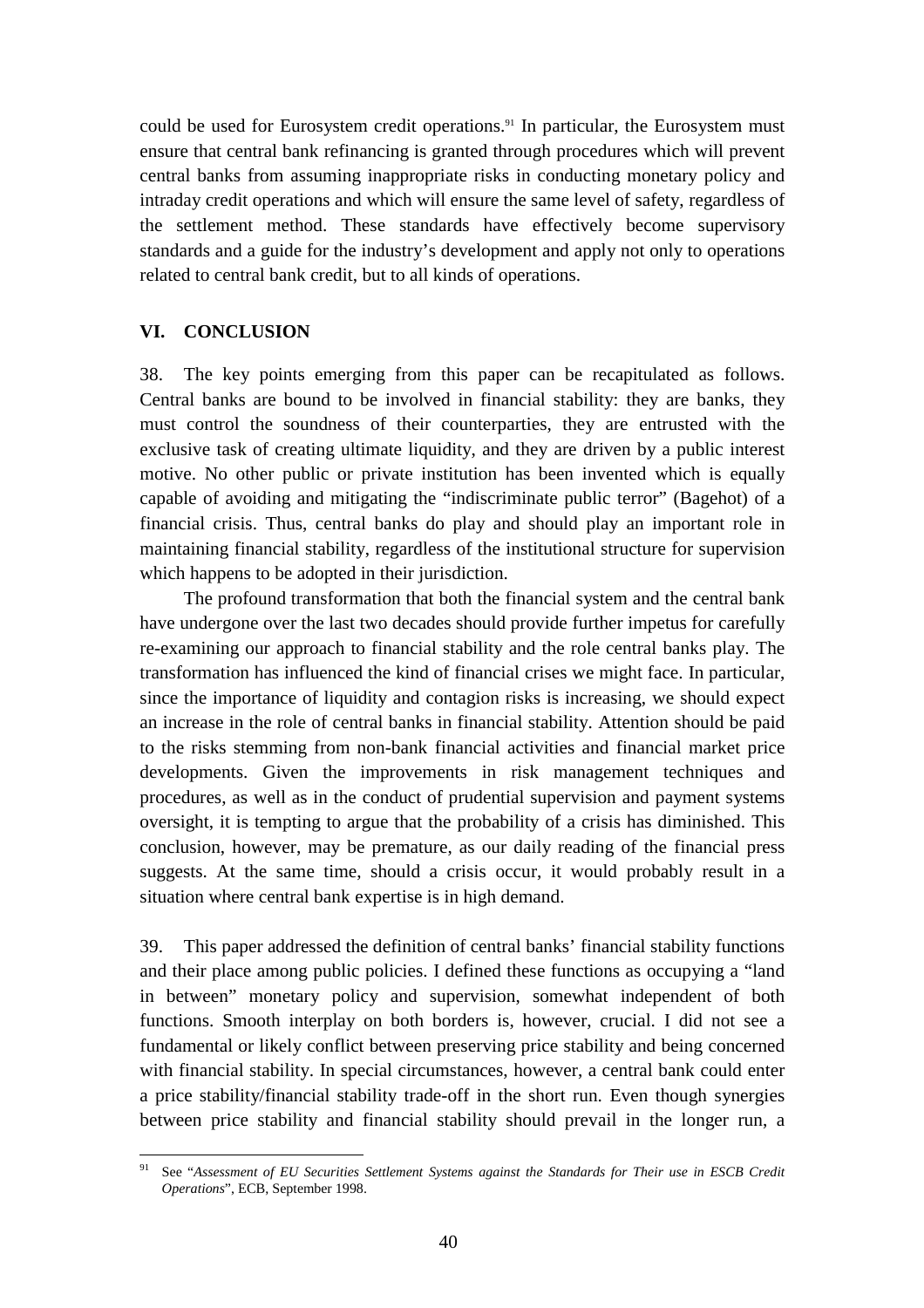could be used for Eurosystem credit operations.[91] In particular, the Eurosystem must ensure that central bank refinancing is granted through procedures which will prevent central banks from assuming inappropriate risks in conducting monetary policy and intraday credit operations and which will ensure the same level of safety, regardless of the settlement method. These standards have effectively become supervisory standards and a guide for the industry's development and apply not only to operations related to central bank credit, but to all kinds of operations.

## VI. CONCLUSION

38. The key points emerging from this paper can be recapitulated as follows. Central banks are bound to be involved in financial stability: they are banks, they must control the soundness of their counterparties, they are entrusted with the exclusive task of creating ultimate liquidity, and they are driven by a public interest motive. No other public or private institution has been invented which is equally capable of avoiding and mitigating the "indiscriminate public terror" (Bagehot) of a financial crisis. Thus, central banks do play and should play an important role in maintaining financial stability, regardless of the institutional structure for supervision which happens to be adopted in their jurisdiction.

The profound transformation that both the financial system and the central bank have undergone over the last two decades should provide further impetus for carefully re-examining our approach to financial stability and the role central banks play. The transformation has influenced the kind of financial crises we might face. In particular, since the importance of liquidity and contagion risks is increasing, we should expect an increase in the role of central banks in financial stability. Attention should be paid to the risks stemming from non-bank financial activities and financial market price developments. Given the improvements in risk management techniques and procedures, as well as in the conduct of prudential supervision and payment systems oversight, it is tempting to argue that the probability of a crisis has diminished. This conclusion, however, may be premature, as our daily reading of the financial press suggests. At the same time, should a crisis occur, it would probably result in a situation where central bank expertise is in high demand.

39. This paper addressed the definition of central banks' financial stability functions and their place among public policies. I defined these functions as occupying a "land in between" monetary policy and supervision, somewhat independent of both functions. Smooth interplay on both borders is, however, crucial. I did not see a fundamental or likely conflict between preserving price stability and being concerned with financial stability. In special circumstances, however, a central bank could enter a price stability/financial stability trade-off in the short run. Even though synergies between price stability and financial stability should prevail in the longer run, a

---

[91] See "*Assessment of EU Securities Settlement Systems against the Standards for Their use in ESCB Credit Operations*", ECB, September 1998.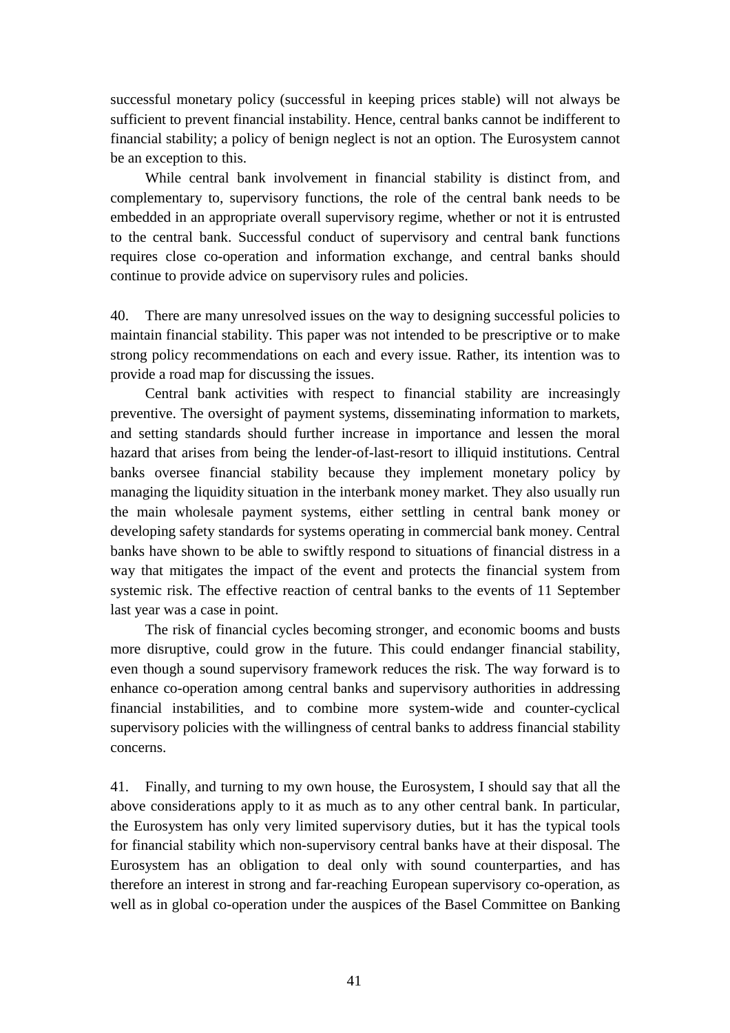successful monetary policy (successful in keeping prices stable) will not always be sufficient to prevent financial instability. Hence, central banks cannot be indifferent to financial stability; a policy of benign neglect is not an option. The Eurosystem cannot be an exception to this.

While central bank involvement in financial stability is distinct from, and complementary to, supervisory functions, the role of the central bank needs to be embedded in an appropriate overall supervisory regime, whether or not it is entrusted to the central bank. Successful conduct of supervisory and central bank functions requires close co-operation and information exchange, and central banks should continue to provide advice on supervisory rules and policies.

40. There are many unresolved issues on the way to designing successful policies to maintain financial stability. This paper was not intended to be prescriptive or to make strong policy recommendations on each and every issue. Rather, its intention was to provide a road map for discussing the issues.

Central bank activities with respect to financial stability are increasingly preventive. The oversight of payment systems, disseminating information to markets, and setting standards should further increase in importance and lessen the moral hazard that arises from being the lender-of-last-resort to illiquid institutions. Central banks oversee financial stability because they implement monetary policy by managing the liquidity situation in the interbank money market. They also usually run the main wholesale payment systems, either settling in central bank money or developing safety standards for systems operating in commercial bank money. Central banks have shown to be able to swiftly respond to situations of financial distress in a way that mitigates the impact of the event and protects the financial system from systemic risk. The effective reaction of central banks to the events of 11 September last year was a case in point.

The risk of financial cycles becoming stronger, and economic booms and busts more disruptive, could grow in the future. This could endanger financial stability, even though a sound supervisory framework reduces the risk. The way forward is to enhance co-operation among central banks and supervisory authorities in addressing financial instabilities, and to combine more system-wide and counter-cyclical supervisory policies with the willingness of central banks to address financial stability concerns.

41. Finally, and turning to my own house, the Eurosystem, I should say that all the above considerations apply to it as much as to any other central bank. In particular, the Eurosystem has only very limited supervisory duties, but it has the typical tools for financial stability which non-supervisory central banks have at their disposal. The Eurosystem has an obligation to deal only with sound counterparties, and has therefore an interest in strong and far-reaching European supervisory co-operation, as well as in global co-operation under the auspices of the Basel Committee on Banking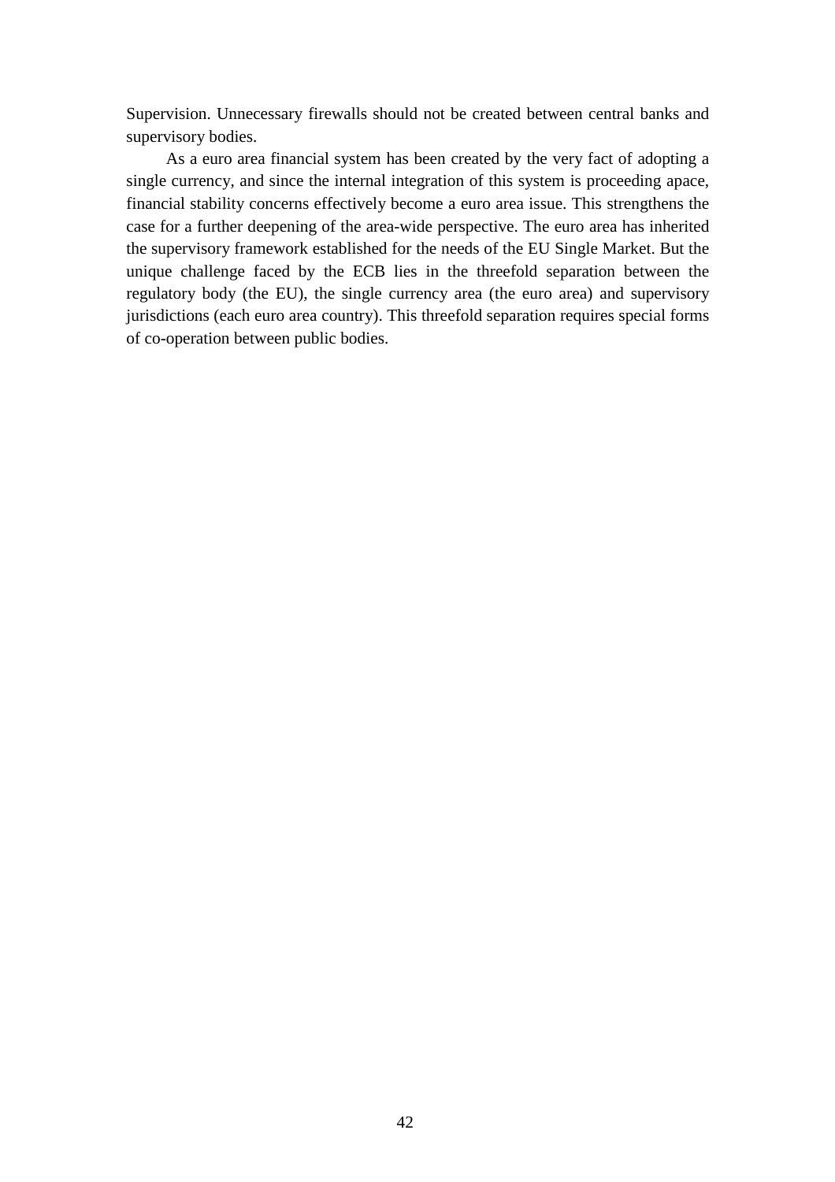Supervision. Unnecessary firewalls should not be created between central banks and supervisory bodies.

As a euro area financial system has been created by the very fact of adopting a single currency, and since the internal integration of this system is proceeding apace, financial stability concerns effectively become a euro area issue. This strengthens the case for a further deepening of the area-wide perspective. The euro area has inherited the supervisory framework established for the needs of the EU Single Market. But the unique challenge faced by the ECB lies in the threefold separation between the regulatory body (the EU), the single currency area (the euro area) and supervisory jurisdictions (each euro area country). This threefold separation requires special forms of co-operation between public bodies.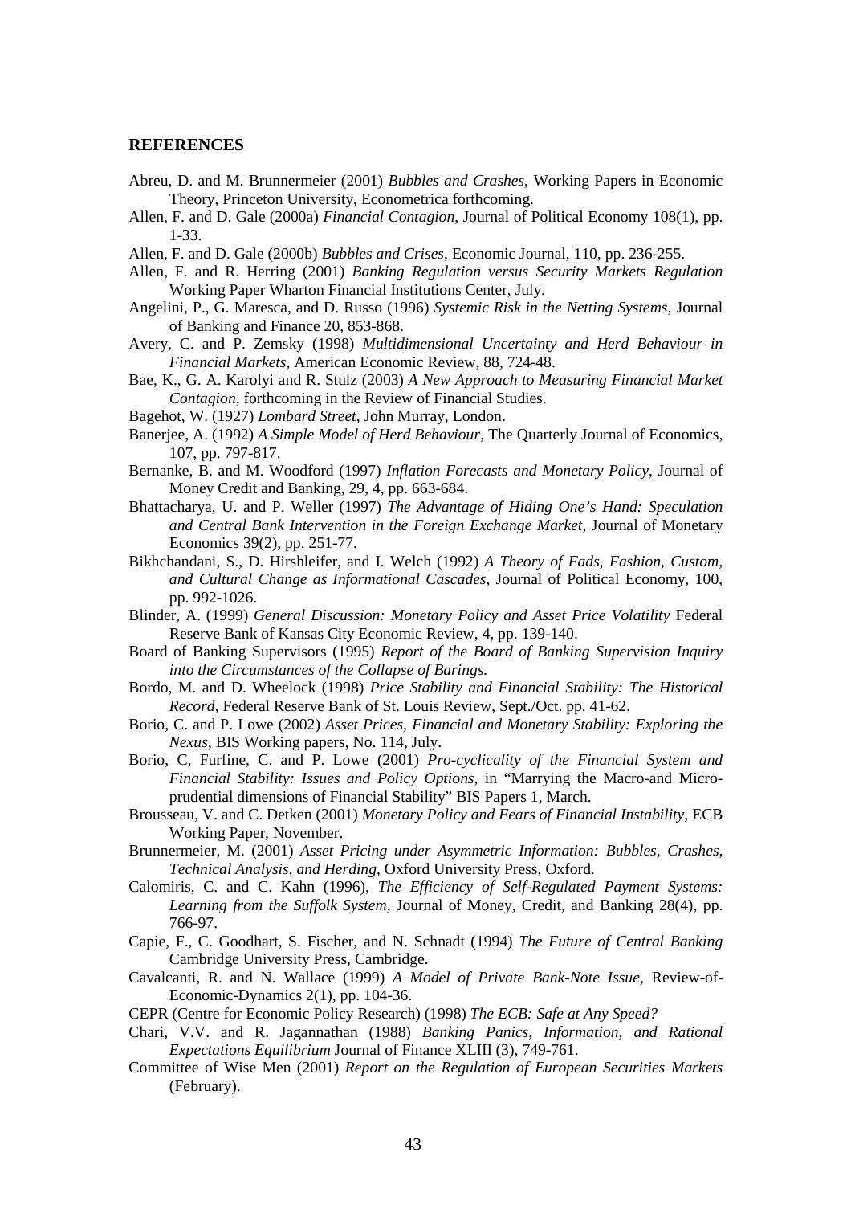## REFERENCES

Abreu, D. and M. Brunnermeier (2001) *Bubbles and Crashes*, Working Papers in Economic Theory, Princeton University, Econometrica forthcoming.

Allen, F. and D. Gale (2000a) *Financial Contagion*, Journal of Political Economy 108(1), pp. 1-33.

Allen, F. and D. Gale (2000b) *Bubbles and Crises*, Economic Journal, 110, pp. 236-255.

Allen, F. and R. Herring (2001) *Banking Regulation versus Security Markets Regulation* Working Paper Wharton Financial Institutions Center, July.

Angelini, P., G. Maresca, and D. Russo (1996) *Systemic Risk in the Netting Systems*, Journal of Banking and Finance 20, 853-868.

Avery, C. and P. Zemsky (1998) *Multidimensional Uncertainty and Herd Behaviour in Financial Markets*, American Economic Review, 88, 724-48.

Bae, K., G. A. Karolyi and R. Stulz (2003) *A New Approach to Measuring Financial Market Contagion*, forthcoming in the Review of Financial Studies.

Bagehot, W. (1927) *Lombard Street*, John Murray, London.

Banerjee, A. (1992) *A Simple Model of Herd Behaviour*, The Quarterly Journal of Economics, 107, pp. 797-817.

Bernanke, B. and M. Woodford (1997) *Inflation Forecasts and Monetary Policy*, Journal of Money Credit and Banking, 29, 4, pp. 663-684.

Bhattacharya, U. and P. Weller (1997) *The Advantage of Hiding One's Hand: Speculation and Central Bank Intervention in the Foreign Exchange Market*, Journal of Monetary Economics 39(2), pp. 251-77.

Bikhchandani, S., D. Hirshleifer, and I. Welch (1992) *A Theory of Fads, Fashion, Custom, and Cultural Change as Informational Cascades*, Journal of Political Economy, 100, pp. 992-1026.

Blinder, A. (1999) *General Discussion: Monetary Policy and Asset Price Volatility* Federal Reserve Bank of Kansas City Economic Review, 4, pp. 139-140.

Board of Banking Supervisors (1995) *Report of the Board of Banking Supervision Inquiry into the Circumstances of the Collapse of Barings.*

Bordo, M. and D. Wheelock (1998) *Price Stability and Financial Stability: The Historical Record*, Federal Reserve Bank of St. Louis Review, Sept./Oct. pp. 41-62.

Borio, C. and P. Lowe (2002) *Asset Prices, Financial and Monetary Stability: Exploring the Nexus*, BIS Working papers, No. 114, July.

Borio, C, Furfine, C. and P. Lowe (2001) *Pro-cyclicality of the Financial System and Financial Stability: Issues and Policy Options*, in "Marrying the Macro-and Micro-prudential dimensions of Financial Stability" BIS Papers 1, March.

Brousseau, V. and C. Detken (2001) *Monetary Policy and Fears of Financial Instability*, ECB Working Paper, November.

Brunnermeier, M. (2001) *Asset Pricing under Asymmetric Information: Bubbles, Crashes, Technical Analysis, and Herding*, Oxford University Press, Oxford.

Calomiris, C. and C. Kahn (1996), *The Efficiency of Self-Regulated Payment Systems: Learning from the Suffolk System*, Journal of Money, Credit, and Banking 28(4), pp. 766-97.

Capie, F., C. Goodhart, S. Fischer, and N. Schnadt (1994) *The Future of Central Banking* Cambridge University Press, Cambridge.

Cavalcanti, R. and N. Wallace (1999) *A Model of Private Bank-Note Issue*, Review-of-Economic-Dynamics 2(1), pp. 104-36.

CEPR (Centre for Economic Policy Research) (1998) *The ECB: Safe at Any Speed?*

Chari, V.V. and R. Jagannathan (1988) *Banking Panics, Information, and Rational Expectations Equilibrium* Journal of Finance XLIII (3), 749-761.

Committee of Wise Men (2001) *Report on the Regulation of European Securities Markets* (February).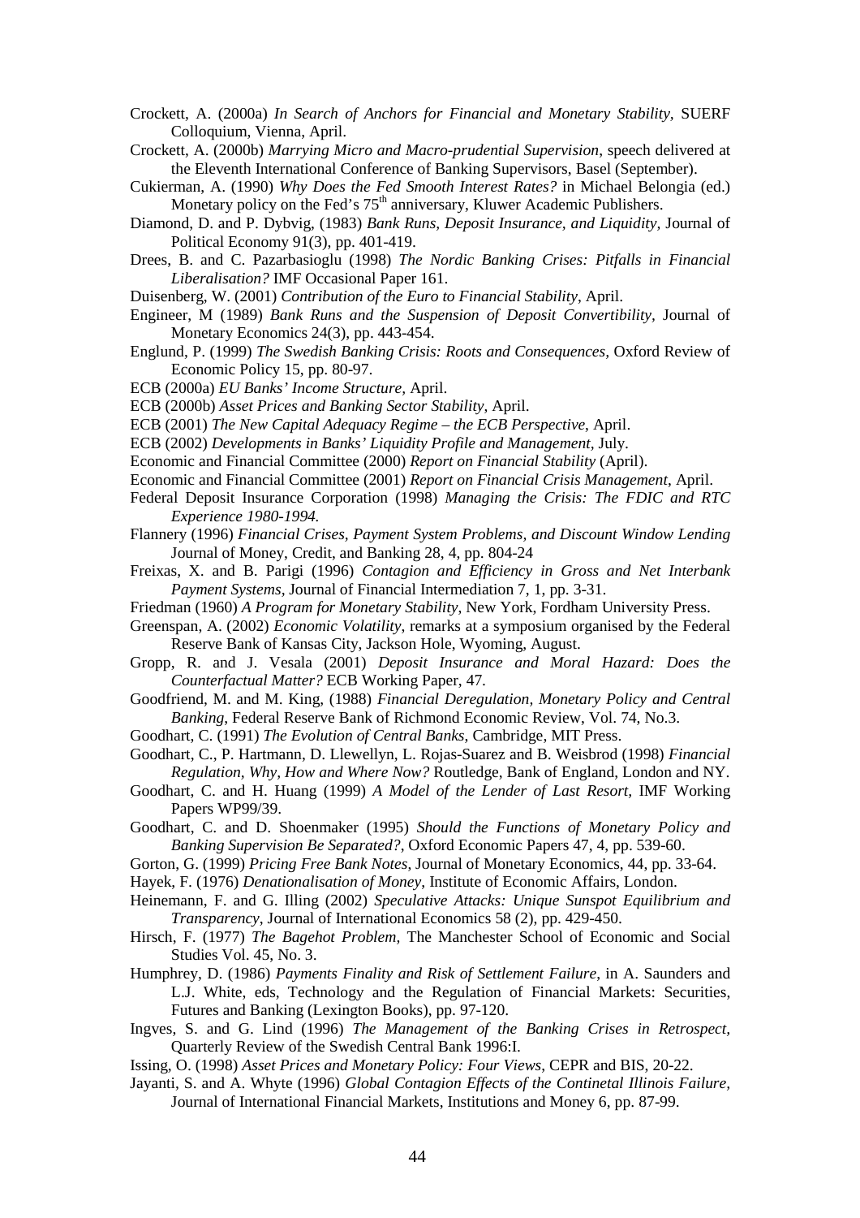Crockett, A. (2000a) *In Search of Anchors for Financial and Monetary Stability,* SUERF Colloquium, Vienna, April.

Crockett, A. (2000b) *Marrying Micro and Macro-prudential Supervision*, speech delivered at the Eleventh International Conference of Banking Supervisors, Basel (September).

Cukierman, A. (1990) *Why Does the Fed Smooth Interest Rates?* in Michael Belongia (ed.) Monetary policy on the Fed's 75th anniversary, Kluwer Academic Publishers.

Diamond, D. and P. Dybvig, (1983) *Bank Runs, Deposit Insurance, and Liquidity,* Journal of Political Economy 91(3), pp. 401-419.

Drees, B. and C. Pazarbasioglu (1998) *The Nordic Banking Crises: Pitfalls in Financial Liberalisation?* IMF Occasional Paper 161.

Duisenberg, W. (2001) *Contribution of the Euro to Financial Stability*, April.

Engineer, M (1989) *Bank Runs and the Suspension of Deposit Convertibility,* Journal of Monetary Economics 24(3), pp. 443-454.

Englund, P. (1999) *The Swedish Banking Crisis: Roots and Consequences,* Oxford Review of Economic Policy 15, pp. 80-97.

ECB (2000a) *EU Banks' Income Structure,* April.

ECB (2000b) *Asset Prices and Banking Sector Stability*, April.

ECB (2001) *The New Capital Adequacy Regime – the ECB Perspective*, April.

ECB (2002) *Developments in Banks' Liquidity Profile and Management,* July.

Economic and Financial Committee (2000) *Report on Financial Stability* (April).

Economic and Financial Committee (2001) *Report on Financial Crisis Management*, April.

Federal Deposit Insurance Corporation (1998) *Managing the Crisis: The FDIC and RTC Experience 1980-1994.*

Flannery (1996) *Financial Crises, Payment System Problems, and Discount Window Lending* Journal of Money, Credit, and Banking 28, 4, pp. 804-24

Freixas, X. and B. Parigi (1996) *Contagion and Efficiency in Gross and Net Interbank Payment Systems*, Journal of Financial Intermediation 7, 1, pp. 3-31.

Friedman (1960) *A Program for Monetary Stability*, New York, Fordham University Press.

Greenspan, A. (2002) *Economic Volatility*, remarks at a symposium organised by the Federal Reserve Bank of Kansas City, Jackson Hole, Wyoming, August.

Gropp, R. and J. Vesala (2001) *Deposit Insurance and Moral Hazard: Does the Counterfactual Matter?* ECB Working Paper, 47.

Goodfriend, M. and M. King, (1988) *Financial Deregulation, Monetary Policy and Central Banking*, Federal Reserve Bank of Richmond Economic Review, Vol. 74, No.3.

Goodhart, C. (1991) *The Evolution of Central Banks*, Cambridge, MIT Press.

Goodhart, C., P. Hartmann, D. Llewellyn, L. Rojas-Suarez and B. Weisbrod (1998) *Financial Regulation, Why, How and Where Now?* Routledge, Bank of England, London and NY.

Goodhart, C. and H. Huang (1999) *A Model of the Lender of Last Resort,* IMF Working Papers WP99/39.

Goodhart, C. and D. Shoenmaker (1995) *Should the Functions of Monetary Policy and Banking Supervision Be Separated?*, Oxford Economic Papers 47, 4, pp. 539-60.

Gorton, G. (1999) *Pricing Free Bank Notes*, Journal of Monetary Economics, 44, pp. 33-64.

Hayek, F. (1976) *Denationalisation of Money*, Institute of Economic Affairs, London.

Heinemann, F. and G. Illing (2002) *Speculative Attacks: Unique Sunspot Equilibrium and Transparency*, Journal of International Economics 58 (2), pp. 429-450.

Hirsch, F. (1977) *The Bagehot Problem,* The Manchester School of Economic and Social Studies Vol. 45, No. 3.

Humphrey, D. (1986) *Payments Finality and Risk of Settlement Failure*, in A. Saunders and L.J. White, eds, Technology and the Regulation of Financial Markets: Securities, Futures and Banking (Lexington Books), pp. 97-120.

Ingves, S. and G. Lind (1996) *The Management of the Banking Crises in Retrospect*, Quarterly Review of the Swedish Central Bank 1996:I.

Issing, O. (1998) *Asset Prices and Monetary Policy: Four Views*, CEPR and BIS, 20-22.

Jayanti, S. and A. Whyte (1996) *Global Contagion Effects of the Continetal Illinois Failure,* Journal of International Financial Markets, Institutions and Money 6, pp. 87-99.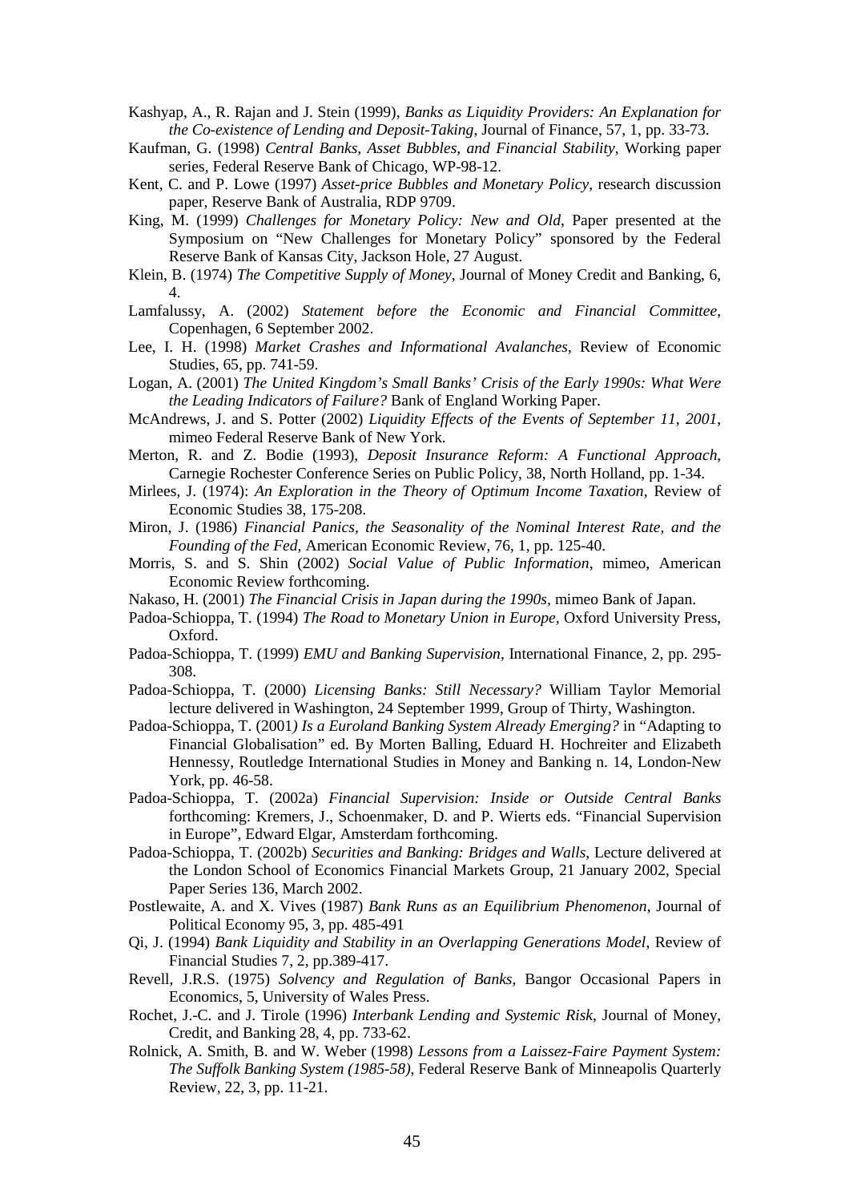Kashyap, A., R. Rajan and J. Stein (1999), *Banks as Liquidity Providers: An Explanation for the Co-existence of Lending and Deposit-Taking*, Journal of Finance, 57, 1, pp. 33-73.

Kaufman, G. (1998) *Central Banks, Asset Bubbles, and Financial Stability*, Working paper series, Federal Reserve Bank of Chicago, WP-98-12.

Kent, C. and P. Lowe (1997) *Asset-price Bubbles and Monetary Policy*, research discussion paper, Reserve Bank of Australia, RDP 9709.

King, M. (1999) *Challenges for Monetary Policy: New and Old*, Paper presented at the Symposium on "New Challenges for Monetary Policy" sponsored by the Federal Reserve Bank of Kansas City, Jackson Hole, 27 August.

Klein, B. (1974) *The Competitive Supply of Money*, Journal of Money Credit and Banking, 6, 4.

Lamfalussy, A. (2002) *Statement before the Economic and Financial Committee*, Copenhagen, 6 September 2002.

Lee, I. H. (1998) *Market Crashes and Informational Avalanches*, Review of Economic Studies, 65, pp. 741-59.

Logan, A. (2001) *The United Kingdom's Small Banks' Crisis of the Early 1990s: What Were the Leading Indicators of Failure?* Bank of England Working Paper.

McAndrews, J. and S. Potter (2002) *Liquidity Effects of the Events of September 11, 2001*, mimeo Federal Reserve Bank of New York.

Merton, R. and Z. Bodie (1993), *Deposit Insurance Reform: A Functional Approach*, Carnegie Rochester Conference Series on Public Policy, 38, North Holland, pp. 1-34.

Mirlees, J. (1974): *An Exploration in the Theory of Optimum Income Taxation*, Review of Economic Studies 38, 175-208.

Miron, J. (1986) *Financial Panics, the Seasonality of the Nominal Interest Rate, and the Founding of the Fed*, American Economic Review, 76, 1, pp. 125-40.

Morris, S. and S. Shin (2002) *Social Value of Public Information*, mimeo, American Economic Review forthcoming.

Nakaso, H. (2001) *The Financial Crisis in Japan during the 1990s*, mimeo Bank of Japan.

Padoa-Schioppa, T. (1994) *The Road to Monetary Union in Europe*, Oxford University Press, Oxford.

Padoa-Schioppa, T. (1999) *EMU and Banking Supervision*, International Finance, 2, pp. 295-308.

Padoa-Schioppa, T. (2000) *Licensing Banks: Still Necessary?* William Taylor Memorial lecture delivered in Washington, 24 September 1999, Group of Thirty, Washington.

Padoa-Schioppa, T. (2001*) Is a Euroland Banking System Already Emerging?* in "Adapting to Financial Globalisation" ed. By Morten Balling, Eduard H. Hochreiter and Elizabeth Hennessy, Routledge International Studies in Money and Banking n. 14, London-New York, pp. 46-58.

Padoa-Schioppa, T. (2002a) *Financial Supervision: Inside or Outside Central Banks* forthcoming: Kremers, J., Schoenmaker, D. and P. Wierts eds. "Financial Supervision in Europe", Edward Elgar, Amsterdam forthcoming.

Padoa-Schioppa, T. (2002b) *Securities and Banking: Bridges and Walls*, Lecture delivered at the London School of Economics Financial Markets Group, 21 January 2002, Special Paper Series 136, March 2002.

Postlewaite, A. and X. Vives (1987) *Bank Runs as an Equilibrium Phenomenon*, Journal of Political Economy 95, 3, pp. 485-491

Qi, J. (1994) *Bank Liquidity and Stability in an Overlapping Generations Model*, Review of Financial Studies 7, 2, pp.389-417.

Revell, J.R.S. (1975) *Solvency and Regulation of Banks*, Bangor Occasional Papers in Economics, 5, University of Wales Press.

Rochet, J.-C. and J. Tirole (1996) *Interbank Lending and Systemic Risk*, Journal of Money, Credit, and Banking 28, 4, pp. 733-62.

Rolnick, A. Smith, B. and W. Weber (1998) *Lessons from a Laissez-Faire Payment System: The Suffolk Banking System (1985-58)*, Federal Reserve Bank of Minneapolis Quarterly Review, 22, 3, pp. 11-21.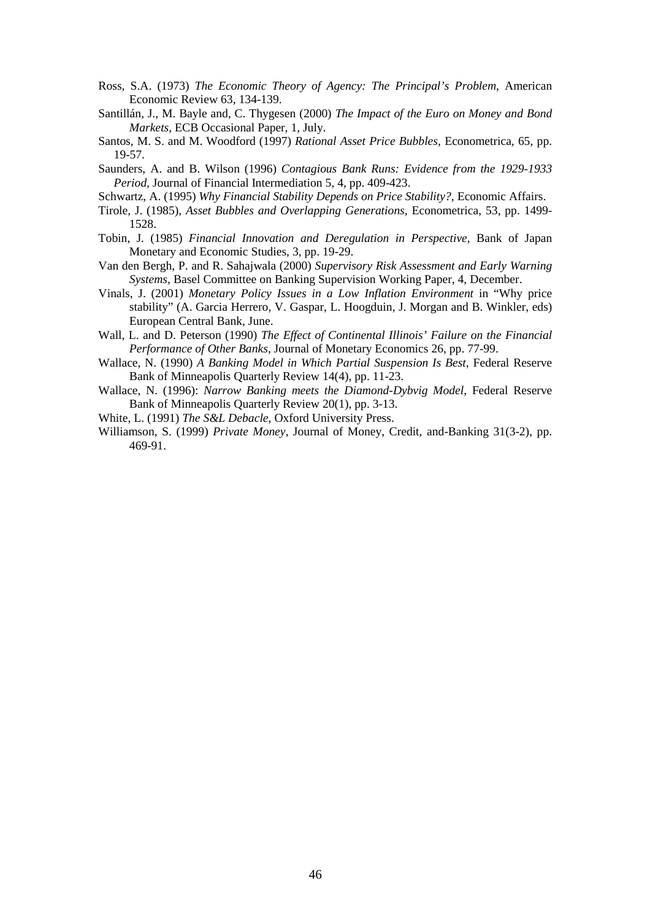Ross, S.A. (1973) *The Economic Theory of Agency: The Principal's Problem*, American Economic Review 63, 134-139.

Santillán, J., M. Bayle and, C. Thygesen (2000) *The Impact of the Euro on Money and Bond Markets*, ECB Occasional Paper, 1, July.

Santos, M. S. and M. Woodford (1997) *Rational Asset Price Bubbles*, Econometrica, 65, pp. 19-57.

Saunders, A. and B. Wilson (1996) *Contagious Bank Runs: Evidence from the 1929-1933 Period*, Journal of Financial Intermediation 5, 4, pp. 409-423.

Schwartz, A. (1995) *Why Financial Stability Depends on Price Stability?*, Economic Affairs.

Tirole, J. (1985), *Asset Bubbles and Overlapping Generations*, Econometrica, 53, pp. 1499-1528.

Tobin, J. (1985) *Financial Innovation and Deregulation in Perspective*, Bank of Japan Monetary and Economic Studies, 3, pp. 19-29.

Van den Bergh, P. and R. Sahajwala (2000) *Supervisory Risk Assessment and Early Warning Systems*, Basel Committee on Banking Supervision Working Paper, 4, December.

Vinals, J. (2001) *Monetary Policy Issues in a Low Inflation Environment* in "Why price stability" (A. Garcia Herrero, V. Gaspar, L. Hoogduin, J. Morgan and B. Winkler, eds) European Central Bank, June.

Wall, L. and D. Peterson (1990) *The Effect of Continental Illinois' Failure on the Financial Performance of Other Banks*, Journal of Monetary Economics 26, pp. 77-99.

Wallace, N. (1990) *A Banking Model in Which Partial Suspension Is Best*, Federal Reserve Bank of Minneapolis Quarterly Review 14(4), pp. 11-23.

Wallace, N. (1996): *Narrow Banking meets the Diamond-Dybvig Model*, Federal Reserve Bank of Minneapolis Quarterly Review 20(1), pp. 3-13.

White, L. (1991) *The S&L Debacle*, Oxford University Press.

Williamson, S. (1999) *Private Money*, Journal of Money, Credit, and-Banking 31(3-2), pp. 469-91.